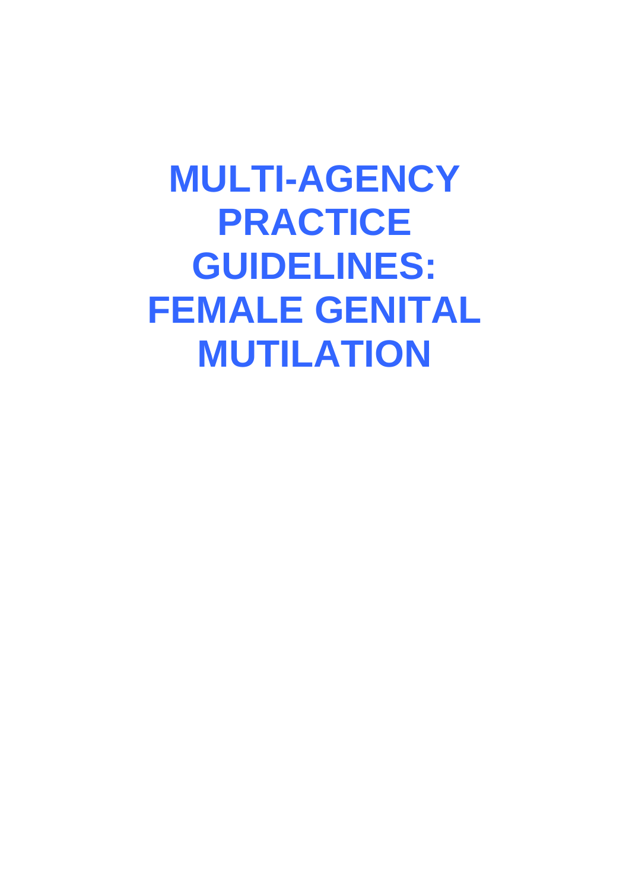# MULTI-AGENCY PRACTICE GUIDELINES: FEMALE GENITAL MUTILATION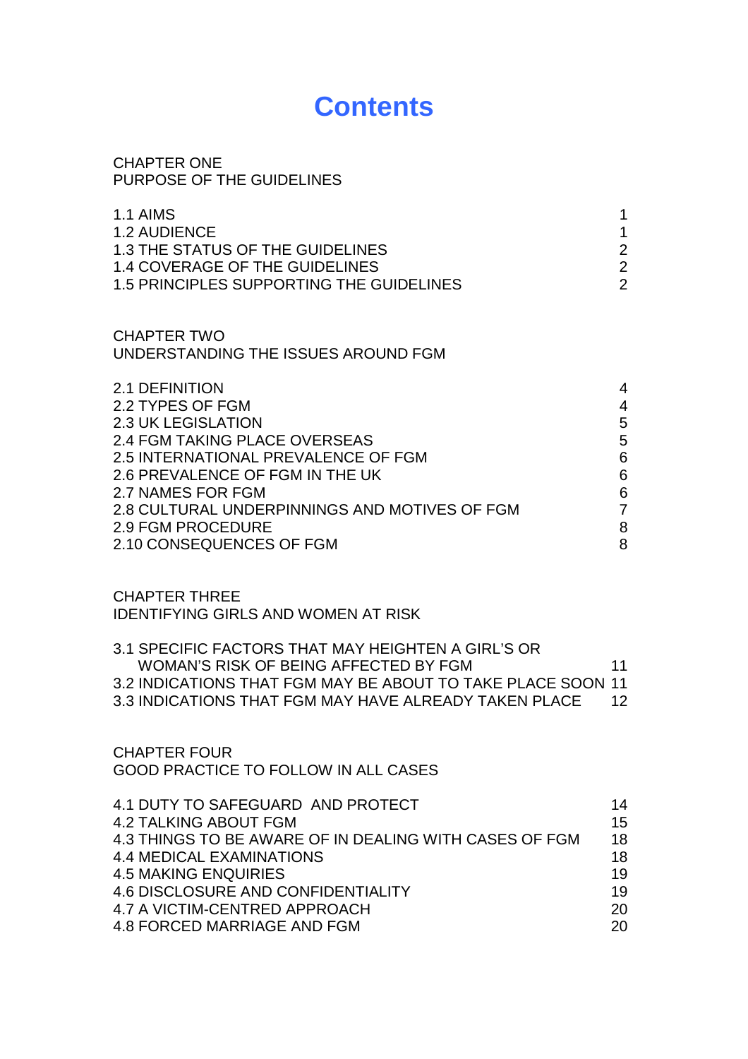# Contents

CHAPTER ONE
PURPOSE OF THE GUIDELINES

| | |
|---|---|
| 1.1 AIMS | 1 |
| 1.2 AUDIENCE | 1 |
| 1.3 THE STATUS OF THE GUIDELINES | 2 |
| 1.4 COVERAGE OF THE GUIDELINES | 2 |
| 1.5 PRINCIPLES SUPPORTING THE GUIDELINES | 2 |

CHAPTER TWO
UNDERSTANDING THE ISSUES AROUND FGM

| | |
|---|---|
| 2.1 DEFINITION | 4 |
| 2.2 TYPES OF FGM | 4 |
| 2.3 UK LEGISLATION | 5 |
| 2.4 FGM TAKING PLACE OVERSEAS | 5 |
| 2.5 INTERNATIONAL PREVALENCE OF FGM | 6 |
| 2.6 PREVALENCE OF FGM IN THE UK | 6 |
| 2.7 NAMES FOR FGM | 6 |
| 2.8 CULTURAL UNDERPINNINGS AND MOTIVES OF FGM | 7 |
| 2.9 FGM PROCEDURE | 8 |
| 2.10 CONSEQUENCES OF FGM | 8 |

CHAPTER THREE
IDENTIFYING GIRLS AND WOMEN AT RISK

| | |
|---|---|
| 3.1 SPECIFIC FACTORS THAT MAY HEIGHTEN A GIRL'S OR WOMAN'S RISK OF BEING AFFECTED BY FGM | 11 |
| 3.2 INDICATIONS THAT FGM MAY BE ABOUT TO TAKE PLACE SOON | 11 |
| 3.3 INDICATIONS THAT FGM MAY HAVE ALREADY TAKEN PLACE | 12 |

CHAPTER FOUR
GOOD PRACTICE TO FOLLOW IN ALL CASES

| | |
|---|---|
| 4.1 DUTY TO SAFEGUARD AND PROTECT | 14 |
| 4.2 TALKING ABOUT FGM | 15 |
| 4.3 THINGS TO BE AWARE OF IN DEALING WITH CASES OF FGM | 18 |
| 4.4 MEDICAL EXAMINATIONS | 18 |
| 4.5 MAKING ENQUIRIES | 19 |
| 4.6 DISCLOSURE AND CONFIDENTIALITY | 19 |
| 4.7 A VICTIM-CENTRED APPROACH | 20 |
| 4.8 FORCED MARRIAGE AND FGM | 20 |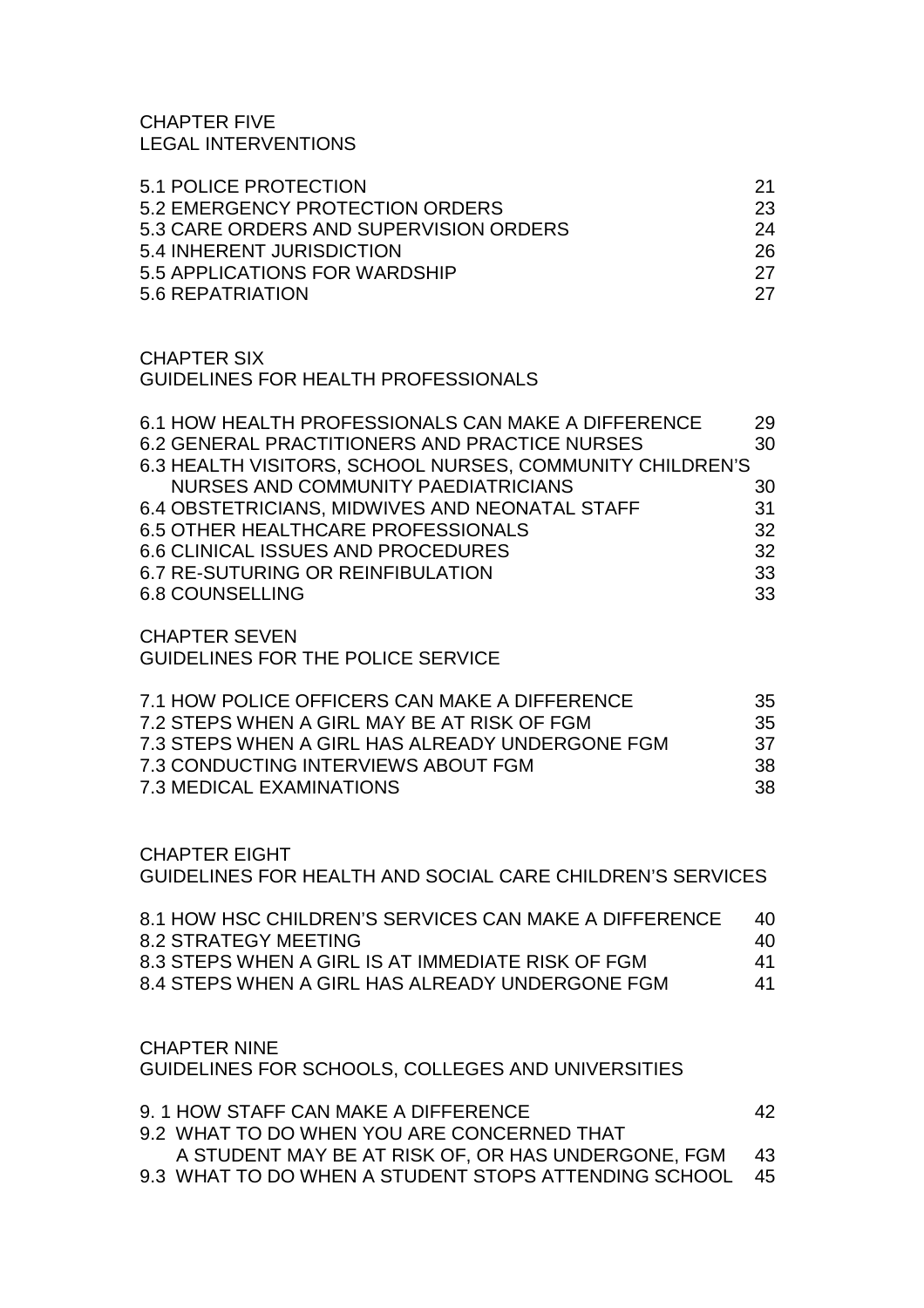CHAPTER FIVE
LEGAL INTERVENTIONS

| | |
|---|---|
| 5.1 POLICE PROTECTION | 21 |
| 5.2 EMERGENCY PROTECTION ORDERS | 23 |
| 5.3 CARE ORDERS AND SUPERVISION ORDERS | 24 |
| 5.4 INHERENT JURISDICTION | 26 |
| 5.5 APPLICATIONS FOR WARDSHIP | 27 |
| 5.6 REPATRIATION | 27 |

CHAPTER SIX
GUIDELINES FOR HEALTH PROFESSIONALS

| | |
|---|---|
| 6.1 HOW HEALTH PROFESSIONALS CAN MAKE A DIFFERENCE | 29 |
| 6.2 GENERAL PRACTITIONERS AND PRACTICE NURSES | 30 |
| 6.3 HEALTH VISITORS, SCHOOL NURSES, COMMUNITY CHILDREN'S NURSES AND COMMUNITY PAEDIATRICIANS | 30 |
| 6.4 OBSTETRICIANS, MIDWIVES AND NEONATAL STAFF | 31 |
| 6.5 OTHER HEALTHCARE PROFESSIONALS | 32 |
| 6.6 CLINICAL ISSUES AND PROCEDURES | 32 |
| 6.7 RE-SUTURING OR REINFIBULATION | 33 |
| 6.8 COUNSELLING | 33 |

CHAPTER SEVEN
GUIDELINES FOR THE POLICE SERVICE

| | |
|---|---|
| 7.1 HOW POLICE OFFICERS CAN MAKE A DIFFERENCE | 35 |
| 7.2 STEPS WHEN A GIRL MAY BE AT RISK OF FGM | 35 |
| 7.3 STEPS WHEN A GIRL HAS ALREADY UNDERGONE FGM | 37 |
| 7.3 CONDUCTING INTERVIEWS ABOUT FGM | 38 |
| 7.3 MEDICAL EXAMINATIONS | 38 |

CHAPTER EIGHT
GUIDELINES FOR HEALTH AND SOCIAL CARE CHILDREN'S SERVICES

| | |
|---|---|
| 8.1 HOW HSC CHILDREN'S SERVICES CAN MAKE A DIFFERENCE | 40 |
| 8.2 STRATEGY MEETING | 40 |
| 8.3 STEPS WHEN A GIRL IS AT IMMEDIATE RISK OF FGM | 41 |
| 8.4 STEPS WHEN A GIRL HAS ALREADY UNDERGONE FGM | 41 |

CHAPTER NINE
GUIDELINES FOR SCHOOLS, COLLEGES AND UNIVERSITIES

| | |
|---|---|
| 9. 1 HOW STAFF CAN MAKE A DIFFERENCE | 42 |
| 9.2 WHAT TO DO WHEN YOU ARE CONCERNED THAT A STUDENT MAY BE AT RISK OF, OR HAS UNDERGONE, FGM | 43 |
| 9.3 WHAT TO DO WHEN A STUDENT STOPS ATTENDING SCHOOL | 45 |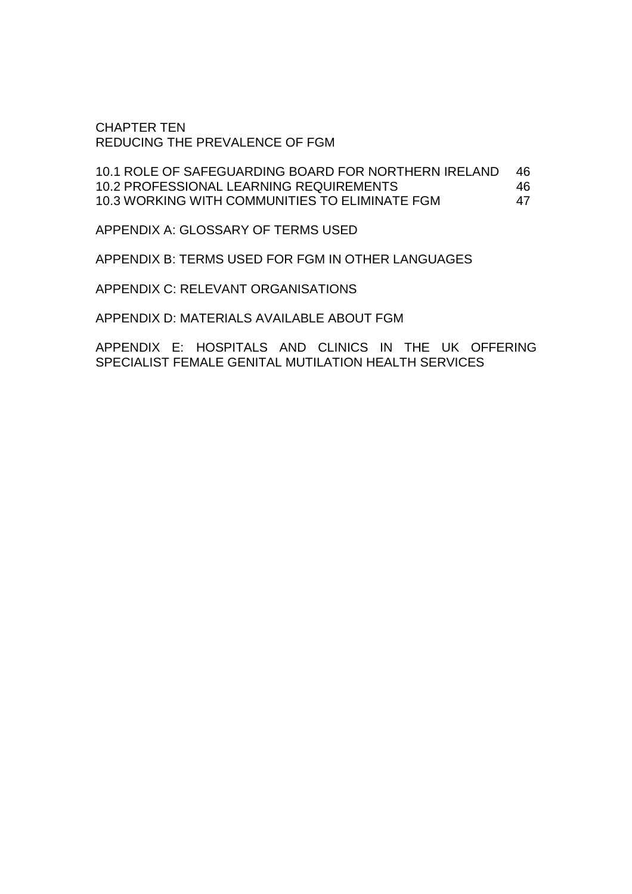CHAPTER TEN
REDUCING THE PREVALENCE OF FGM

| | |
|---|---|
| 10.1 ROLE OF SAFEGUARDING BOARD FOR NORTHERN IRELAND | 46 |
| 10.2 PROFESSIONAL LEARNING REQUIREMENTS | 46 |
| 10.3 WORKING WITH COMMUNITIES TO ELIMINATE FGM | 47 |

APPENDIX A: GLOSSARY OF TERMS USED

APPENDIX B: TERMS USED FOR FGM IN OTHER LANGUAGES

APPENDIX C: RELEVANT ORGANISATIONS

APPENDIX D: MATERIALS AVAILABLE ABOUT FGM

APPENDIX E: HOSPITALS AND CLINICS IN THE UK OFFERING SPECIALIST FEMALE GENITAL MUTILATION HEALTH SERVICES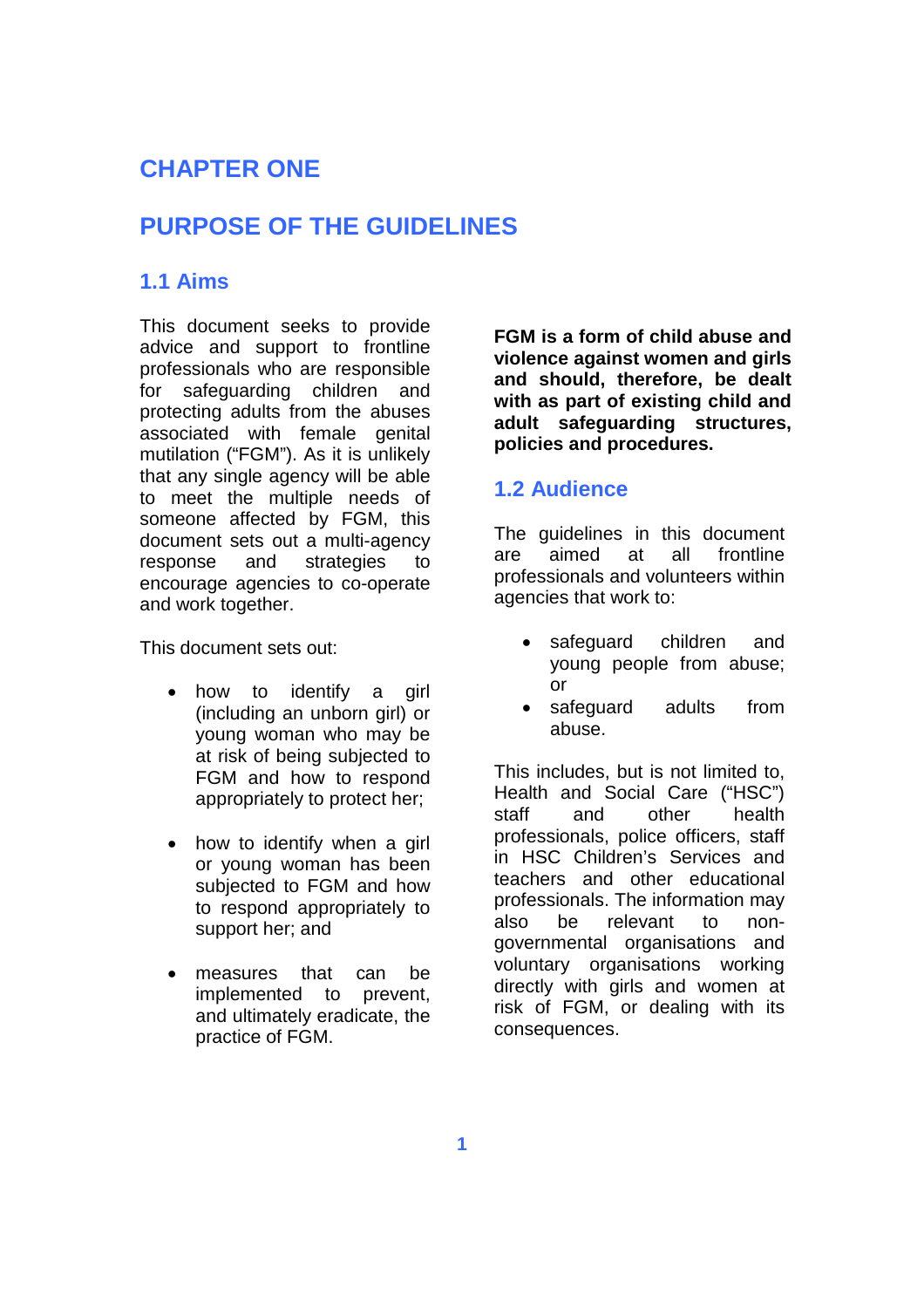# CHAPTER ONE

# PURPOSE OF THE GUIDELINES

## 1.1 Aims

This document seeks to provide advice and support to frontline professionals who are responsible for safeguarding children and protecting adults from the abuses associated with female genital mutilation ("FGM"). As it is unlikely that any single agency will be able to meet the multiple needs of someone affected by FGM, this document sets out a multi-agency response and strategies to encourage agencies to co-operate and work together.

This document sets out:

- how to identify a girl (including an unborn girl) or young woman who may be at risk of being subjected to FGM and how to respond appropriately to protect her;
- how to identify when a girl or young woman has been subjected to FGM and how to respond appropriately to support her; and
- measures that can be implemented to prevent, and ultimately eradicate, the practice of FGM.

**FGM is a form of child abuse and violence against women and girls and should, therefore, be dealt with as part of existing child and adult safeguarding structures, policies and procedures.**

## 1.2 Audience

The guidelines in this document are aimed at all frontline professionals and volunteers within agencies that work to:

- safeguard children and young people from abuse; or
- safeguard adults from abuse.

This includes, but is not limited to, Health and Social Care ("HSC") staff and other health professionals, police officers, staff in HSC Children's Services and teachers and other educational professionals. The information may also be relevant to non-governmental organisations and voluntary organisations working directly with girls and women at risk of FGM, or dealing with its consequences.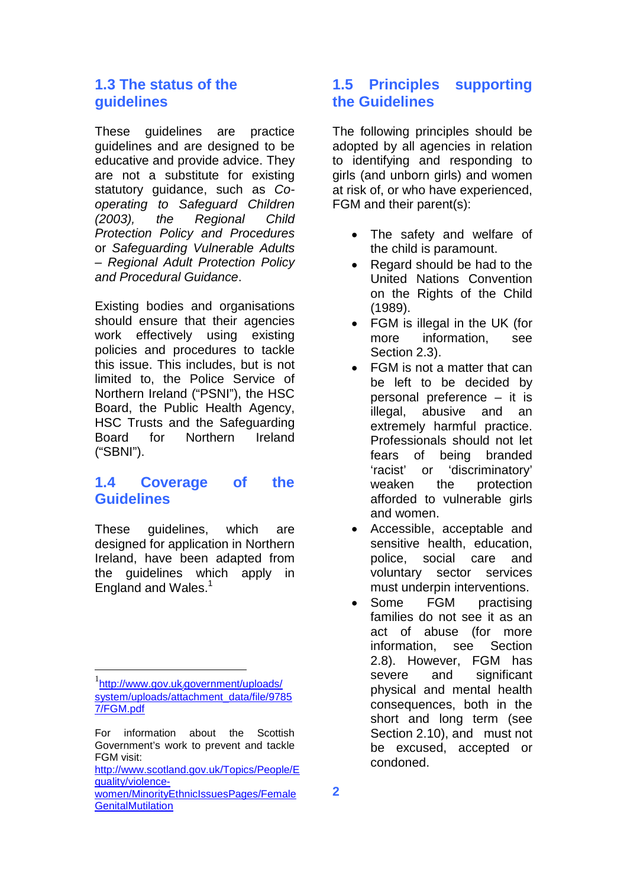## 1.3 The status of the guidelines

These guidelines are practice guidelines and are designed to be educative and provide advice. They are not a substitute for existing statutory guidance, such as *Co-operating to Safeguard Children (2003), the Regional Child Protection Policy and Procedures* or *Safeguarding Vulnerable Adults – Regional Adult Protection Policy and Procedural Guidance*.

Existing bodies and organisations should ensure that their agencies work effectively using existing policies and procedures to tackle this issue. This includes, but is not limited to, the Police Service of Northern Ireland ("PSNI"), the HSC Board, the Public Health Agency, HSC Trusts and the Safeguarding Board for Northern Ireland ("SBNI").

## 1.4 Coverage of the Guidelines

These guidelines, which are designed for application in Northern Ireland, have been adapted from the guidelines which apply in England and Wales.[1]

[1] http://www.gov.uk.government/uploads/system/uploads/attachment_data/file/97857/FGM.pdf

For information about the Scottish Government's work to prevent and tackle FGM visit: http://www.scotland.gov.uk/Topics/People/Equality/violence-women/MinorityEthnicIssuesPages/FemaleGenitalMutilation

## 1.5 Principles supporting the Guidelines

The following principles should be adopted by all agencies in relation to identifying and responding to girls (and unborn girls) and women at risk of, or who have experienced, FGM and their parent(s):

- The safety and welfare of the child is paramount.
- Regard should be had to the United Nations Convention on the Rights of the Child (1989).
- FGM is illegal in the UK (for more information, see Section 2.3).
- FGM is not a matter that can be left to be decided by personal preference – it is illegal, abusive and an extremely harmful practice. Professionals should not let fears of being branded 'racist' or 'discriminatory' weaken the protection afforded to vulnerable girls and women.
- Accessible, acceptable and sensitive health, education, police, social care and voluntary sector services must underpin interventions.
- Some FGM practising families do not see it as an act of abuse (for more information, see Section 2.8). However, FGM has severe and significant physical and mental health consequences, both in the short and long term (see Section 2.10), and must not be excused, accepted or condoned.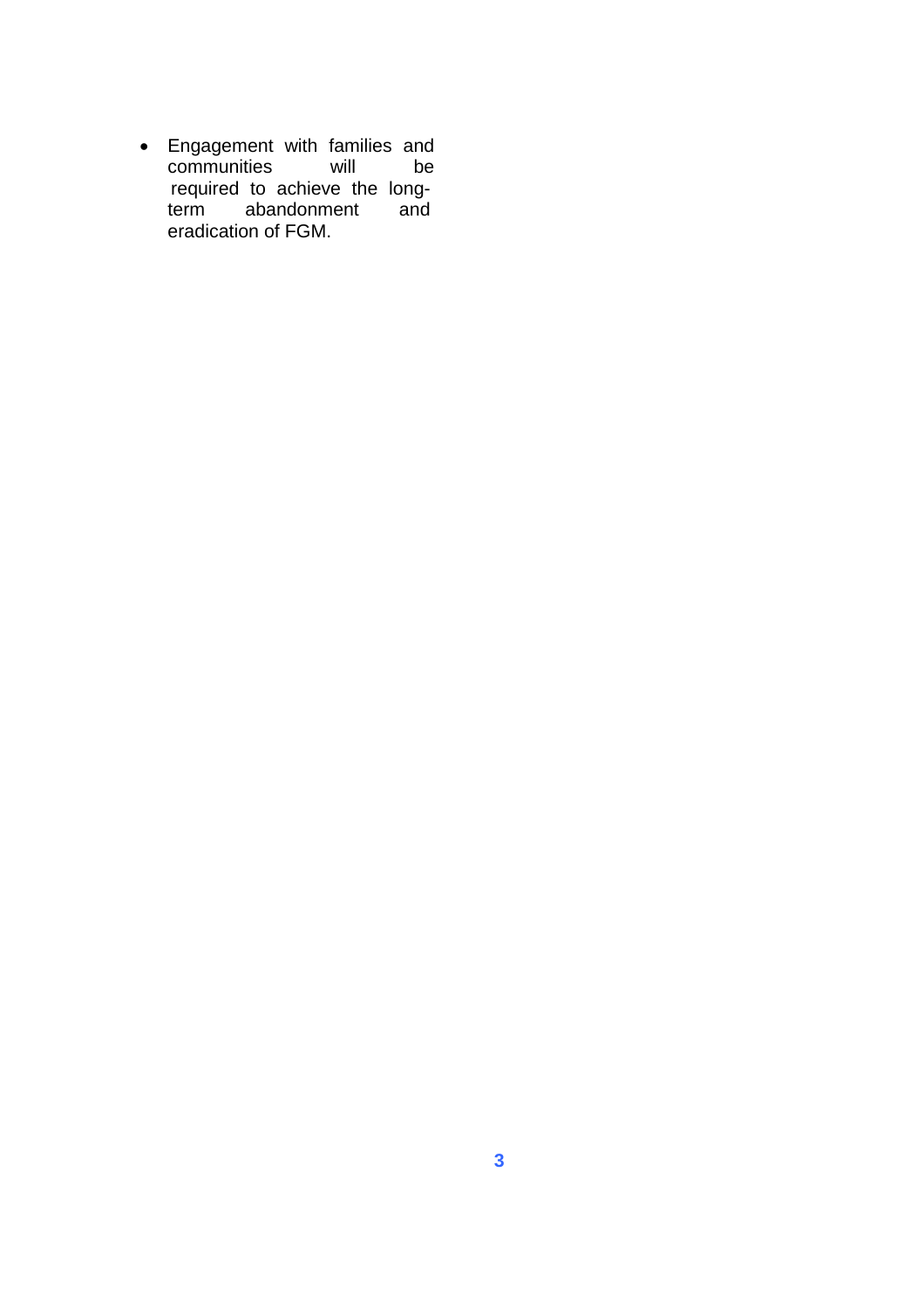- Engagement with families and communities will be required to achieve the long-term abandonment and eradication of FGM.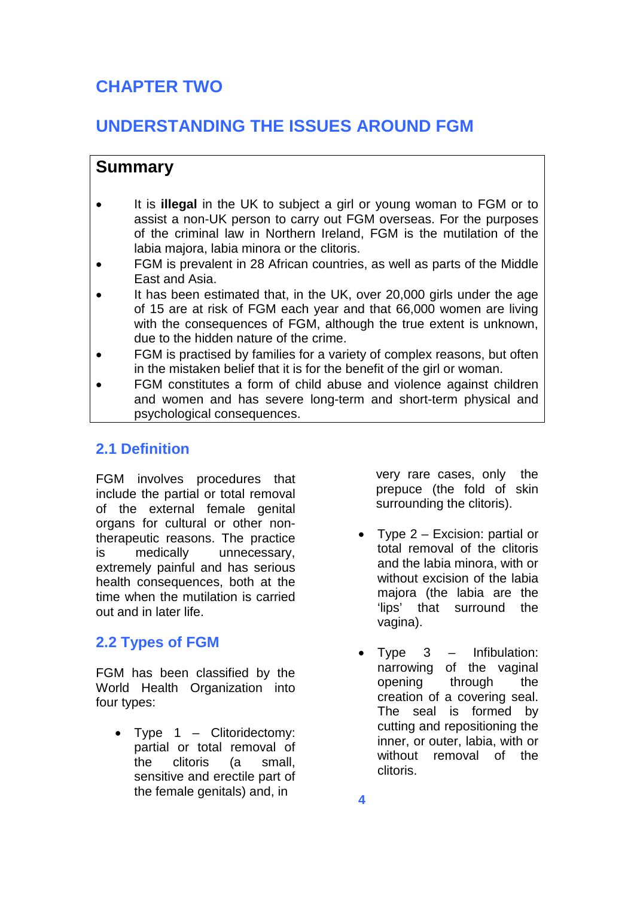# CHAPTER TWO

# UNDERSTANDING THE ISSUES AROUND FGM

## Summary

- It is **illegal** in the UK to subject a girl or young woman to FGM or to assist a non-UK person to carry out FGM overseas. For the purposes of the criminal law in Northern Ireland, FGM is the mutilation of the labia majora, labia minora or the clitoris.
- FGM is prevalent in 28 African countries, as well as parts of the Middle East and Asia.
- It has been estimated that, in the UK, over 20,000 girls under the age of 15 are at risk of FGM each year and that 66,000 women are living with the consequences of FGM, although the true extent is unknown, due to the hidden nature of the crime.
- FGM is practised by families for a variety of complex reasons, but often in the mistaken belief that it is for the benefit of the girl or woman.
- FGM constitutes a form of child abuse and violence against children and women and has severe long-term and short-term physical and psychological consequences.

## 2.1 Definition

FGM involves procedures that include the partial or total removal of the external female genital organs for cultural or other non-therapeutic reasons. The practice is medically unnecessary, extremely painful and has serious health consequences, both at the time when the mutilation is carried out and in later life.

## 2.2 Types of FGM

FGM has been classified by the World Health Organization into four types:

- Type 1 – Clitoridectomy: partial or total removal of the clitoris (a small, sensitive and erectile part of the female genitals) and, in very rare cases, only the prepuce (the fold of skin surrounding the clitoris).
- Type 2 – Excision: partial or total removal of the clitoris and the labia minora, with or without excision of the labia majora (the labia are the 'lips' that surround the vagina).
- Type 3 – Infibulation: narrowing of the vaginal opening through the creation of a covering seal. The seal is formed by cutting and repositioning the inner, or outer, labia, with or without removal of the clitoris.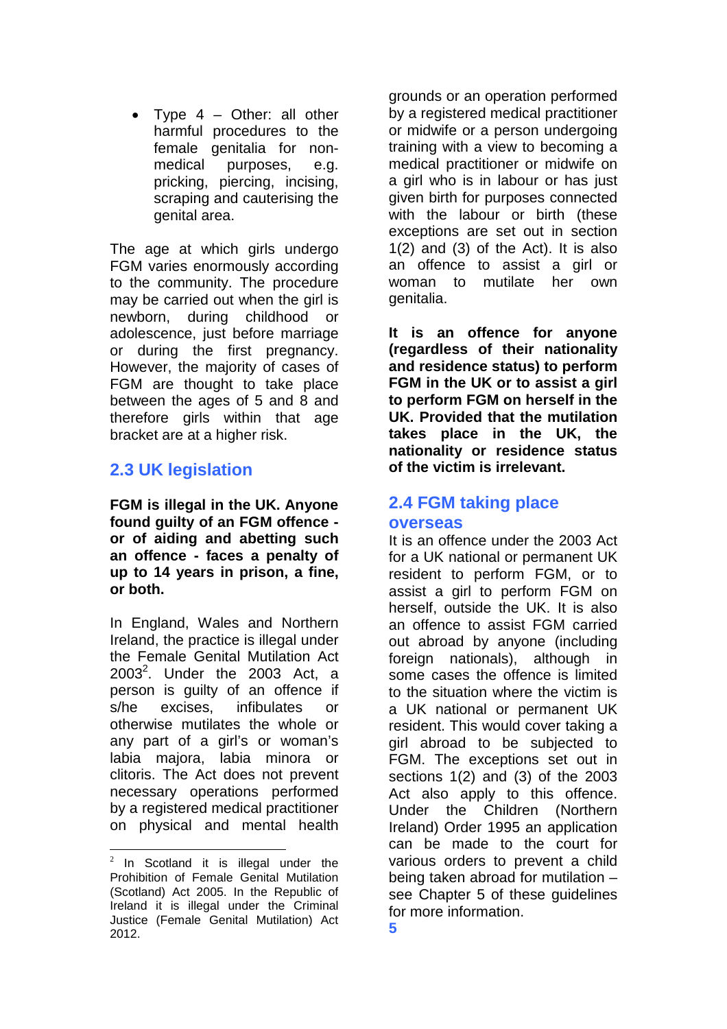- Type 4 – Other: all other harmful procedures to the female genitalia for non-medical purposes, e.g. pricking, piercing, incising, scraping and cauterising the genital area.

The age at which girls undergo FGM varies enormously according to the community. The procedure may be carried out when the girl is newborn, during childhood or adolescence, just before marriage or during the first pregnancy. However, the majority of cases of FGM are thought to take place between the ages of 5 and 8 and therefore girls within that age bracket are at a higher risk.

## 2.3 UK legislation

**FGM is illegal in the UK. Anyone found guilty of an FGM offence - or of aiding and abetting such an offence - faces a penalty of up to 14 years in prison, a fine, or both.**

In England, Wales and Northern Ireland, the practice is illegal under the Female Genital Mutilation Act 2003[2]. Under the 2003 Act, a person is guilty of an offence if s/he excises, infibulates or otherwise mutilates the whole or any part of a girl's or woman's labia majora, labia minora or clitoris. The Act does not prevent necessary operations performed by a registered medical practitioner on physical and mental health grounds or an operation performed by a registered medical practitioner or midwife or a person undergoing training with a view to becoming a medical practitioner or midwife on a girl who is in labour or has just given birth for purposes connected with the labour or birth (these exceptions are set out in section 1(2) and (3) of the Act). It is also an offence to assist a girl or woman to mutilate her own genitalia.

**It is an offence for anyone (regardless of their nationality and residence status) to perform FGM in the UK or to assist a girl to perform FGM on herself in the UK. Provided that the mutilation takes place in the UK, the nationality or residence status of the victim is irrelevant.**

## 2.4 FGM taking place overseas

It is an offence under the 2003 Act for a UK national or permanent UK resident to perform FGM, or to assist a girl to perform FGM on herself, outside the UK. It is also an offence to assist FGM carried out abroad by anyone (including foreign nationals), although in some cases the offence is limited to the situation where the victim is a UK national or permanent UK resident. This would cover taking a girl abroad to be subjected to FGM. The exceptions set out in sections 1(2) and (3) of the 2003 Act also apply to this offence. Under the Children (Northern Ireland) Order 1995 an application can be made to the court for various orders to prevent a child being taken abroad for mutilation – see Chapter 5 of these guidelines for more information.

[2] In Scotland it is illegal under the Prohibition of Female Genital Mutilation (Scotland) Act 2005. In the Republic of Ireland it is illegal under the Criminal Justice (Female Genital Mutilation) Act 2012.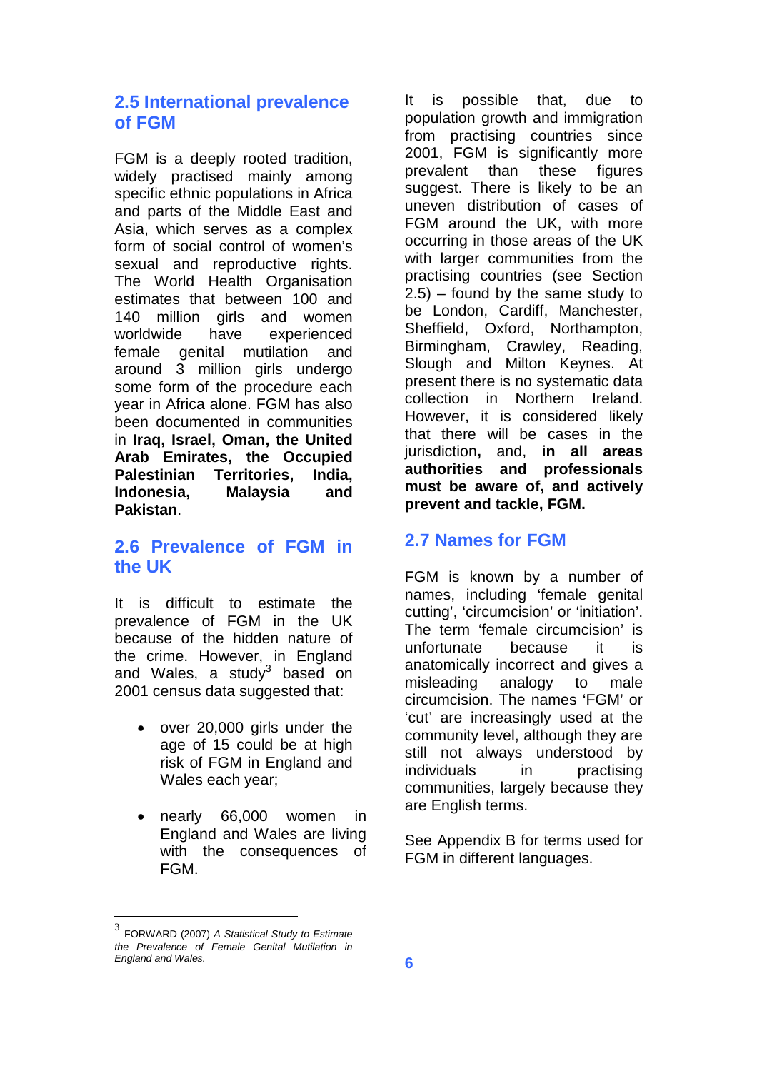## 2.5 International prevalence of FGM

FGM is a deeply rooted tradition, widely practised mainly among specific ethnic populations in Africa and parts of the Middle East and Asia, which serves as a complex form of social control of women's sexual and reproductive rights. The World Health Organisation estimates that between 100 and 140 million girls and women worldwide have experienced female genital mutilation and around 3 million girls undergo some form of the procedure each year in Africa alone. FGM has also been documented in communities in **Iraq, Israel, Oman, the United Arab Emirates, the Occupied Palestinian Territories, India, Indonesia, Malaysia and Pakistan**.

## 2.6 Prevalence of FGM in the UK

It is difficult to estimate the prevalence of FGM in the UK because of the hidden nature of the crime. However, in England and Wales, a study[3] based on 2001 census data suggested that:

- over 20,000 girls under the age of 15 could be at high risk of FGM in England and Wales each year;
- nearly 66,000 women in England and Wales are living with the consequences of FGM.

It is possible that, due to population growth and immigration from practising countries since 2001, FGM is significantly more prevalent than these figures suggest. There is likely to be an uneven distribution of cases of FGM around the UK, with more occurring in those areas of the UK with larger communities from the practising countries (see Section 2.5) – found by the same study to be London, Cardiff, Manchester, Sheffield, Oxford, Northampton, Birmingham, Crawley, Reading, Slough and Milton Keynes. At present there is no systematic data collection in Northern Ireland. However, it is considered likely that there will be cases in the jurisdiction**,** and, **in all areas authorities and professionals must be aware of, and actively prevent and tackle, FGM.**

## 2.7 Names for FGM

FGM is known by a number of names, including 'female genital cutting', 'circumcision' or 'initiation'. The term 'female circumcision' is unfortunate because it is anatomically incorrect and gives a misleading analogy to male circumcision. The names 'FGM' or 'cut' are increasingly used at the community level, although they are still not always understood by individuals in practising communities, largely because they are English terms.

See Appendix B for terms used for FGM in different languages.

---

[3] FORWARD (2007) *A Statistical Study to Estimate the Prevalence of Female Genital Mutilation in England and Wales.*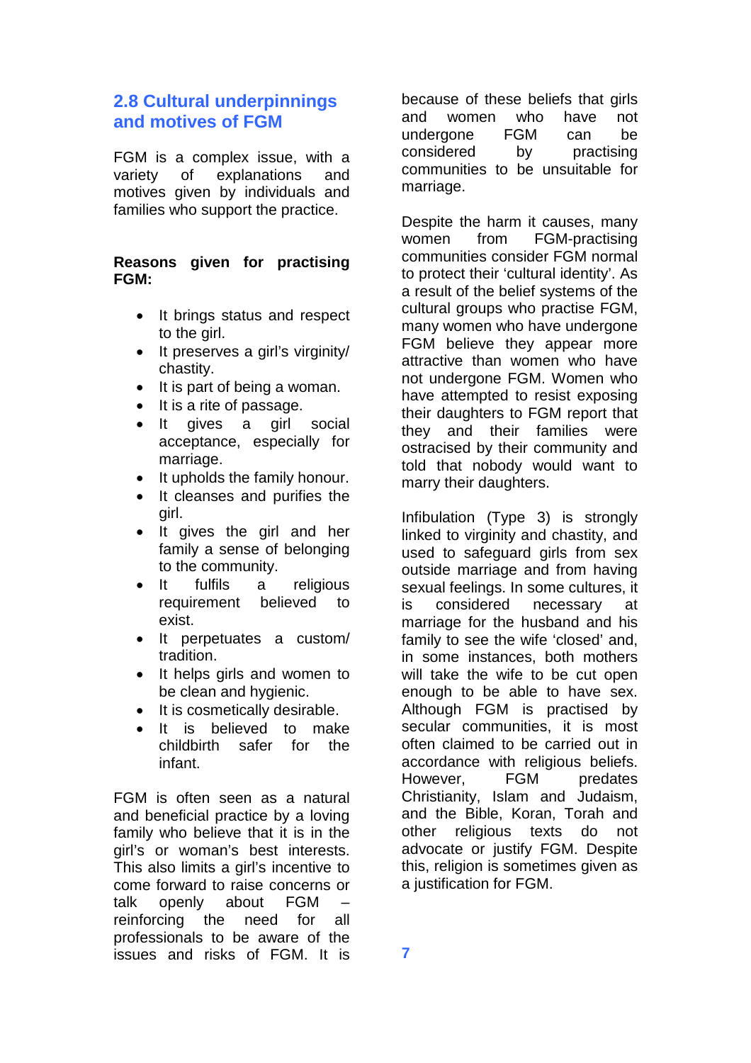## 2.8 Cultural underpinnings and motives of FGM

FGM is a complex issue, with a variety of explanations and motives given by individuals and families who support the practice.

**Reasons given for practising FGM:**

- It brings status and respect to the girl.
- It preserves a girl's virginity/ chastity.
- It is part of being a woman.
- It is a rite of passage.
- It gives a girl social acceptance, especially for marriage.
- It upholds the family honour.
- It cleanses and purifies the girl.
- It gives the girl and her family a sense of belonging to the community.
- It fulfils a religious requirement believed to exist.
- It perpetuates a custom/ tradition.
- It helps girls and women to be clean and hygienic.
- It is cosmetically desirable.
- It is believed to make childbirth safer for the infant.

FGM is often seen as a natural and beneficial practice by a loving family who believe that it is in the girl's or woman's best interests. This also limits a girl's incentive to come forward to raise concerns or talk openly about FGM – reinforcing the need for all professionals to be aware of the issues and risks of FGM. It is because of these beliefs that girls and women who have not undergone FGM can be considered by practising communities to be unsuitable for marriage.

Despite the harm it causes, many women from FGM-practising communities consider FGM normal to protect their 'cultural identity'. As a result of the belief systems of the cultural groups who practise FGM, many women who have undergone FGM believe they appear more attractive than women who have not undergone FGM. Women who have attempted to resist exposing their daughters to FGM report that they and their families were ostracised by their community and told that nobody would want to marry their daughters.

Infibulation (Type 3) is strongly linked to virginity and chastity, and used to safeguard girls from sex outside marriage and from having sexual feelings. In some cultures, it is considered necessary at marriage for the husband and his family to see the wife 'closed' and, in some instances, both mothers will take the wife to be cut open enough to be able to have sex. Although FGM is practised by secular communities, it is most often claimed to be carried out in accordance with religious beliefs. However, FGM predates Christianity, Islam and Judaism, and the Bible, Koran, Torah and other religious texts do not advocate or justify FGM. Despite this, religion is sometimes given as a justification for FGM.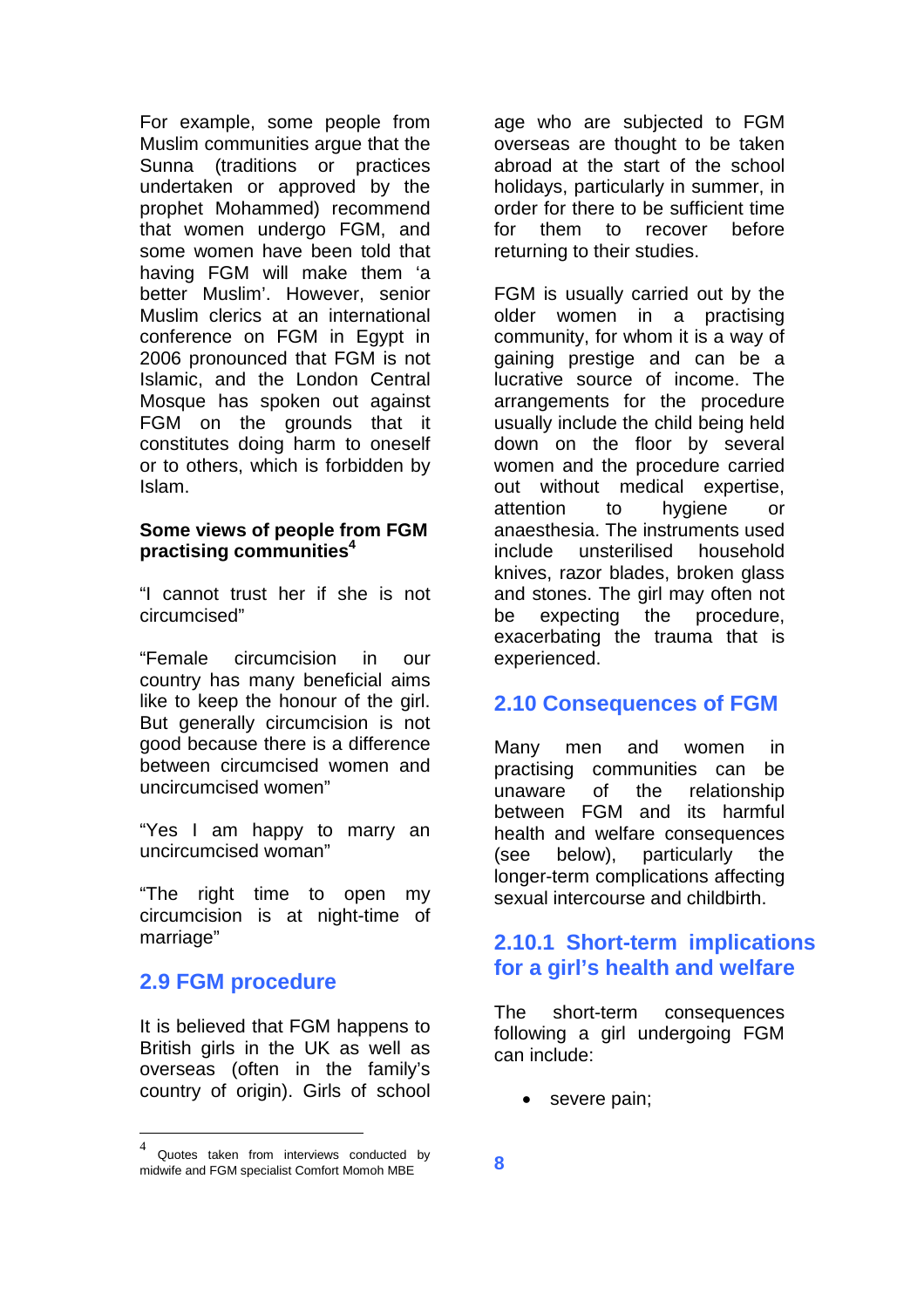For example, some people from Muslim communities argue that the Sunna (traditions or practices undertaken or approved by the prophet Mohammed) recommend that women undergo FGM, and some women have been told that having FGM will make them 'a better Muslim'. However, senior Muslim clerics at an international conference on FGM in Egypt in 2006 pronounced that FGM is not Islamic, and the London Central Mosque has spoken out against FGM on the grounds that it constitutes doing harm to oneself or to others, which is forbidden by Islam.

**Some views of people from FGM practising communities**[4]

"I cannot trust her if she is not circumcised"

"Female circumcision in our country has many beneficial aims like to keep the honour of the girl. But generally circumcision is not good because there is a difference between circumcised women and uncircumcised women"

"Yes I am happy to marry an uncircumcised woman"

"The right time to open my circumcision is at night-time of marriage"

## 2.9 FGM procedure

It is believed that FGM happens to British girls in the UK as well as overseas (often in the family's country of origin). Girls of school age who are subjected to FGM overseas are thought to be taken abroad at the start of the school holidays, particularly in summer, in order for there to be sufficient time for them to recover before returning to their studies.

FGM is usually carried out by the older women in a practising community, for whom it is a way of gaining prestige and can be a lucrative source of income. The arrangements for the procedure usually include the child being held down on the floor by several women and the procedure carried out without medical expertise, attention to hygiene or anaesthesia. The instruments used include unsterilised household knives, razor blades, broken glass and stones. The girl may often not be expecting the procedure, exacerbating the trauma that is experienced.

## 2.10 Consequences of FGM

Many men and women in practising communities can be unaware of the relationship between FGM and its harmful health and welfare consequences (see below), particularly the longer-term complications affecting sexual intercourse and childbirth.

### 2.10.1 Short-term implications for a girl's health and welfare

The short-term consequences following a girl undergoing FGM can include:

- severe pain;

---

[4] Quotes taken from interviews conducted by midwife and FGM specialist Comfort Momoh MBE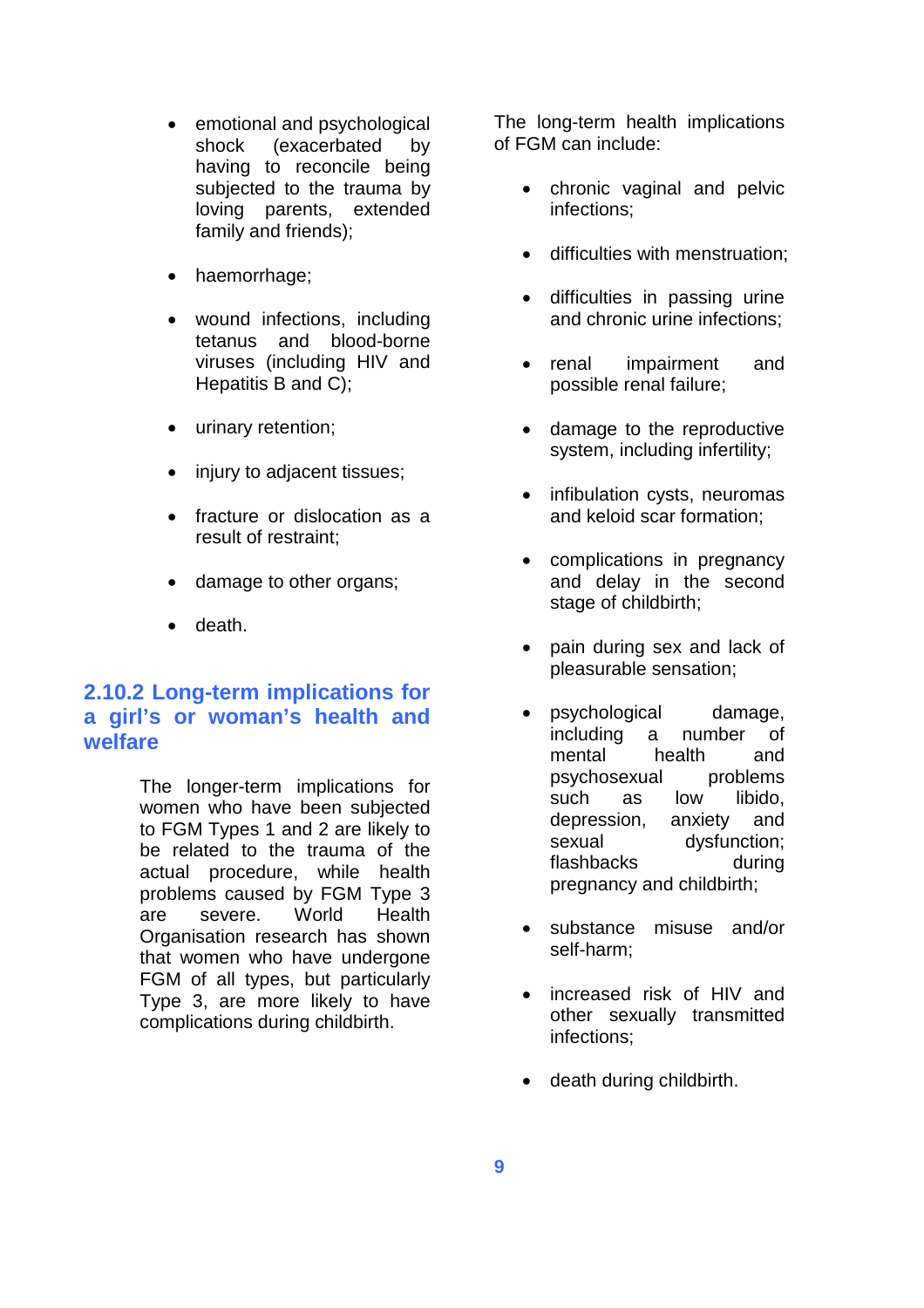- emotional and psychological shock (exacerbated by having to reconcile being subjected to the trauma by loving parents, extended family and friends);
- haemorrhage;
- wound infections, including tetanus and blood-borne viruses (including HIV and Hepatitis B and C);
- urinary retention;
- injury to adjacent tissues;
- fracture or dislocation as a result of restraint;
- damage to other organs;
- death.

### 2.10.2 Long-term implications for a girl's or woman's health and welfare

The longer-term implications for women who have been subjected to FGM Types 1 and 2 are likely to be related to the trauma of the actual procedure, while health problems caused by FGM Type 3 are severe. World Health Organisation research has shown that women who have undergone FGM of all types, but particularly Type 3, are more likely to have complications during childbirth.

The long-term health implications of FGM can include:

- chronic vaginal and pelvic infections;
- difficulties with menstruation;
- difficulties in passing urine and chronic urine infections;
- renal impairment and possible renal failure;
- damage to the reproductive system, including infertility;
- infibulation cysts, neuromas and keloid scar formation;
- complications in pregnancy and delay in the second stage of childbirth;
- pain during sex and lack of pleasurable sensation;
- psychological damage, including a number of mental health and psychosexual problems such as low libido, depression, anxiety and sexual dysfunction; flashbacks during pregnancy and childbirth;
- substance misuse and/or self-harm;
- increased risk of HIV and other sexually transmitted infections;
- death during childbirth.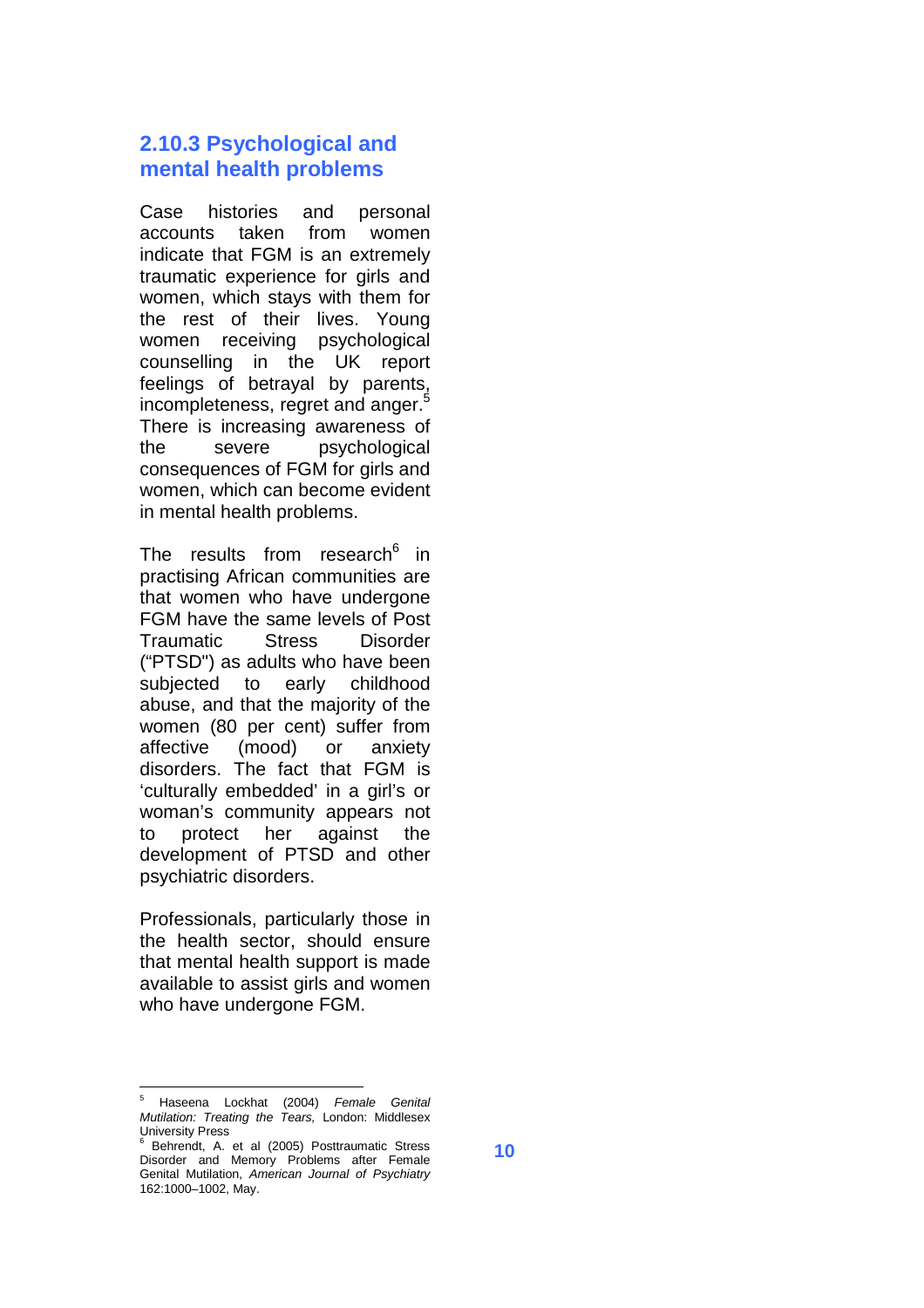### 2.10.3 Psychological and mental health problems

Case histories and personal accounts taken from women indicate that FGM is an extremely traumatic experience for girls and women, which stays with them for the rest of their lives. Young women receiving psychological counselling in the UK report feelings of betrayal by parents, incompleteness, regret and anger.[5] There is increasing awareness of the severe psychological consequences of FGM for girls and women, which can become evident in mental health problems.

The results from research[6] in practising African communities are that women who have undergone FGM have the same levels of Post Traumatic Stress Disorder ("PTSD") as adults who have been subjected to early childhood abuse, and that the majority of the women (80 per cent) suffer from affective (mood) or anxiety disorders. The fact that FGM is 'culturally embedded' in a girl's or woman's community appears not to protect her against the development of PTSD and other psychiatric disorders.

Professionals, particularly those in the health sector, should ensure that mental health support is made available to assist girls and women who have undergone FGM.

---

[5] Haseena Lockhat (2004) *Female Genital Mutilation: Treating the Tears,* London: Middlesex University Press

[6] Behrendt, A. et al (2005) Posttraumatic Stress Disorder and Memory Problems after Female Genital Mutilation, *American Journal of Psychiatry* 162:1000–1002, May.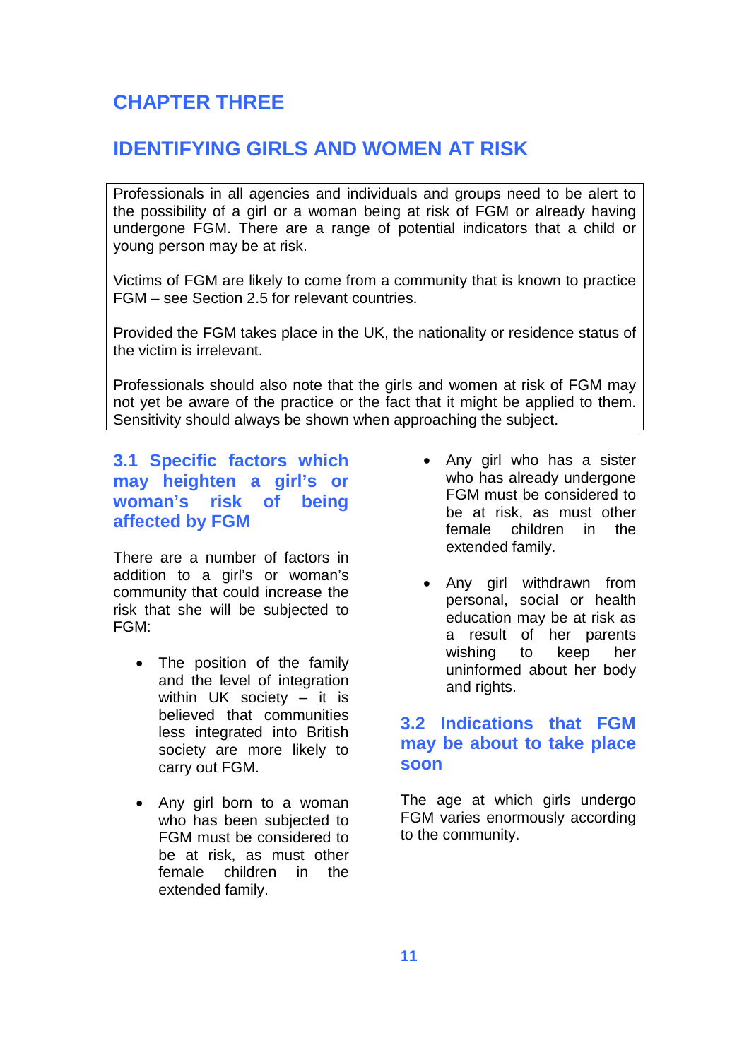# CHAPTER THREE

# IDENTIFYING GIRLS AND WOMEN AT RISK

Professionals in all agencies and individuals and groups need to be alert to the possibility of a girl or a woman being at risk of FGM or already having undergone FGM. There are a range of potential indicators that a child or young person may be at risk.

Victims of FGM are likely to come from a community that is known to practice FGM – see Section 2.5 for relevant countries.

Provided the FGM takes place in the UK, the nationality or residence status of the victim is irrelevant.

Professionals should also note that the girls and women at risk of FGM may not yet be aware of the practice or the fact that it might be applied to them. Sensitivity should always be shown when approaching the subject.

## 3.1 Specific factors which may heighten a girl's or woman's risk of being affected by FGM

There are a number of factors in addition to a girl's or woman's community that could increase the risk that she will be subjected to FGM:

- The position of the family and the level of integration within UK society – it is believed that communities less integrated into British society are more likely to carry out FGM.
- Any girl born to a woman who has been subjected to FGM must be considered to be at risk, as must other female children in the extended family.
- Any girl who has a sister who has already undergone FGM must be considered to be at risk, as must other female children in the extended family.
- Any girl withdrawn from personal, social or health education may be at risk as a result of her parents wishing to keep her uninformed about her body and rights.

## 3.2 Indications that FGM may be about to take place soon

The age at which girls undergo FGM varies enormously according to the community.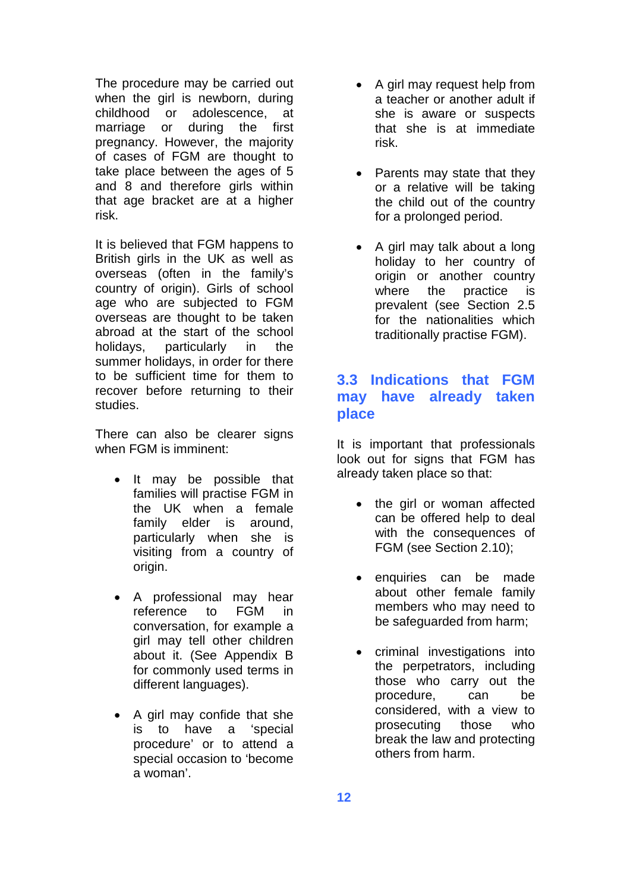The procedure may be carried out when the girl is newborn, during childhood or adolescence, at marriage or during the first pregnancy. However, the majority of cases of FGM are thought to take place between the ages of 5 and 8 and therefore girls within that age bracket are at a higher risk.

It is believed that FGM happens to British girls in the UK as well as overseas (often in the family's country of origin). Girls of school age who are subjected to FGM overseas are thought to be taken abroad at the start of the school holidays, particularly in the summer holidays, in order for there to be sufficient time for them to recover before returning to their studies.

There can also be clearer signs when FGM is imminent:

- It may be possible that families will practise FGM in the UK when a female family elder is around, particularly when she is visiting from a country of origin.
- A professional may hear reference to FGM in conversation, for example a girl may tell other children about it. (See Appendix B for commonly used terms in different languages).
- A girl may confide that she is to have a 'special procedure' or to attend a special occasion to 'become a woman'.
- A girl may request help from a teacher or another adult if she is aware or suspects that she is at immediate risk.
- Parents may state that they or a relative will be taking the child out of the country for a prolonged period.
- A girl may talk about a long holiday to her country of origin or another country where the practice is prevalent (see Section 2.5 for the nationalities which traditionally practise FGM).

## 3.3 Indications that FGM may have already taken place

It is important that professionals look out for signs that FGM has already taken place so that:

- the girl or woman affected can be offered help to deal with the consequences of FGM (see Section 2.10);
- enquiries can be made about other female family members who may need to be safeguarded from harm;
- criminal investigations into the perpetrators, including those who carry out the procedure, can be considered, with a view to prosecuting those who break the law and protecting others from harm.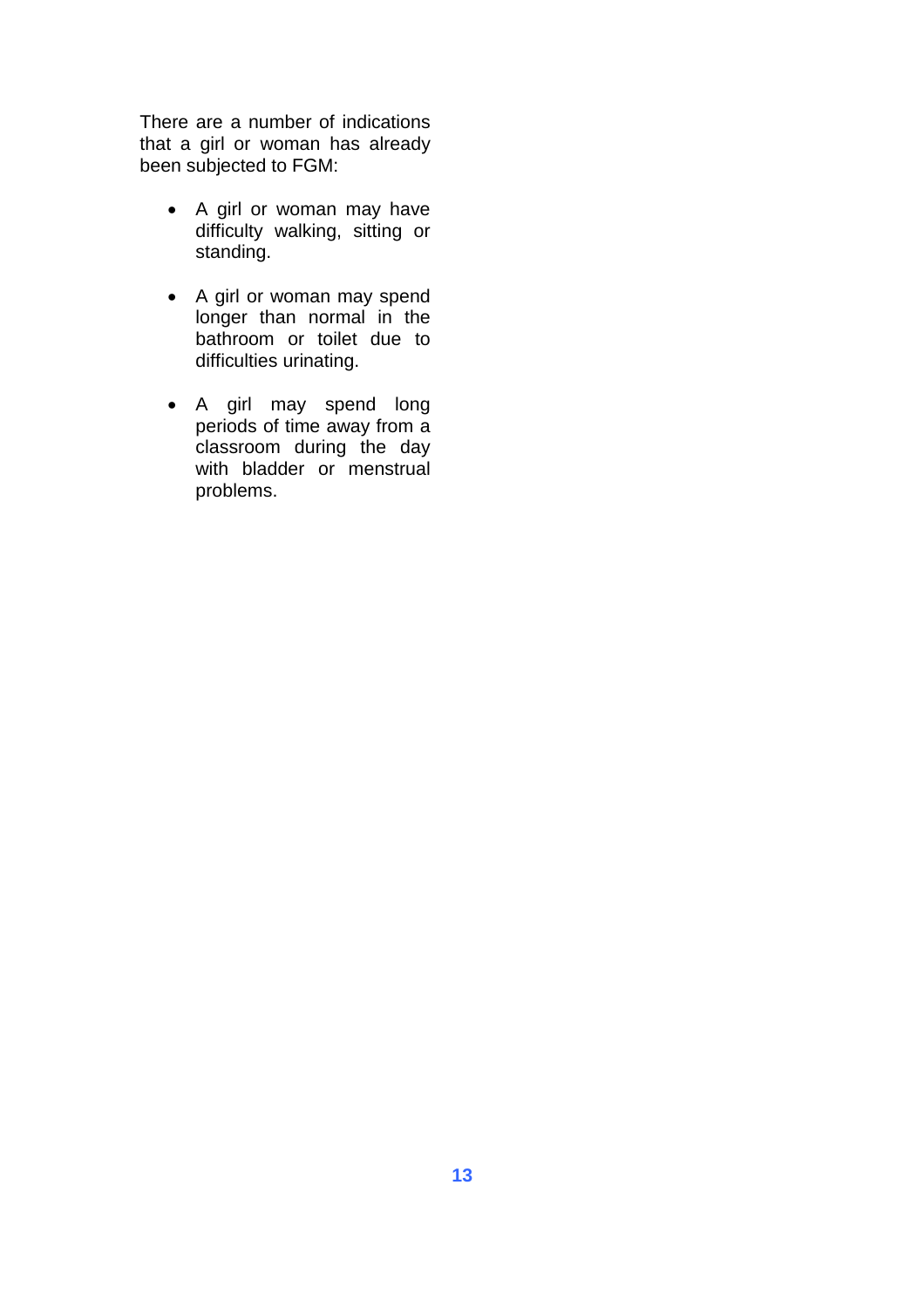There are a number of indications that a girl or woman has already been subjected to FGM:

- A girl or woman may have difficulty walking, sitting or standing.
- A girl or woman may spend longer than normal in the bathroom or toilet due to difficulties urinating.
- A girl may spend long periods of time away from a classroom during the day with bladder or menstrual problems.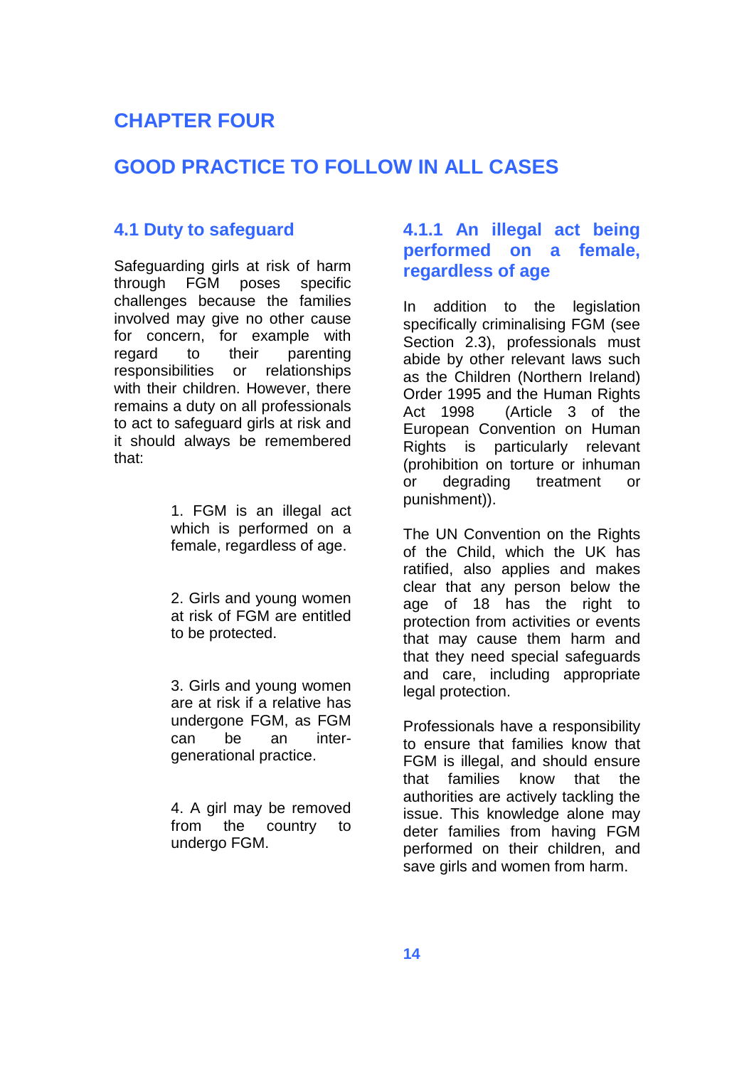# CHAPTER FOUR

# GOOD PRACTICE TO FOLLOW IN ALL CASES

## 4.1 Duty to safeguard

Safeguarding girls at risk of harm through FGM poses specific challenges because the families involved may give no other cause for concern, for example with regard to their parenting responsibilities or relationships with their children. However, there remains a duty on all professionals to act to safeguard girls at risk and it should always be remembered that:

1. FGM is an illegal act which is performed on a female, regardless of age.

2. Girls and young women at risk of FGM are entitled to be protected.

3. Girls and young women are at risk if a relative has undergone FGM, as FGM can be an inter-generational practice.

4. A girl may be removed from the country to undergo FGM.

### 4.1.1 An illegal act being performed on a female, regardless of age

In addition to the legislation specifically criminalising FGM (see Section 2.3), professionals must abide by other relevant laws such as the Children (Northern Ireland) Order 1995 and the Human Rights Act 1998 (Article 3 of the European Convention on Human Rights is particularly relevant (prohibition on torture or inhuman or degrading treatment or punishment)).

The UN Convention on the Rights of the Child, which the UK has ratified, also applies and makes clear that any person below the age of 18 has the right to protection from activities or events that may cause them harm and that they need special safeguards and care, including appropriate legal protection.

Professionals have a responsibility to ensure that families know that FGM is illegal, and should ensure that families know that the authorities are actively tackling the issue. This knowledge alone may deter families from having FGM performed on their children, and save girls and women from harm.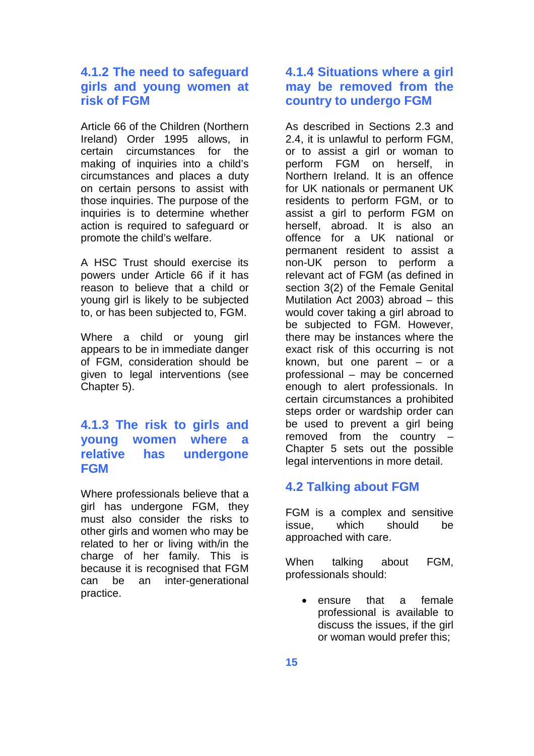### 4.1.2 The need to safeguard girls and young women at risk of FGM

Article 66 of the Children (Northern Ireland) Order 1995 allows, in certain circumstances for the making of inquiries into a child's circumstances and places a duty on certain persons to assist with those inquiries. The purpose of the inquiries is to determine whether action is required to safeguard or promote the child's welfare.

A HSC Trust should exercise its powers under Article 66 if it has reason to believe that a child or young girl is likely to be subjected to, or has been subjected to, FGM.

Where a child or young girl appears to be in immediate danger of FGM, consideration should be given to legal interventions (see Chapter 5).

### 4.1.3 The risk to girls and young women where a relative has undergone FGM

Where professionals believe that a girl has undergone FGM, they must also consider the risks to other girls and women who may be related to her or living with/in the charge of her family. This is because it is recognised that FGM can be an inter-generational practice.

### 4.1.4 Situations where a girl may be removed from the country to undergo FGM

As described in Sections 2.3 and 2.4, it is unlawful to perform FGM, or to assist a girl or woman to perform FGM on herself, in Northern Ireland. It is an offence for UK nationals or permanent UK residents to perform FGM, or to assist a girl to perform FGM on herself, abroad. It is also an offence for a UK national or permanent resident to assist a non-UK person to perform a relevant act of FGM (as defined in section 3(2) of the Female Genital Mutilation Act 2003) abroad – this would cover taking a girl abroad to be subjected to FGM. However, there may be instances where the exact risk of this occurring is not known, but one parent – or a professional – may be concerned enough to alert professionals. In certain circumstances a prohibited steps order or wardship order can be used to prevent a girl being removed from the country – Chapter 5 sets out the possible legal interventions in more detail.

## 4.2 Talking about FGM

FGM is a complex and sensitive issue, which should be approached with care.

When talking about FGM, professionals should:

- ensure that a female professional is available to discuss the issues, if the girl or woman would prefer this;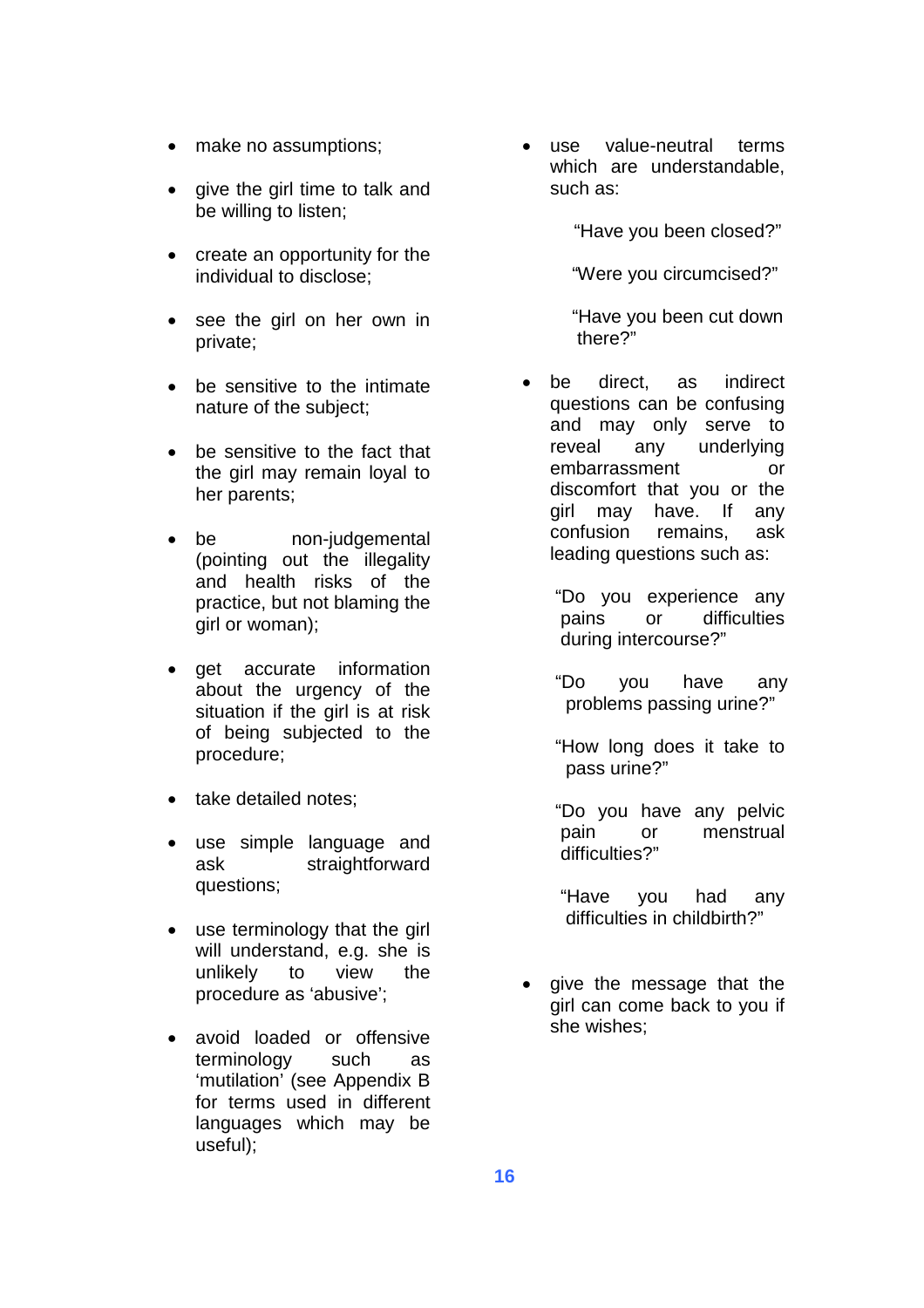- make no assumptions;
- give the girl time to talk and be willing to listen;
- create an opportunity for the individual to disclose;
- see the girl on her own in private;
- be sensitive to the intimate nature of the subject;
- be sensitive to the fact that the girl may remain loyal to her parents;
- be non-judgemental (pointing out the illegality and health risks of the practice, but not blaming the girl or woman);
- get accurate information about the urgency of the situation if the girl is at risk of being subjected to the procedure;
- take detailed notes;
- use simple language and ask straightforward questions;
- use terminology that the girl will understand, e.g. she is unlikely to view the procedure as 'abusive';
- avoid loaded or offensive terminology such as 'mutilation' (see Appendix B for terms used in different languages which may be useful);
- use value-neutral terms which are understandable, such as:

  "Have you been closed?"

  "Were you circumcised?"

  "Have you been cut down there?"

- be direct, as indirect questions can be confusing and may only serve to reveal any underlying embarrassment or discomfort that you or the girl may have. If any confusion remains, ask leading questions such as:

  "Do you experience any pains or difficulties during intercourse?"

  "Do you have any problems passing urine?"

  "How long does it take to pass urine?"

  "Do you have any pelvic pain or menstrual difficulties?"

  "Have you had any difficulties in childbirth?"

- give the message that the girl can come back to you if she wishes;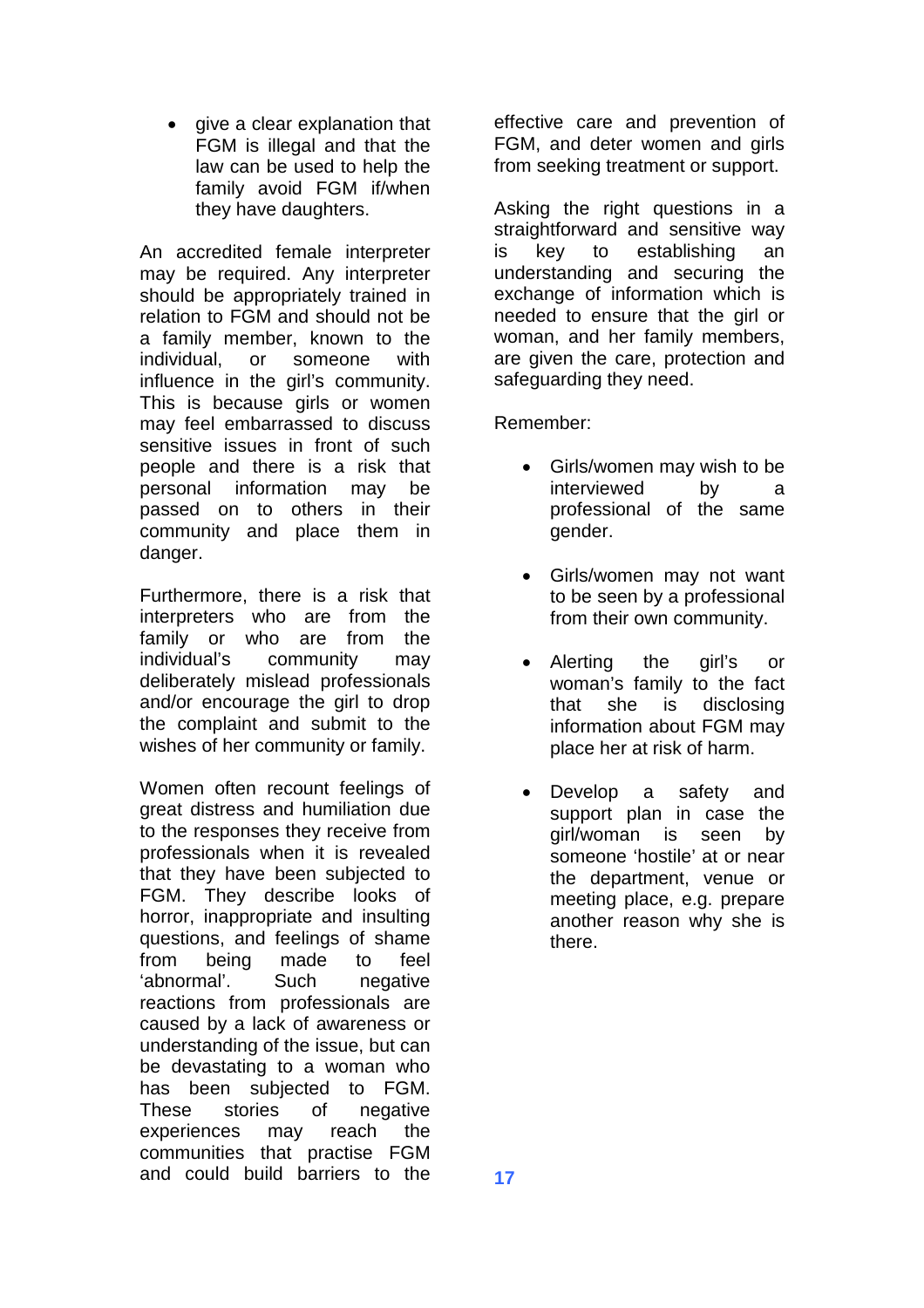- give a clear explanation that FGM is illegal and that the law can be used to help the family avoid FGM if/when they have daughters.

An accredited female interpreter may be required. Any interpreter should be appropriately trained in relation to FGM and should not be a family member, known to the individual, or someone with influence in the girl's community. This is because girls or women may feel embarrassed to discuss sensitive issues in front of such people and there is a risk that personal information may be passed on to others in their community and place them in danger.

Furthermore, there is a risk that interpreters who are from the family or who are from the individual's community may deliberately mislead professionals and/or encourage the girl to drop the complaint and submit to the wishes of her community or family.

Women often recount feelings of great distress and humiliation due to the responses they receive from professionals when it is revealed that they have been subjected to FGM. They describe looks of horror, inappropriate and insulting questions, and feelings of shame from being made to feel 'abnormal'. Such negative reactions from professionals are caused by a lack of awareness or understanding of the issue, but can be devastating to a woman who has been subjected to FGM. These stories of negative experiences may reach the communities that practise FGM and could build barriers to the effective care and prevention of FGM, and deter women and girls from seeking treatment or support.

Asking the right questions in a straightforward and sensitive way is key to establishing an understanding and securing the exchange of information which is needed to ensure that the girl or woman, and her family members, are given the care, protection and safeguarding they need.

Remember:

- Girls/women may wish to be interviewed by a professional of the same gender.
- Girls/women may not want to be seen by a professional from their own community.
- Alerting the girl's or woman's family to the fact that she is disclosing information about FGM may place her at risk of harm.
- Develop a safety and support plan in case the girl/woman is seen by someone 'hostile' at or near the department, venue or meeting place, e.g. prepare another reason why she is there.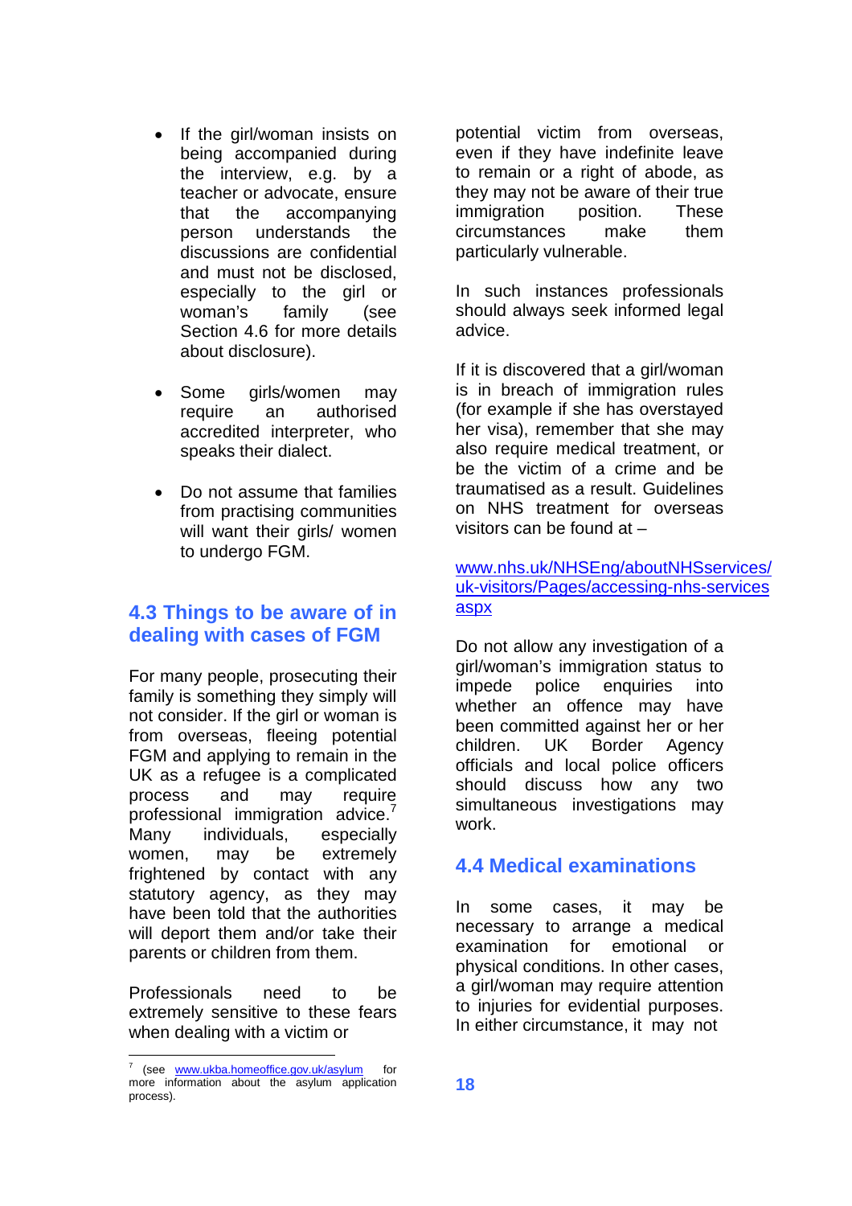- If the girl/woman insists on being accompanied during the interview, e.g. by a teacher or advocate, ensure that the accompanying person understands the discussions are confidential and must not be disclosed, especially to the girl or woman's family (see Section 4.6 for more details about disclosure).

- Some girls/women may require an authorised accredited interpreter, who speaks their dialect.

- Do not assume that families from practising communities will want their girls/ women to undergo FGM.

## 4.3 Things to be aware of in dealing with cases of FGM

For many people, prosecuting their family is something they simply will not consider. If the girl or woman is from overseas, fleeing potential FGM and applying to remain in the UK as a refugee is a complicated process and may require professional immigration advice.[7] Many individuals, especially women, may be extremely frightened by contact with any statutory agency, as they may have been told that the authorities will deport them and/or take their parents or children from them.

Professionals need to be extremely sensitive to these fears when dealing with a victim or potential victim from overseas, even if they have indefinite leave to remain or a right of abode, as they may not be aware of their true immigration position. These circumstances make them particularly vulnerable.

In such instances professionals should always seek informed legal advice.

If it is discovered that a girl/woman is in breach of immigration rules (for example if she has overstayed her visa), remember that she may also require medical treatment, or be the victim of a crime and be traumatised as a result. Guidelines on NHS treatment for overseas visitors can be found at –

www.nhs.uk/NHSEng/aboutNHSservices/uk-visitors/Pages/accessing-nhs-services aspx

Do not allow any investigation of a girl/woman's immigration status to impede police enquiries into whether an offence may have been committed against her or her children. UK Border Agency officials and local police officers should discuss how any two simultaneous investigations may work.

## 4.4 Medical examinations

In some cases, it may be necessary to arrange a medical examination for emotional or physical conditions. In other cases, a girl/woman may require attention to injuries for evidential purposes. In either circumstance, it may not

---

[7] (see www.ukba.homeoffice.gov.uk/asylum for more information about the asylum application process).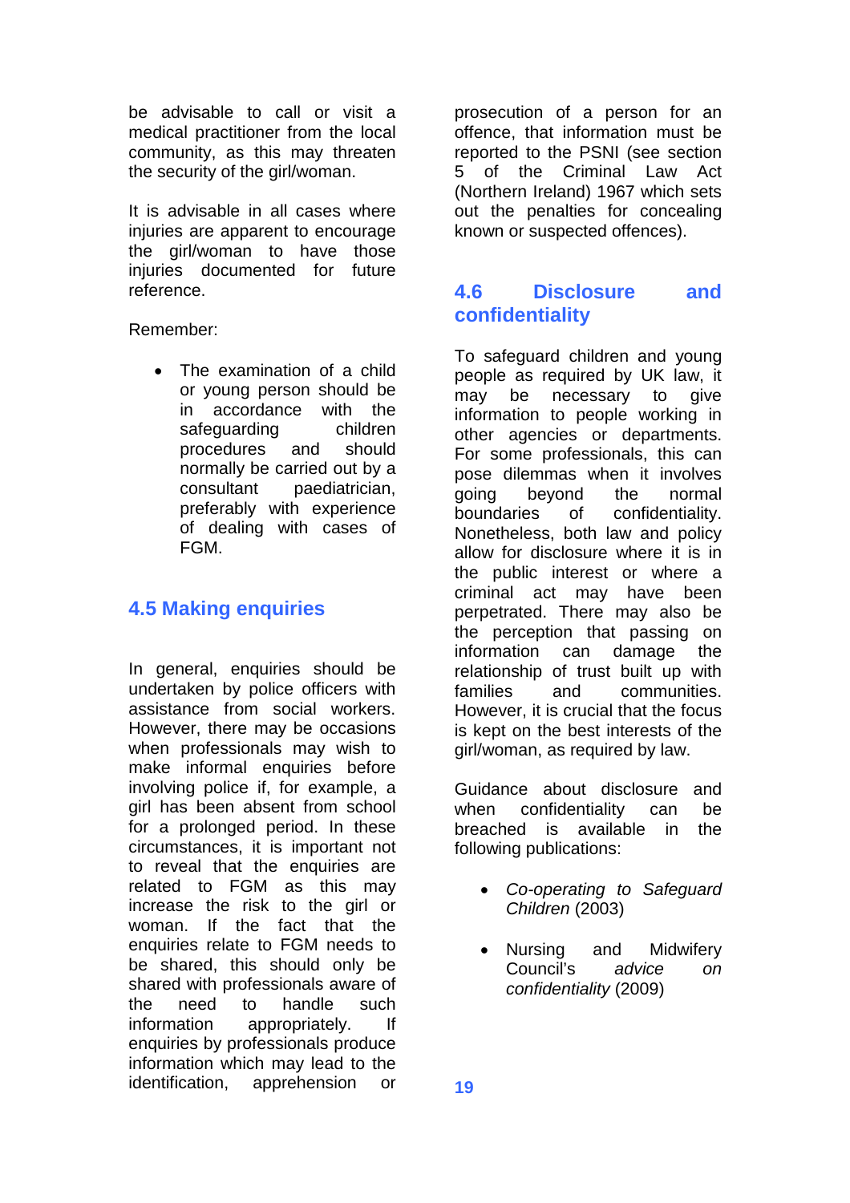be advisable to call or visit a medical practitioner from the local community, as this may threaten the security of the girl/woman.

It is advisable in all cases where injuries are apparent to encourage the girl/woman to have those injuries documented for future reference.

Remember:

- The examination of a child or young person should be in accordance with the safeguarding children procedures and should normally be carried out by a consultant paediatrician, preferably with experience of dealing with cases of FGM.

## 4.5 Making enquiries

In general, enquiries should be undertaken by police officers with assistance from social workers. However, there may be occasions when professionals may wish to make informal enquiries before involving police if, for example, a girl has been absent from school for a prolonged period. In these circumstances, it is important not to reveal that the enquiries are related to FGM as this may increase the risk to the girl or woman. If the fact that the enquiries relate to FGM needs to be shared, this should only be shared with professionals aware of the need to handle such information appropriately. If enquiries by professionals produce information which may lead to the identification, apprehension or prosecution of a person for an offence, that information must be reported to the PSNI (see section 5 of the Criminal Law Act (Northern Ireland) 1967 which sets out the penalties for concealing known or suspected offences).

## 4.6 Disclosure and confidentiality

To safeguard children and young people as required by UK law, it may be necessary to give information to people working in other agencies or departments. For some professionals, this can pose dilemmas when it involves going beyond the normal boundaries of confidentiality. Nonetheless, both law and policy allow for disclosure where it is in the public interest or where a criminal act may have been perpetrated. There may also be the perception that passing on information can damage the relationship of trust built up with families and communities. However, it is crucial that the focus is kept on the best interests of the girl/woman, as required by law.

Guidance about disclosure and when confidentiality can be breached is available in the following publications:

- *Co-operating to Safeguard Children* (2003)
- Nursing and Midwifery Council's *advice on confidentiality* (2009)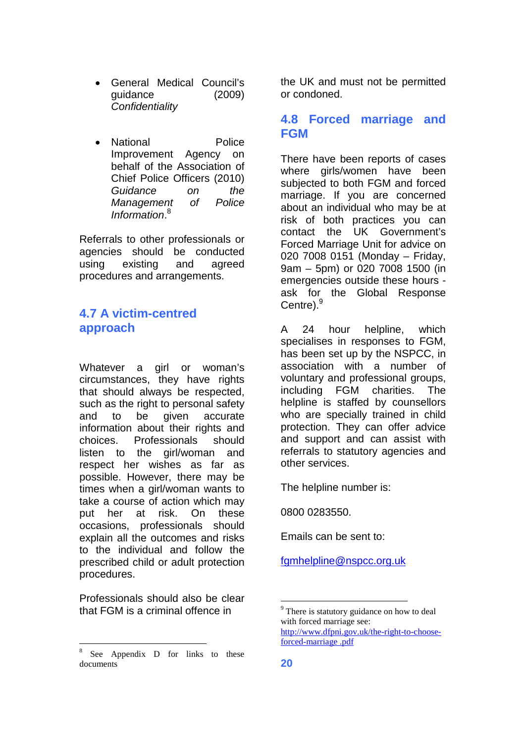- General Medical Council's guidance (2009) *Confidentiality*

- National Police Improvement Agency on behalf of the Association of Chief Police Officers (2010) *Guidance on the Management of Police Information*.[8]

Referrals to other professionals or agencies should be conducted using existing and agreed procedures and arrangements.

## 4.7 A victim-centred approach

Whatever a girl or woman's circumstances, they have rights that should always be respected, such as the right to personal safety and to be given accurate information about their rights and choices. Professionals should listen to the girl/woman and respect her wishes as far as possible. However, there may be times when a girl/woman wants to take a course of action which may put her at risk. On these occasions, professionals should explain all the outcomes and risks to the individual and follow the prescribed child or adult protection procedures.

Professionals should also be clear that FGM is a criminal offence in the UK and must not be permitted or condoned.

## 4.8 Forced marriage and FGM

There have been reports of cases where girls/women have been subjected to both FGM and forced marriage. If you are concerned about an individual who may be at risk of both practices you can contact the UK Government's Forced Marriage Unit for advice on 020 7008 0151 (Monday – Friday, 9am – 5pm) or 020 7008 1500 (in emergencies outside these hours - ask for the Global Response Centre).[9]

A 24 hour helpline, which specialises in responses to FGM, has been set up by the NSPCC, in association with a number of voluntary and professional groups, including FGM charities. The helpline is staffed by counsellors who are specially trained in child protection. They can offer advice and support and can assist with referrals to statutory agencies and other services.

The helpline number is:

0800 0283550.

Emails can be sent to:

fgmhelpline@nspcc.org.uk

---

[8] See Appendix D for links to these documents

[9] There is statutory guidance on how to deal with forced marriage see: http://www.dfpni.gov.uk/the-right-to-choose-forced-marriage .pdf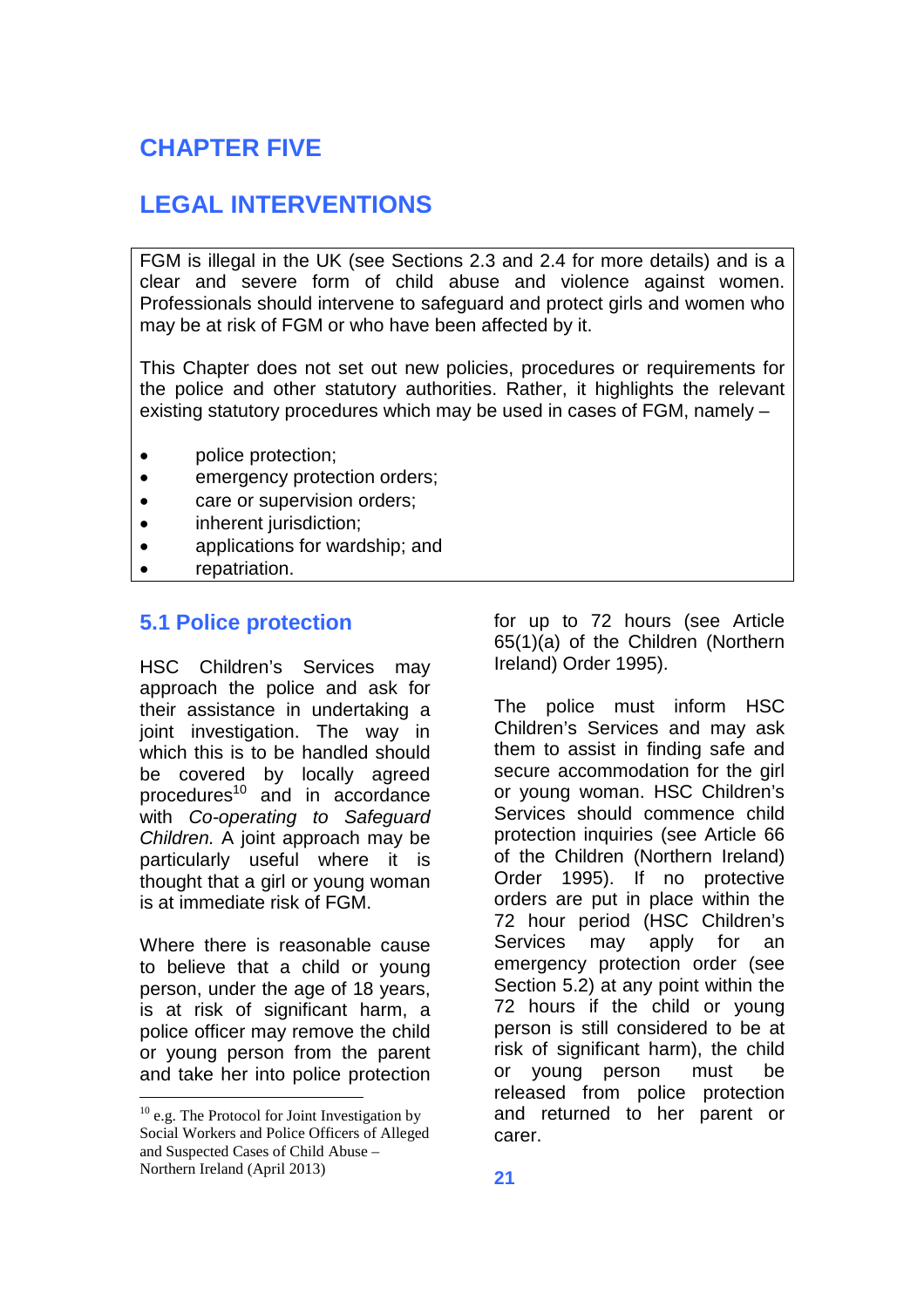# CHAPTER FIVE

# LEGAL INTERVENTIONS

FGM is illegal in the UK (see Sections 2.3 and 2.4 for more details) and is a clear and severe form of child abuse and violence against women. Professionals should intervene to safeguard and protect girls and women who may be at risk of FGM or who have been affected by it.

This Chapter does not set out new policies, procedures or requirements for the police and other statutory authorities. Rather, it highlights the relevant existing statutory procedures which may be used in cases of FGM, namely –

- police protection;
- emergency protection orders;
- care or supervision orders;
- inherent jurisdiction;
- applications for wardship; and
- repatriation.

## 5.1 Police protection

HSC Children's Services may approach the police and ask for their assistance in undertaking a joint investigation. The way in which this is to be handled should be covered by locally agreed procedures[10] and in accordance with *Co-operating to Safeguard Children.* A joint approach may be particularly useful where it is thought that a girl or young woman is at immediate risk of FGM.

Where there is reasonable cause to believe that a child or young person, under the age of 18 years, is at risk of significant harm, a police officer may remove the child or young person from the parent and take her into police protection for up to 72 hours (see Article 65(1)(a) of the Children (Northern Ireland) Order 1995).

The police must inform HSC Children's Services and may ask them to assist in finding safe and secure accommodation for the girl or young woman. HSC Children's Services should commence child protection inquiries (see Article 66 of the Children (Northern Ireland) Order 1995). If no protective orders are put in place within the 72 hour period (HSC Children's Services may apply for an emergency protection order (see Section 5.2) at any point within the 72 hours if the child or young person is still considered to be at risk of significant harm), the child or young person must be released from police protection and returned to her parent or carer.

[10] e.g. The Protocol for Joint Investigation by Social Workers and Police Officers of Alleged and Suspected Cases of Child Abuse – Northern Ireland (April 2013)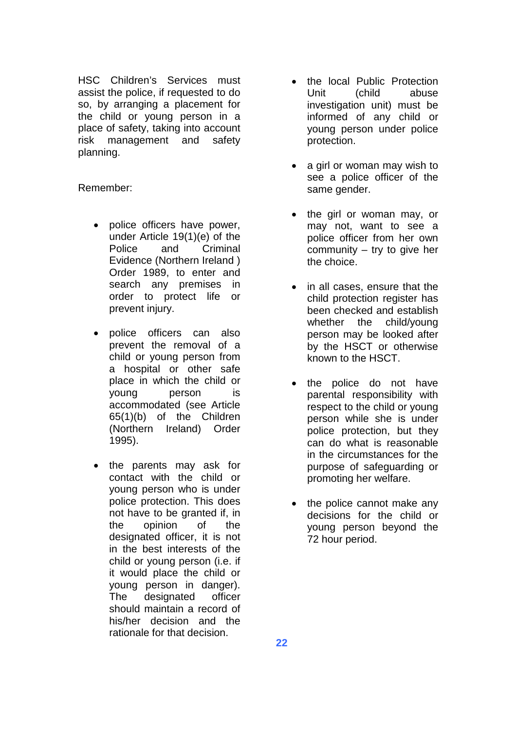HSC Children's Services must assist the police, if requested to do so, by arranging a placement for the child or young person in a place of safety, taking into account risk management and safety planning.

Remember:

- police officers have power, under Article 19(1)(e) of the Police and Criminal Evidence (Northern Ireland ) Order 1989, to enter and search any premises in order to protect life or prevent injury.
- police officers can also prevent the removal of a child or young person from a hospital or other safe place in which the child or young person is accommodated (see Article 65(1)(b) of the Children (Northern Ireland) Order 1995).
- the parents may ask for contact with the child or young person who is under police protection. This does not have to be granted if, in the opinion of the designated officer, it is not in the best interests of the child or young person (i.e. if it would place the child or young person in danger). The designated officer should maintain a record of his/her decision and the rationale for that decision.
- the local Public Protection Unit (child abuse investigation unit) must be informed of any child or young person under police protection.
- a girl or woman may wish to see a police officer of the same gender.
- the girl or woman may, or may not, want to see a police officer from her own community – try to give her the choice.
- in all cases, ensure that the child protection register has been checked and establish whether the child/young person may be looked after by the HSCT or otherwise known to the HSCT.
- the police do not have parental responsibility with respect to the child or young person while she is under police protection, but they can do what is reasonable in the circumstances for the purpose of safeguarding or promoting her welfare.
- the police cannot make any decisions for the child or young person beyond the 72 hour period.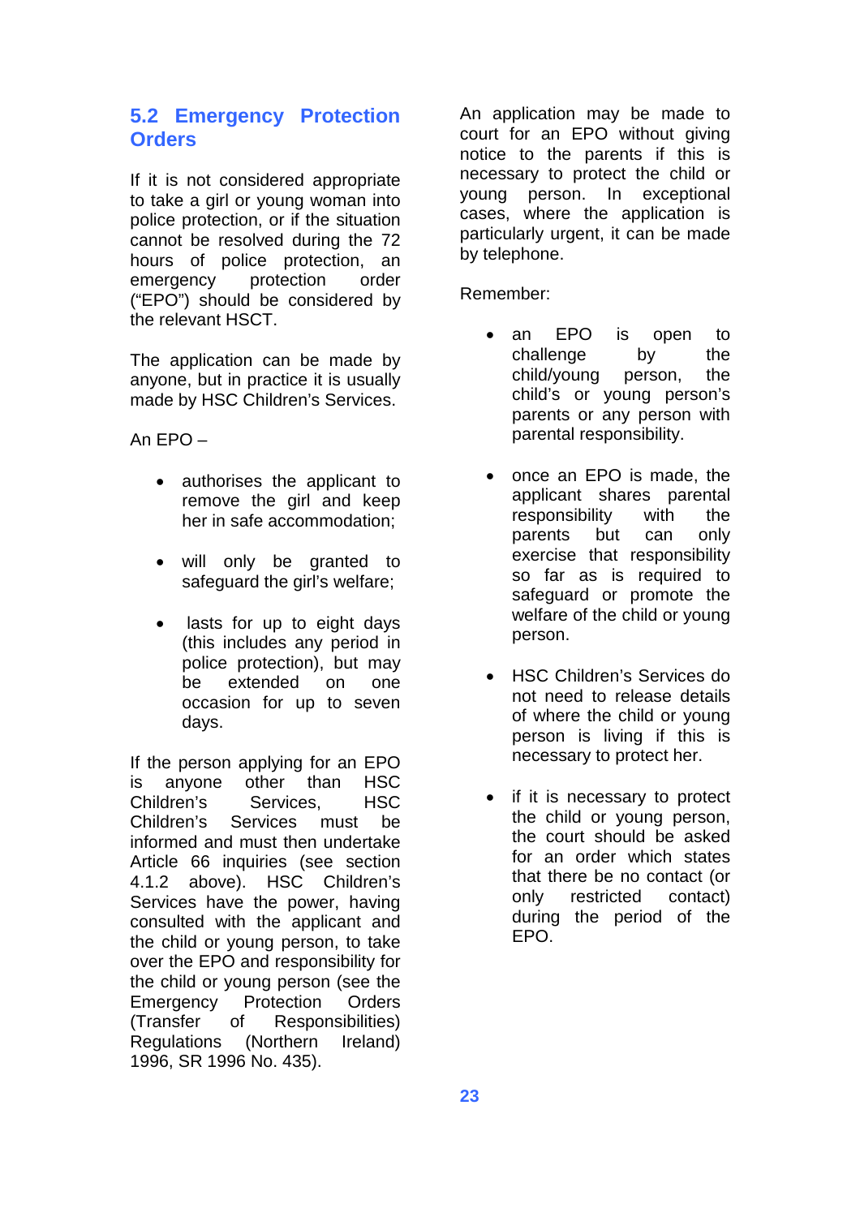## 5.2 Emergency Protection Orders

If it is not considered appropriate to take a girl or young woman into police protection, or if the situation cannot be resolved during the 72 hours of police protection, an emergency protection order ("EPO") should be considered by the relevant HSCT.

The application can be made by anyone, but in practice it is usually made by HSC Children's Services.

An EPO –

- authorises the applicant to remove the girl and keep her in safe accommodation;
- will only be granted to safeguard the girl's welfare;
- lasts for up to eight days (this includes any period in police protection), but may be extended on one occasion for up to seven days.

If the person applying for an EPO is anyone other than HSC Children's Services, HSC Children's Services must be informed and must then undertake Article 66 inquiries (see section 4.1.2 above). HSC Children's Services have the power, having consulted with the applicant and the child or young person, to take over the EPO and responsibility for the child or young person (see the Emergency Protection Orders (Transfer of Responsibilities) Regulations (Northern Ireland) 1996, SR 1996 No. 435).

An application may be made to court for an EPO without giving notice to the parents if this is necessary to protect the child or young person. In exceptional cases, where the application is particularly urgent, it can be made by telephone.

Remember:

- an EPO is open to challenge by the child/young person, the child's or young person's parents or any person with parental responsibility.
- once an EPO is made, the applicant shares parental responsibility with the parents but can only exercise that responsibility so far as is required to safeguard or promote the welfare of the child or young person.
- HSC Children's Services do not need to release details of where the child or young person is living if this is necessary to protect her.
- if it is necessary to protect the child or young person, the court should be asked for an order which states that there be no contact (or only restricted contact) during the period of the EPO.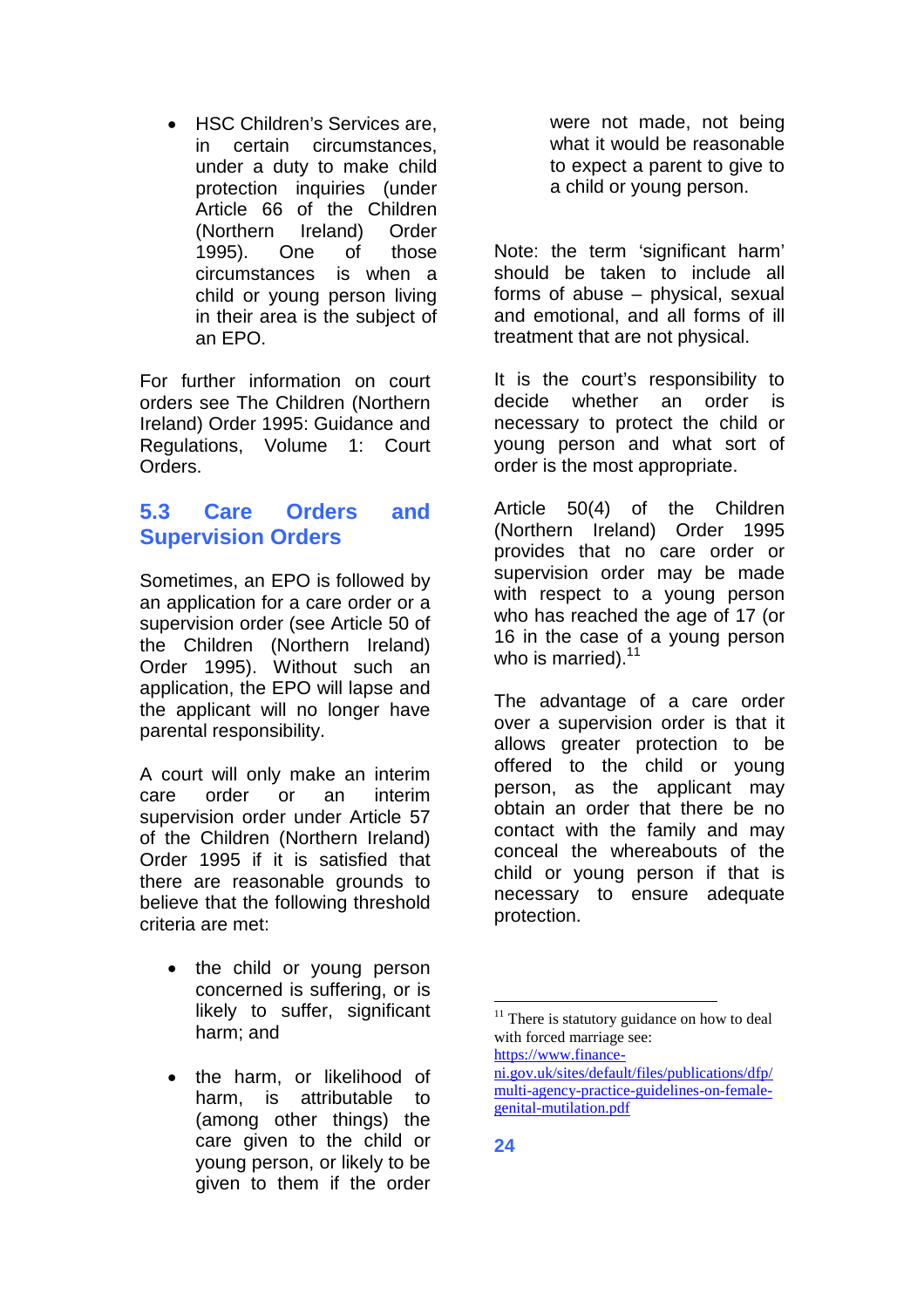- HSC Children's Services are, in certain circumstances, under a duty to make child protection inquiries (under Article 66 of the Children (Northern Ireland) Order 1995). One of those circumstances is when a child or young person living in their area is the subject of an EPO.

For further information on court orders see The Children (Northern Ireland) Order 1995: Guidance and Regulations, Volume 1: Court Orders.

## 5.3 Care Orders and Supervision Orders

Sometimes, an EPO is followed by an application for a care order or a supervision order (see Article 50 of the Children (Northern Ireland) Order 1995). Without such an application, the EPO will lapse and the applicant will no longer have parental responsibility.

A court will only make an interim care order or an interim supervision order under Article 57 of the Children (Northern Ireland) Order 1995 if it is satisfied that there are reasonable grounds to believe that the following threshold criteria are met:

- the child or young person concerned is suffering, or is likely to suffer, significant harm; and
- the harm, or likelihood of harm, is attributable to (among other things) the care given to the child or young person, or likely to be given to them if the order were not made, not being what it would be reasonable to expect a parent to give to a child or young person.

Note: the term 'significant harm' should be taken to include all forms of abuse – physical, sexual and emotional, and all forms of ill treatment that are not physical.

It is the court's responsibility to decide whether an order is necessary to protect the child or young person and what sort of order is the most appropriate.

Article 50(4) of the Children (Northern Ireland) Order 1995 provides that no care order or supervision order may be made with respect to a young person who has reached the age of 17 (or 16 in the case of a young person who is married).[11]

The advantage of a care order over a supervision order is that it allows greater protection to be offered to the child or young person, as the applicant may obtain an order that there be no contact with the family and may conceal the whereabouts of the child or young person if that is necessary to ensure adequate protection.

---

[11] There is statutory guidance on how to deal with forced marriage see: https://www.finance-ni.gov.uk/sites/default/files/publications/dfp/multi-agency-practice-guidelines-on-female-genital-mutilation.pdf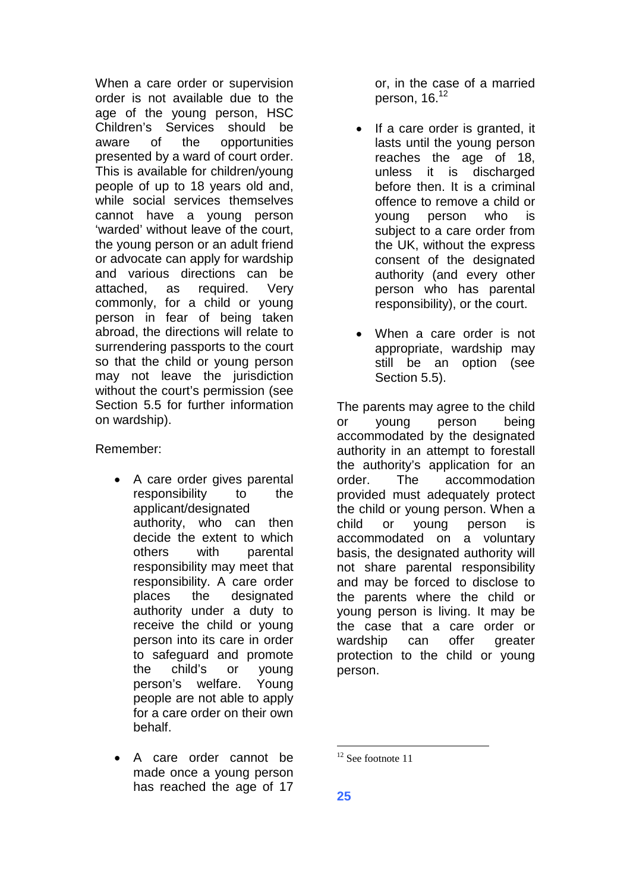When a care order or supervision order is not available due to the age of the young person, HSC Children's Services should be aware of the opportunities presented by a ward of court order. This is available for children/young people of up to 18 years old and, while social services themselves cannot have a young person 'warded' without leave of the court, the young person or an adult friend or advocate can apply for wardship and various directions can be attached, as required. Very commonly, for a child or young person in fear of being taken abroad, the directions will relate to surrendering passports to the court so that the child or young person may not leave the jurisdiction without the court's permission (see Section 5.5 for further information on wardship).

Remember:

- A care order gives parental responsibility to the applicant/designated authority, who can then decide the extent to which others with parental responsibility may meet that responsibility. A care order places the designated authority under a duty to receive the child or young person into its care in order to safeguard and promote the child's or young person's welfare. Young people are not able to apply for a care order on their own behalf.
- A care order cannot be made once a young person has reached the age of 17 or, in the case of a married person, 16.[12]
- If a care order is granted, it lasts until the young person reaches the age of 18, unless it is discharged before then. It is a criminal offence to remove a child or young person who is subject to a care order from the UK, without the express consent of the designated authority (and every other person who has parental responsibility), or the court.
- When a care order is not appropriate, wardship may still be an option (see Section 5.5).

The parents may agree to the child or young person being accommodated by the designated authority in an attempt to forestall the authority's application for an order. The accommodation provided must adequately protect the child or young person. When a child or young person is accommodated on a voluntary basis, the designated authority will not share parental responsibility and may be forced to disclose to the parents where the child or young person is living. It may be the case that a care order or wardship can offer greater protection to the child or young person.

[12] See footnote 11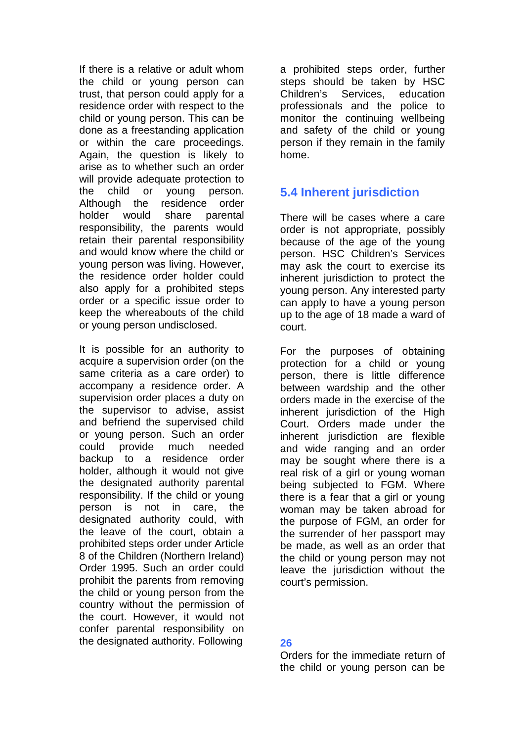If there is a relative or adult whom the child or young person can trust, that person could apply for a residence order with respect to the child or young person. This can be done as a freestanding application or within the care proceedings. Again, the question is likely to arise as to whether such an order will provide adequate protection to the child or young person. Although the residence order holder would share parental responsibility, the parents would retain their parental responsibility and would know where the child or young person was living. However, the residence order holder could also apply for a prohibited steps order or a specific issue order to keep the whereabouts of the child or young person undisclosed.

It is possible for an authority to acquire a supervision order (on the same criteria as a care order) to accompany a residence order. A supervision order places a duty on the supervisor to advise, assist and befriend the supervised child or young person. Such an order could provide much needed backup to a residence order holder, although it would not give the designated authority parental responsibility. If the child or young person is not in care, the designated authority could, with the leave of the court, obtain a prohibited steps order under Article 8 of the Children (Northern Ireland) Order 1995. Such an order could prohibit the parents from removing the child or young person from the country without the permission of the court. However, it would not confer parental responsibility on the designated authority. Following a prohibited steps order, further steps should be taken by HSC Children's Services, education professionals and the police to monitor the continuing wellbeing and safety of the child or young person if they remain in the family home.

## 5.4 Inherent jurisdiction

There will be cases where a care order is not appropriate, possibly because of the age of the young person. HSC Children's Services may ask the court to exercise its inherent jurisdiction to protect the young person. Any interested party can apply to have a young person up to the age of 18 made a ward of court.

For the purposes of obtaining protection for a child or young person, there is little difference between wardship and the other orders made in the exercise of the inherent jurisdiction of the High Court. Orders made under the inherent jurisdiction are flexible and wide ranging and an order may be sought where there is a real risk of a girl or young woman being subjected to FGM. Where there is a fear that a girl or young woman may be taken abroad for the purpose of FGM, an order for the surrender of her passport may be made, as well as an order that the child or young person may not leave the jurisdiction without the court's permission.

Orders for the immediate return of the child or young person can be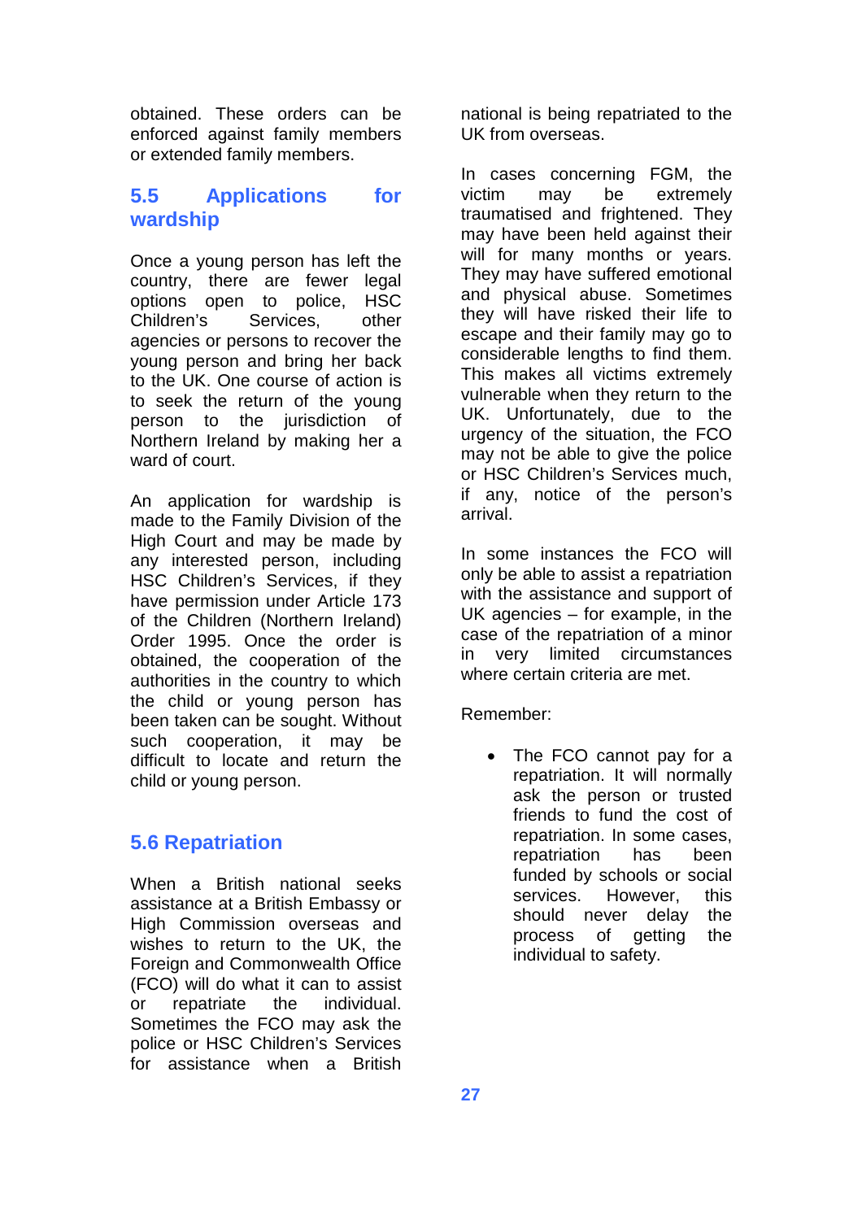obtained. These orders can be enforced against family members or extended family members.

## 5.5 Applications for wardship

Once a young person has left the country, there are fewer legal options open to police, HSC Children's Services, other agencies or persons to recover the young person and bring her back to the UK. One course of action is to seek the return of the young person to the jurisdiction of Northern Ireland by making her a ward of court.

An application for wardship is made to the Family Division of the High Court and may be made by any interested person, including HSC Children's Services, if they have permission under Article 173 of the Children (Northern Ireland) Order 1995. Once the order is obtained, the cooperation of the authorities in the country to which the child or young person has been taken can be sought. Without such cooperation, it may be difficult to locate and return the child or young person.

## 5.6 Repatriation

When a British national seeks assistance at a British Embassy or High Commission overseas and wishes to return to the UK, the Foreign and Commonwealth Office (FCO) will do what it can to assist or repatriate the individual. Sometimes the FCO may ask the police or HSC Children's Services for assistance when a British national is being repatriated to the UK from overseas.

In cases concerning FGM, the victim may be extremely traumatised and frightened. They may have been held against their will for many months or years. They may have suffered emotional and physical abuse. Sometimes they will have risked their life to escape and their family may go to considerable lengths to find them. This makes all victims extremely vulnerable when they return to the UK. Unfortunately, due to the urgency of the situation, the FCO may not be able to give the police or HSC Children's Services much, if any, notice of the person's arrival.

In some instances the FCO will only be able to assist a repatriation with the assistance and support of UK agencies – for example, in the case of the repatriation of a minor in very limited circumstances where certain criteria are met.

Remember:

- The FCO cannot pay for a repatriation. It will normally ask the person or trusted friends to fund the cost of repatriation. In some cases, repatriation has been funded by schools or social services. However, this should never delay the process of getting the individual to safety.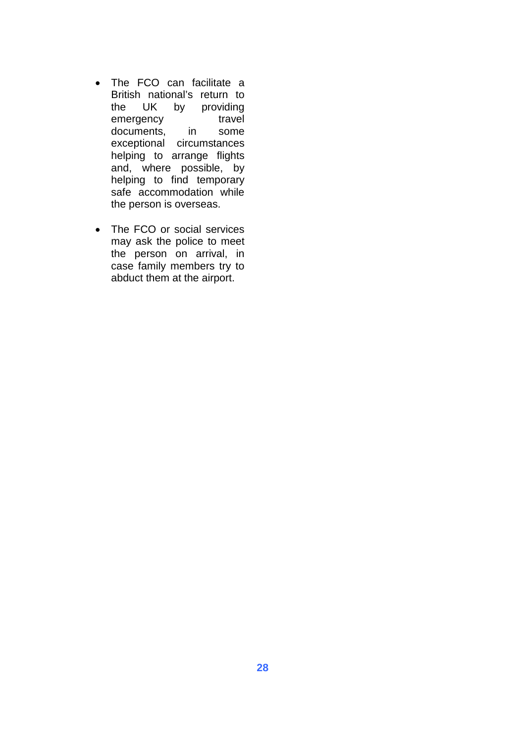- The FCO can facilitate a British national's return to the UK by providing emergency travel documents, in some exceptional circumstances helping to arrange flights and, where possible, by helping to find temporary safe accommodation while the person is overseas.

- The FCO or social services may ask the police to meet the person on arrival, in case family members try to abduct them at the airport.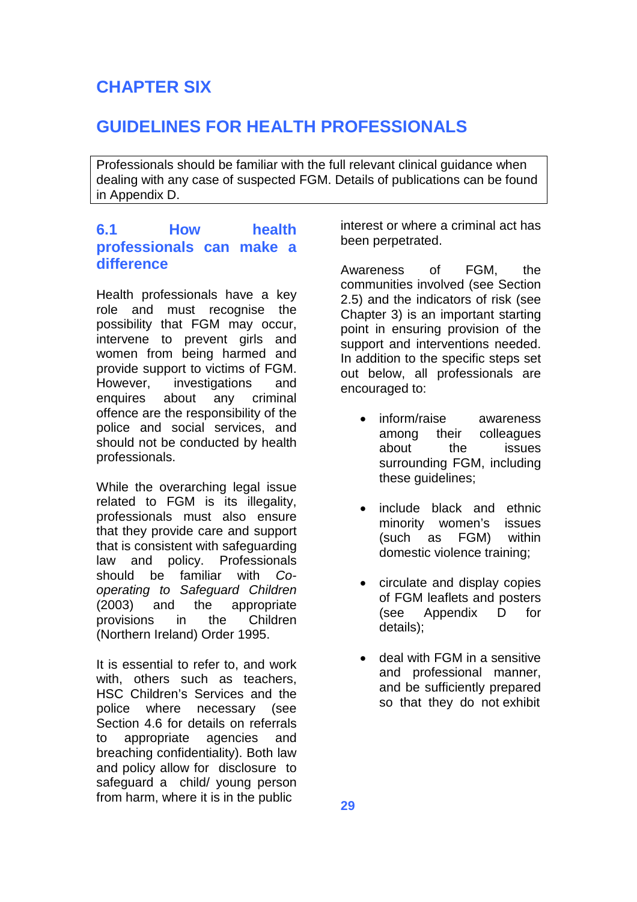# CHAPTER SIX

# GUIDELINES FOR HEALTH PROFESSIONALS

Professionals should be familiar with the full relevant clinical guidance when dealing with any case of suspected FGM. Details of publications can be found in Appendix D.

## 6.1 How health professionals can make a difference

Health professionals have a key role and must recognise the possibility that FGM may occur, intervene to prevent girls and women from being harmed and provide support to victims of FGM. However, investigations and enquires about any criminal offence are the responsibility of the police and social services, and should not be conducted by health professionals.

While the overarching legal issue related to FGM is its illegality, professionals must also ensure that they provide care and support that is consistent with safeguarding law and policy. Professionals should be familiar with *Co-operating to Safeguard Children* (2003) and the appropriate provisions in the Children (Northern Ireland) Order 1995.

It is essential to refer to, and work with, others such as teachers, HSC Children's Services and the police where necessary (see Section 4.6 for details on referrals to appropriate agencies and breaching confidentiality). Both law and policy allow for disclosure to safeguard a child/ young person from harm, where it is in the public interest or where a criminal act has been perpetrated.

Awareness of FGM, the communities involved (see Section 2.5) and the indicators of risk (see Chapter 3) is an important starting point in ensuring provision of the support and interventions needed. In addition to the specific steps set out below, all professionals are encouraged to:

- inform/raise awareness among their colleagues about the issues surrounding FGM, including these guidelines;
- include black and ethnic minority women's issues (such as FGM) within domestic violence training;
- circulate and display copies of FGM leaflets and posters (see Appendix D for details);
- deal with FGM in a sensitive and professional manner, and be sufficiently prepared so that they do not exhibit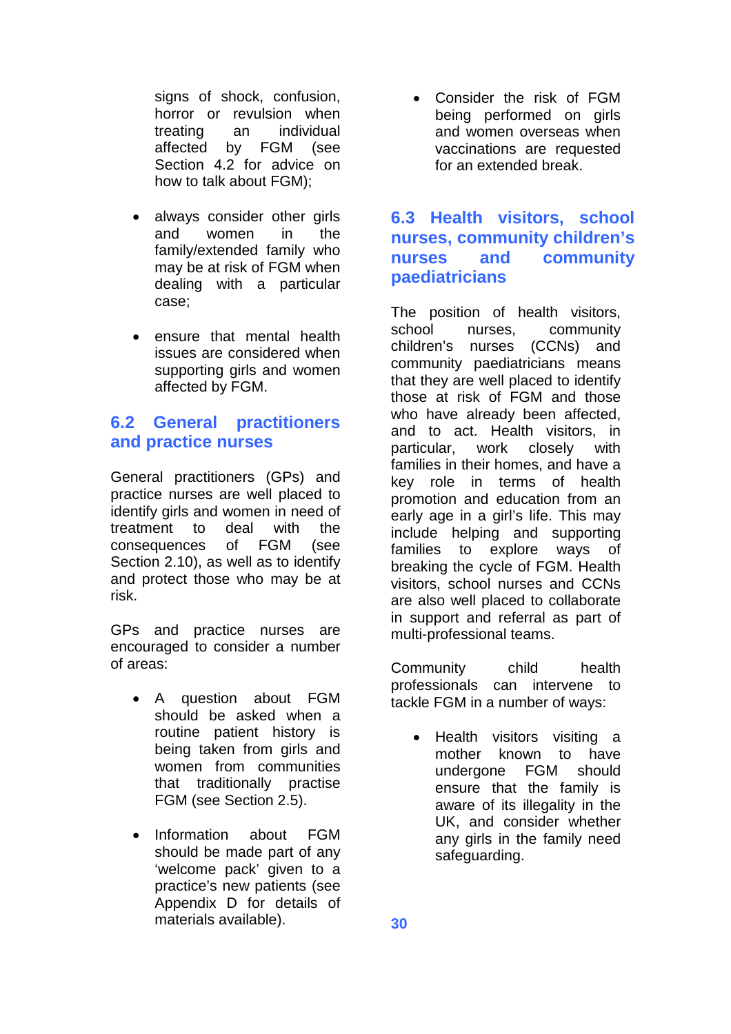signs of shock, confusion, horror or revulsion when treating an individual affected by FGM (see Section 4.2 for advice on how to talk about FGM);

- always consider other girls and women in the family/extended family who may be at risk of FGM when dealing with a particular case;
- ensure that mental health issues are considered when supporting girls and women affected by FGM.

## 6.2 General practitioners and practice nurses

General practitioners (GPs) and practice nurses are well placed to identify girls and women in need of treatment to deal with the consequences of FGM (see Section 2.10), as well as to identify and protect those who may be at risk.

GPs and practice nurses are encouraged to consider a number of areas:

- A question about FGM should be asked when a routine patient history is being taken from girls and women from communities that traditionally practise FGM (see Section 2.5).
- Information about FGM should be made part of any 'welcome pack' given to a practice's new patients (see Appendix D for details of materials available).
- Consider the risk of FGM being performed on girls and women overseas when vaccinations are requested for an extended break.

## 6.3 Health visitors, school nurses, community children's nurses and community paediatricians

The position of health visitors, school nurses, community children's nurses (CCNs) and community paediatricians means that they are well placed to identify those at risk of FGM and those who have already been affected, and to act. Health visitors, in particular, work closely with families in their homes, and have a key role in terms of health promotion and education from an early age in a girl's life. This may include helping and supporting families to explore ways of breaking the cycle of FGM. Health visitors, school nurses and CCNs are also well placed to collaborate in support and referral as part of multi-professional teams.

Community child health professionals can intervene to tackle FGM in a number of ways:

- Health visitors visiting a mother known to have undergone FGM should ensure that the family is aware of its illegality in the UK, and consider whether any girls in the family need safeguarding.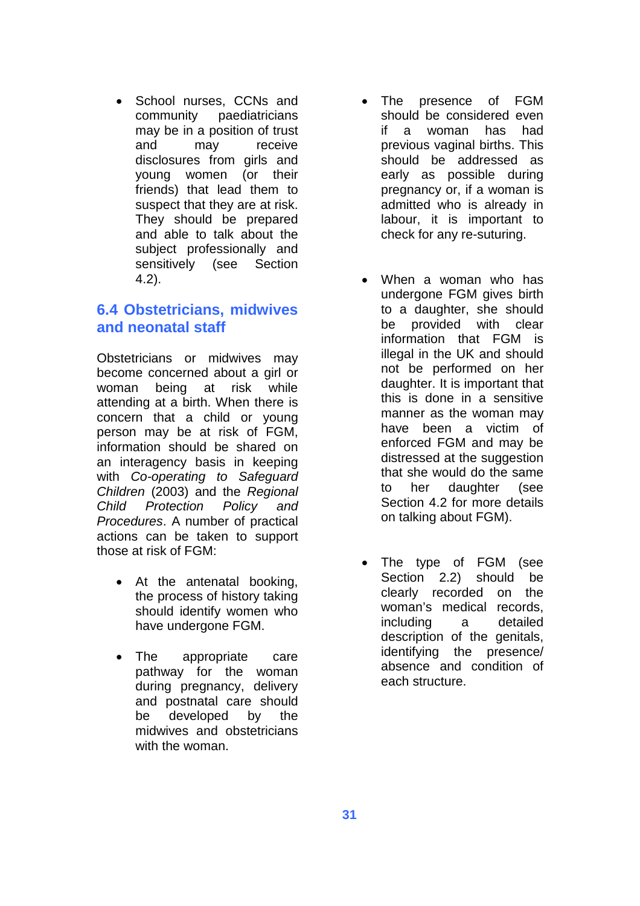- School nurses, CCNs and community paediatricians may be in a position of trust and may receive disclosures from girls and young women (or their friends) that lead them to suspect that they are at risk. They should be prepared and able to talk about the subject professionally and sensitively (see Section 4.2).

## 6.4 Obstetricians, midwives and neonatal staff

Obstetricians or midwives may become concerned about a girl or woman being at risk while attending at a birth. When there is concern that a child or young person may be at risk of FGM, information should be shared on an interagency basis in keeping with *Co-operating to Safeguard Children* (2003) and the *Regional Child Protection Policy and Procedures*. A number of practical actions can be taken to support those at risk of FGM:

- At the antenatal booking, the process of history taking should identify women who have undergone FGM.

- The appropriate care pathway for the woman during pregnancy, delivery and postnatal care should be developed by the midwives and obstetricians with the woman.

- The presence of FGM should be considered even if a woman has had previous vaginal births. This should be addressed as early as possible during pregnancy or, if a woman is admitted who is already in labour, it is important to check for any re-suturing.

- When a woman who has undergone FGM gives birth to a daughter, she should be provided with clear information that FGM is illegal in the UK and should not be performed on her daughter. It is important that this is done in a sensitive manner as the woman may have been a victim of enforced FGM and may be distressed at the suggestion that she would do the same to her daughter (see Section 4.2 for more details on talking about FGM).

- The type of FGM (see Section 2.2) should be clearly recorded on the woman's medical records, including a detailed description of the genitals, identifying the presence/ absence and condition of each structure.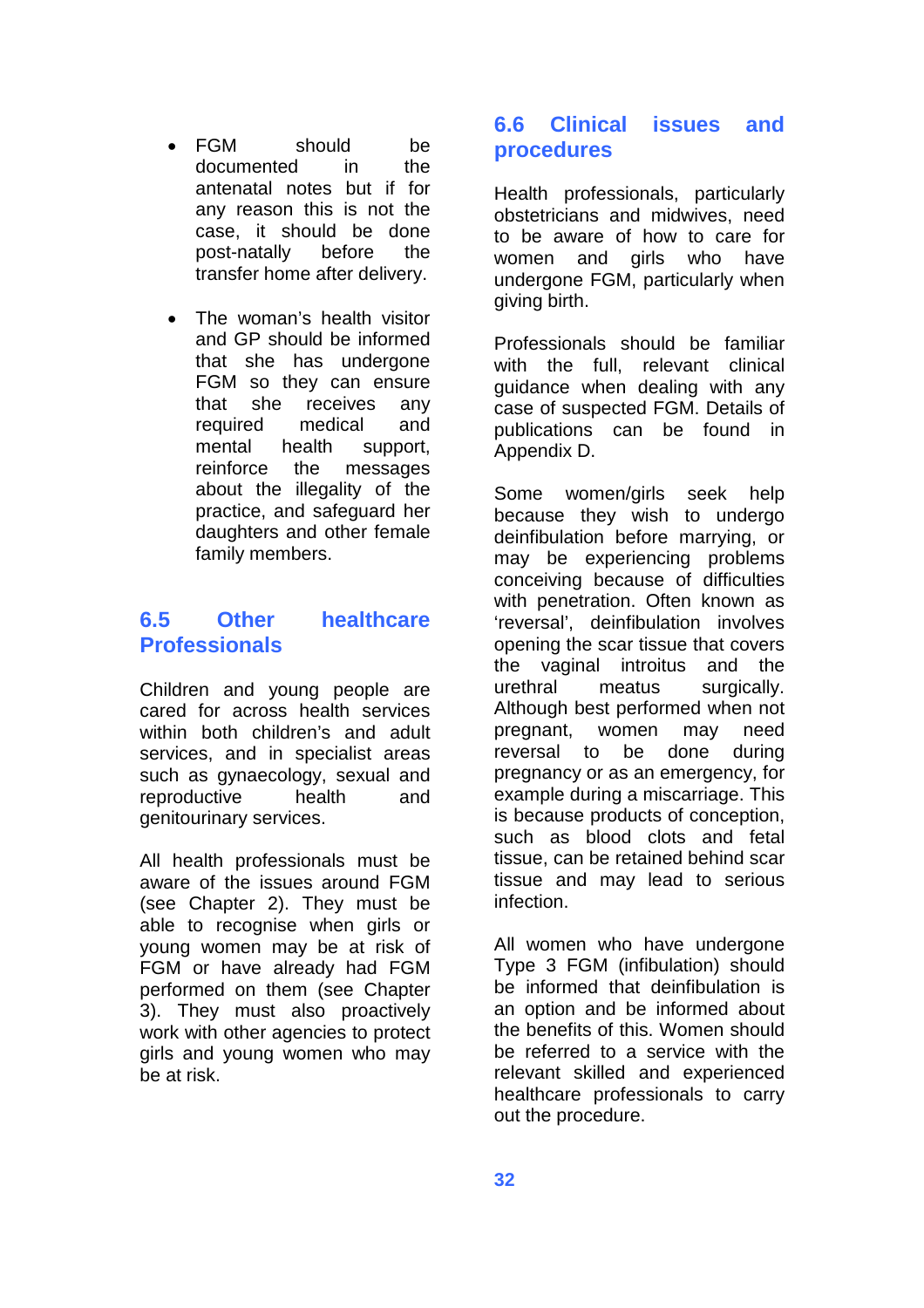- FGM should be documented in the antenatal notes but if for any reason this is not the case, it should be done post-natally before the transfer home after delivery.

- The woman's health visitor and GP should be informed that she has undergone FGM so they can ensure that she receives any required medical and mental health support, reinforce the messages about the illegality of the practice, and safeguard her daughters and other female family members.

## 6.5 Other healthcare Professionals

Children and young people are cared for across health services within both children's and adult services, and in specialist areas such as gynaecology, sexual and reproductive health and genitourinary services.

All health professionals must be aware of the issues around FGM (see Chapter 2). They must be able to recognise when girls or young women may be at risk of FGM or have already had FGM performed on them (see Chapter 3). They must also proactively work with other agencies to protect girls and young women who may be at risk.

## 6.6 Clinical issues and procedures

Health professionals, particularly obstetricians and midwives, need to be aware of how to care for women and girls who have undergone FGM, particularly when giving birth.

Professionals should be familiar with the full, relevant clinical guidance when dealing with any case of suspected FGM. Details of publications can be found in Appendix D.

Some women/girls seek help because they wish to undergo deinfibulation before marrying, or may be experiencing problems conceiving because of difficulties with penetration. Often known as 'reversal', deinfibulation involves opening the scar tissue that covers the vaginal introitus and the urethral meatus surgically. Although best performed when not pregnant, women may need reversal to be done during pregnancy or as an emergency, for example during a miscarriage. This is because products of conception, such as blood clots and fetal tissue, can be retained behind scar tissue and may lead to serious infection.

All women who have undergone Type 3 FGM (infibulation) should be informed that deinfibulation is an option and be informed about the benefits of this. Women should be referred to a service with the relevant skilled and experienced healthcare professionals to carry out the procedure.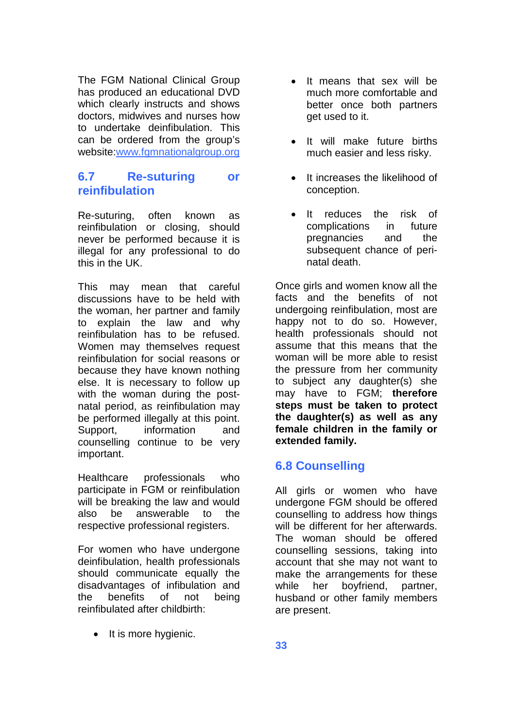The FGM National Clinical Group has produced an educational DVD which clearly instructs and shows doctors, midwives and nurses how to undertake deinfibulation. This can be ordered from the group's website:[www.fgmnationalgroup.org](http://www.fgmnationalgroup.org)

## 6.7 Re-suturing or reinfibulation

Re-suturing, often known as reinfibulation or closing, should never be performed because it is illegal for any professional to do this in the UK.

This may mean that careful discussions have to be held with the woman, her partner and family to explain the law and why reinfibulation has to be refused. Women may themselves request reinfibulation for social reasons or because they have known nothing else. It is necessary to follow up with the woman during the post-natal period, as reinfibulation may be performed illegally at this point. Support, information and counselling continue to be very important.

Healthcare professionals who participate in FGM or reinfibulation will be breaking the law and would also be answerable to the respective professional registers.

For women who have undergone deinfibulation, health professionals should communicate equally the disadvantages of infibulation and the benefits of not being reinfibulated after childbirth:

- It is more hygienic.
- It means that sex will be much more comfortable and better once both partners get used to it.
- It will make future births much easier and less risky.
- It increases the likelihood of conception.
- It reduces the risk of complications in future pregnancies and the subsequent chance of peri-natal death.

Once girls and women know all the facts and the benefits of not undergoing reinfibulation, most are happy not to do so. However, health professionals should not assume that this means that the woman will be more able to resist the pressure from her community to subject any daughter(s) she may have to FGM; **therefore steps must be taken to protect the daughter(s) as well as any female children in the family or extended family.**

## 6.8 Counselling

All girls or women who have undergone FGM should be offered counselling to address how things will be different for her afterwards. The woman should be offered counselling sessions, taking into account that she may not want to make the arrangements for these while her boyfriend, partner, husband or other family members are present.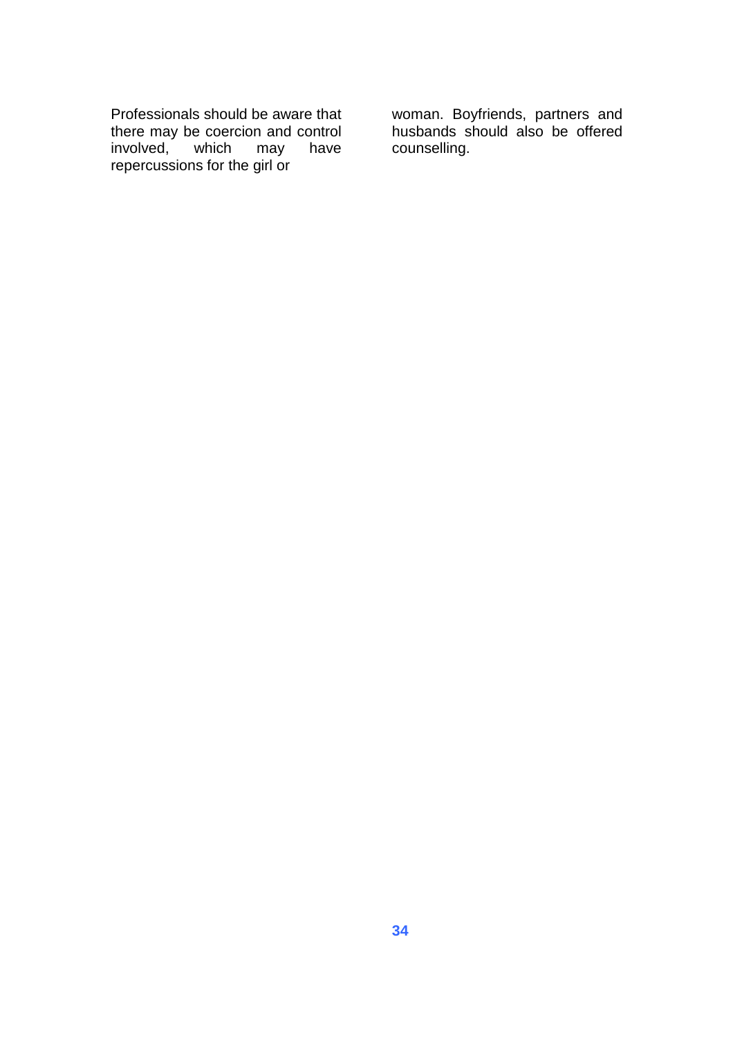Professionals should be aware that there may be coercion and control involved, which may have repercussions for the girl or woman. Boyfriends, partners and husbands should also be offered counselling.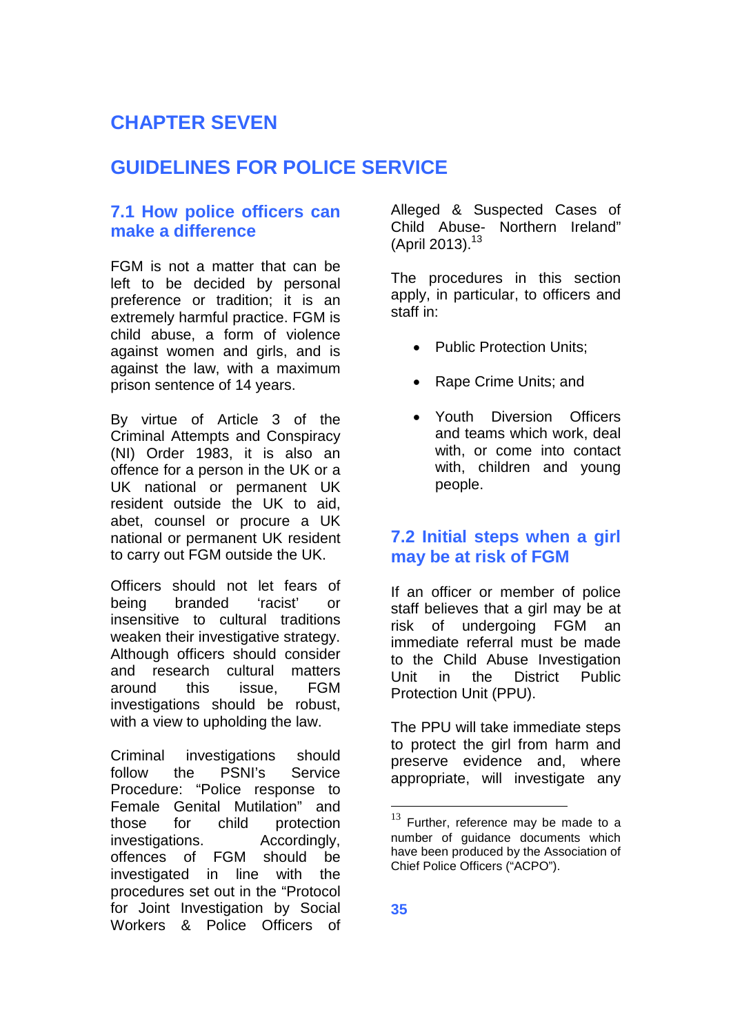# CHAPTER SEVEN

# GUIDELINES FOR POLICE SERVICE

## 7.1 How police officers can make a difference

FGM is not a matter that can be left to be decided by personal preference or tradition; it is an extremely harmful practice. FGM is child abuse, a form of violence against women and girls, and is against the law, with a maximum prison sentence of 14 years.

By virtue of Article 3 of the Criminal Attempts and Conspiracy (NI) Order 1983, it is also an offence for a person in the UK or a UK national or permanent UK resident outside the UK to aid, abet, counsel or procure a UK national or permanent UK resident to carry out FGM outside the UK.

Officers should not let fears of being branded 'racist' or insensitive to cultural traditions weaken their investigative strategy. Although officers should consider and research cultural matters around this issue, FGM investigations should be robust, with a view to upholding the law.

Criminal investigations should follow the PSNI's Service Procedure: "Police response to Female Genital Mutilation" and those for child protection investigations. Accordingly, offences of FGM should be investigated in line with the procedures set out in the "Protocol for Joint Investigation by Social Workers & Police Officers of Alleged & Suspected Cases of Child Abuse- Northern Ireland" (April 2013).[13]

The procedures in this section apply, in particular, to officers and staff in:

- Public Protection Units;
- Rape Crime Units; and
- Youth Diversion Officers and teams which work, deal with, or come into contact with, children and young people.

## 7.2 Initial steps when a girl may be at risk of FGM

If an officer or member of police staff believes that a girl may be at risk of undergoing FGM an immediate referral must be made to the Child Abuse Investigation Unit in the District Public Protection Unit (PPU).

The PPU will take immediate steps to protect the girl from harm and preserve evidence and, where appropriate, will investigate any

[13] Further, reference may be made to a number of guidance documents which have been produced by the Association of Chief Police Officers ("ACPO").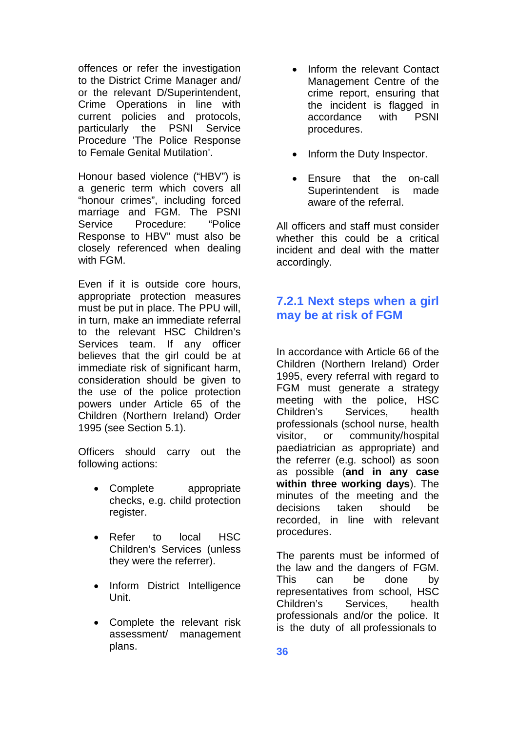offences or refer the investigation to the District Crime Manager and/ or the relevant D/Superintendent, Crime Operations in line with current policies and protocols, particularly the PSNI Service Procedure 'The Police Response to Female Genital Mutilation'.

Honour based violence ("HBV") is a generic term which covers all "honour crimes", including forced marriage and FGM. The PSNI Service Procedure: "Police Response to HBV" must also be closely referenced when dealing with FGM.

Even if it is outside core hours, appropriate protection measures must be put in place. The PPU will, in turn, make an immediate referral to the relevant HSC Children's Services team. If any officer believes that the girl could be at immediate risk of significant harm, consideration should be given to the use of the police protection powers under Article 65 of the Children (Northern Ireland) Order 1995 (see Section 5.1).

Officers should carry out the following actions:

- Complete appropriate checks, e.g. child protection register.
- Refer to local HSC Children's Services (unless they were the referrer).
- Inform District Intelligence Unit.
- Complete the relevant risk assessment/ management plans.
- Inform the relevant Contact Management Centre of the crime report, ensuring that the incident is flagged in accordance with PSNI procedures.
- Inform the Duty Inspector.
- Ensure that the on-call Superintendent is made aware of the referral.

All officers and staff must consider whether this could be a critical incident and deal with the matter accordingly.

### 7.2.1 Next steps when a girl may be at risk of FGM

In accordance with Article 66 of the Children (Northern Ireland) Order 1995, every referral with regard to FGM must generate a strategy meeting with the police, HSC Children's Services, health professionals (school nurse, health visitor, or community/hospital paediatrician as appropriate) and the referrer (e.g. school) as soon as possible (**and in any case within three working days**). The minutes of the meeting and the decisions taken should be recorded, in line with relevant procedures.

The parents must be informed of the law and the dangers of FGM. This can be done by representatives from school, HSC Children's Services, health professionals and/or the police. It is the duty of all professionals to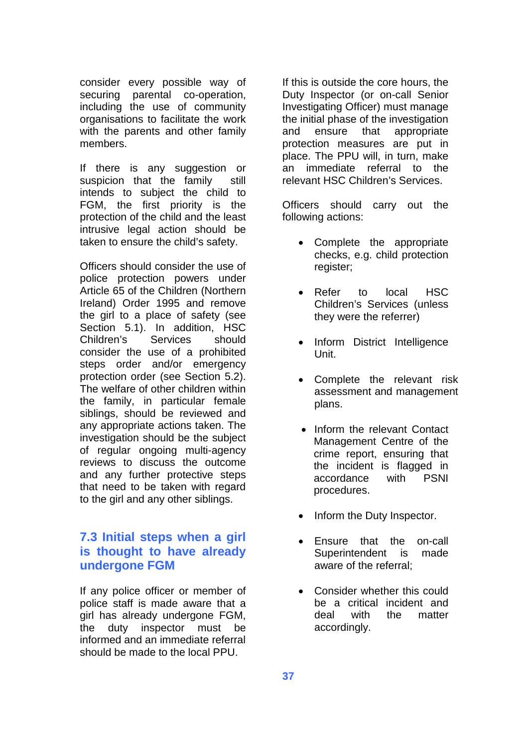consider every possible way of securing parental co-operation, including the use of community organisations to facilitate the work with the parents and other family members.

If there is any suggestion or suspicion that the family still intends to subject the child to FGM, the first priority is the protection of the child and the least intrusive legal action should be taken to ensure the child's safety.

Officers should consider the use of police protection powers under Article 65 of the Children (Northern Ireland) Order 1995 and remove the girl to a place of safety (see Section 5.1). In addition, HSC Children's Services should consider the use of a prohibited steps order and/or emergency protection order (see Section 5.2). The welfare of other children within the family, in particular female siblings, should be reviewed and any appropriate actions taken. The investigation should be the subject of regular ongoing multi-agency reviews to discuss the outcome and any further protective steps that need to be taken with regard to the girl and any other siblings.

## 7.3 Initial steps when a girl is thought to have already undergone FGM

If any police officer or member of police staff is made aware that a girl has already undergone FGM, the duty inspector must be informed and an immediate referral should be made to the local PPU.

If this is outside the core hours, the Duty Inspector (or on-call Senior Investigating Officer) must manage the initial phase of the investigation and ensure that appropriate protection measures are put in place. The PPU will, in turn, make an immediate referral to the relevant HSC Children's Services.

Officers should carry out the following actions:

- Complete the appropriate checks, e.g. child protection register;
- Refer to local HSC Children's Services (unless they were the referrer)
- Inform District Intelligence Unit.
- Complete the relevant risk assessment and management plans.
- Inform the relevant Contact Management Centre of the crime report, ensuring that the incident is flagged in accordance with PSNI procedures.
- Inform the Duty Inspector.
- Ensure that the on-call Superintendent is made aware of the referral;
- Consider whether this could be a critical incident and deal with the matter accordingly.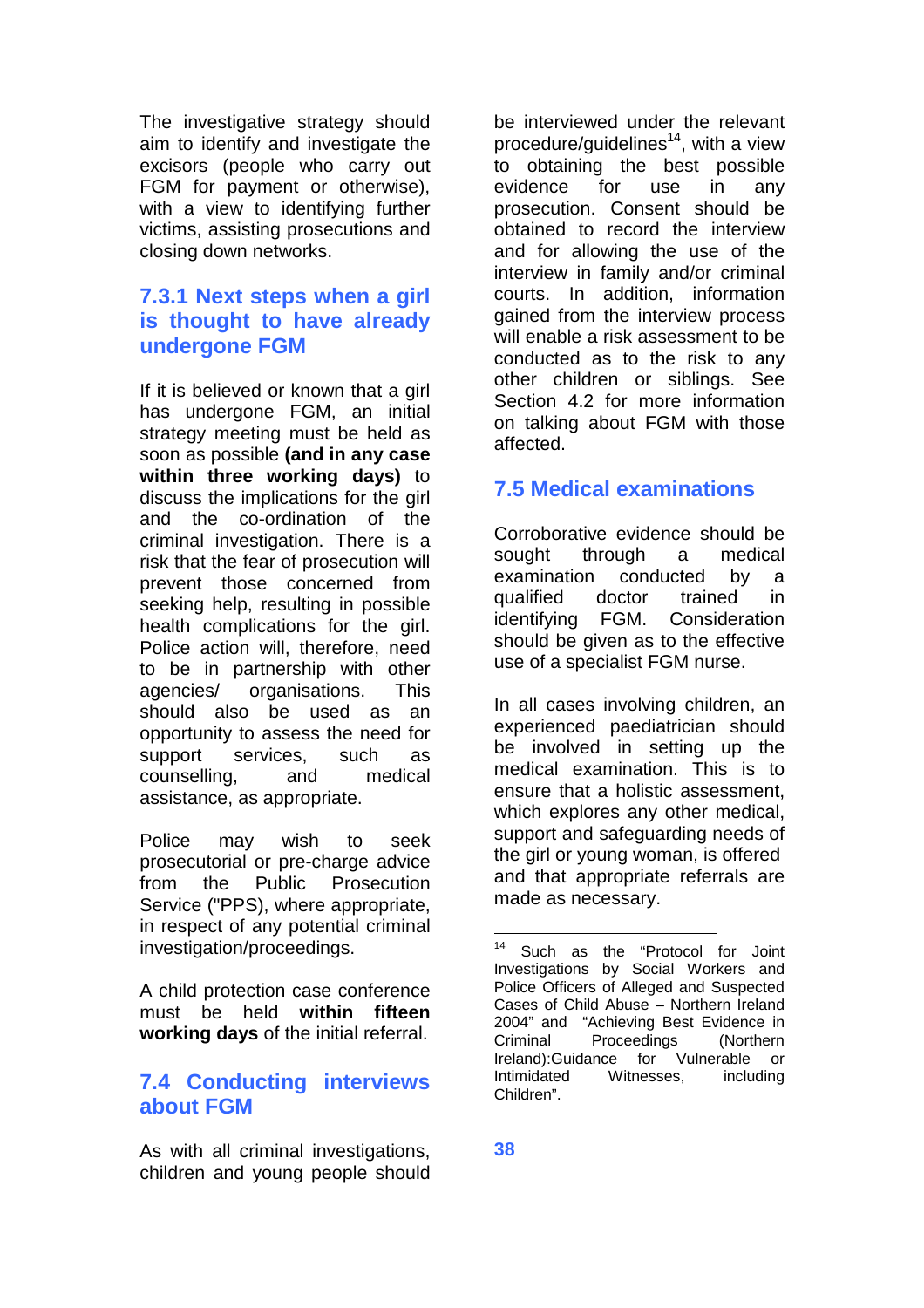The investigative strategy should aim to identify and investigate the excisors (people who carry out FGM for payment or otherwise), with a view to identifying further victims, assisting prosecutions and closing down networks.

### 7.3.1 Next steps when a girl is thought to have already undergone FGM

If it is believed or known that a girl has undergone FGM, an initial strategy meeting must be held as soon as possible **(and in any case within three working days)** to discuss the implications for the girl and the co-ordination of the criminal investigation. There is a risk that the fear of prosecution will prevent those concerned from seeking help, resulting in possible health complications for the girl. Police action will, therefore, need to be in partnership with other agencies/ organisations. This should also be used as an opportunity to assess the need for support services, such as counselling, and medical assistance, as appropriate.

Police may wish to seek prosecutorial or pre-charge advice from the Public Prosecution Service ("PPS), where appropriate, in respect of any potential criminal investigation/proceedings.

A child protection case conference must be held **within fifteen working days** of the initial referral.

## 7.4 Conducting interviews about FGM

As with all criminal investigations, children and young people should be interviewed under the relevant procedure/guidelines[14], with a view to obtaining the best possible evidence for use in any prosecution. Consent should be obtained to record the interview and for allowing the use of the interview in family and/or criminal courts. In addition, information gained from the interview process will enable a risk assessment to be conducted as to the risk to any other children or siblings. See Section 4.2 for more information on talking about FGM with those affected.

## 7.5 Medical examinations

Corroborative evidence should be sought through a medical examination conducted by a qualified doctor trained in identifying FGM. Consideration should be given as to the effective use of a specialist FGM nurse.

In all cases involving children, an experienced paediatrician should be involved in setting up the medical examination. This is to ensure that a holistic assessment, which explores any other medical, support and safeguarding needs of the girl or young woman, is offered and that appropriate referrals are made as necessary.

---

[14] Such as the "Protocol for Joint Investigations by Social Workers and Police Officers of Alleged and Suspected Cases of Child Abuse – Northern Ireland 2004" and "Achieving Best Evidence in Criminal Proceedings (Northern Ireland):Guidance for Vulnerable or Intimidated Witnesses, including Children".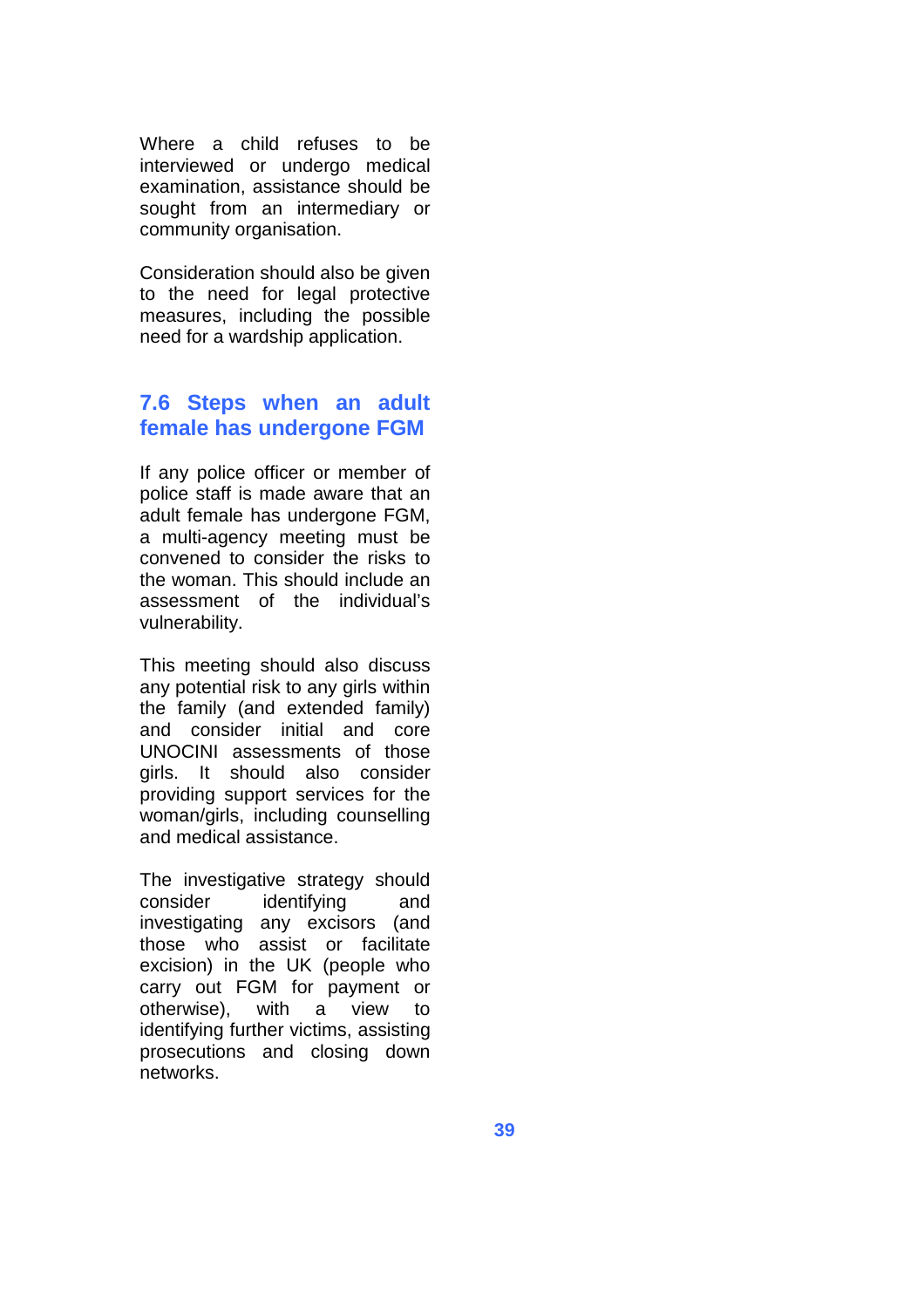Where a child refuses to be interviewed or undergo medical examination, assistance should be sought from an intermediary or community organisation.

Consideration should also be given to the need for legal protective measures, including the possible need for a wardship application.

## 7.6 Steps when an adult female has undergone FGM

If any police officer or member of police staff is made aware that an adult female has undergone FGM, a multi-agency meeting must be convened to consider the risks to the woman. This should include an assessment of the individual's vulnerability.

This meeting should also discuss any potential risk to any girls within the family (and extended family) and consider initial and core UNOCINI assessments of those girls. It should also consider providing support services for the woman/girls, including counselling and medical assistance.

The investigative strategy should consider identifying and investigating any excisors (and those who assist or facilitate excision) in the UK (people who carry out FGM for payment or otherwise), with a view to identifying further victims, assisting prosecutions and closing down networks.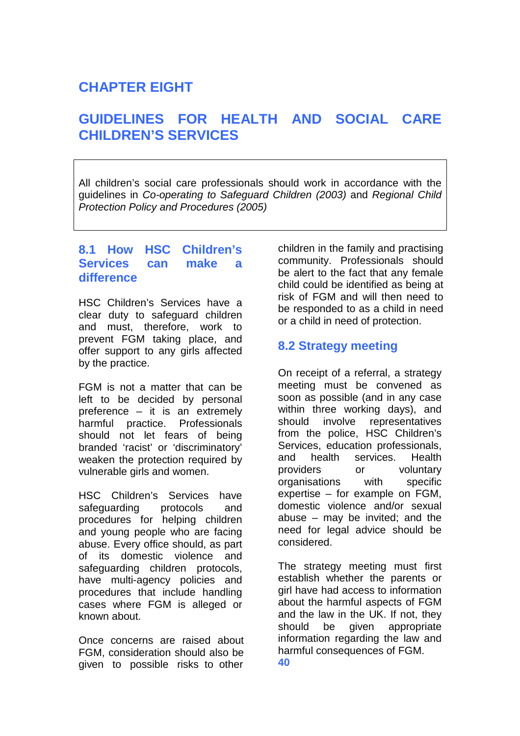# CHAPTER EIGHT

# GUIDELINES FOR HEALTH AND SOCIAL CARE CHILDREN'S SERVICES

All children's social care professionals should work in accordance with the guidelines in *Co-operating to Safeguard Children (2003)* and *Regional Child Protection Policy and Procedures (2005)*

## 8.1 How HSC Children's Services can make a difference

HSC Children's Services have a clear duty to safeguard children and must, therefore, work to prevent FGM taking place, and offer support to any girls affected by the practice.

FGM is not a matter that can be left to be decided by personal preference – it is an extremely harmful practice. Professionals should not let fears of being branded 'racist' or 'discriminatory' weaken the protection required by vulnerable girls and women.

HSC Children's Services have safeguarding protocols and procedures for helping children and young people who are facing abuse. Every office should, as part of its domestic violence and safeguarding children protocols, have multi-agency policies and procedures that include handling cases where FGM is alleged or known about.

Once concerns are raised about FGM, consideration should also be given to possible risks to other children in the family and practising community. Professionals should be alert to the fact that any female child could be identified as being at risk of FGM and will then need to be responded to as a child in need or a child in need of protection.

## 8.2 Strategy meeting

On receipt of a referral, a strategy meeting must be convened as soon as possible (and in any case within three working days), and should involve representatives from the police, HSC Children's Services, education professionals, and health services. Health providers or voluntary organisations with specific expertise – for example on FGM, domestic violence and/or sexual abuse – may be invited; and the need for legal advice should be considered.

The strategy meeting must first establish whether the parents or girl have had access to information about the harmful aspects of FGM and the law in the UK. If not, they should be given appropriate information regarding the law and harmful consequences of FGM.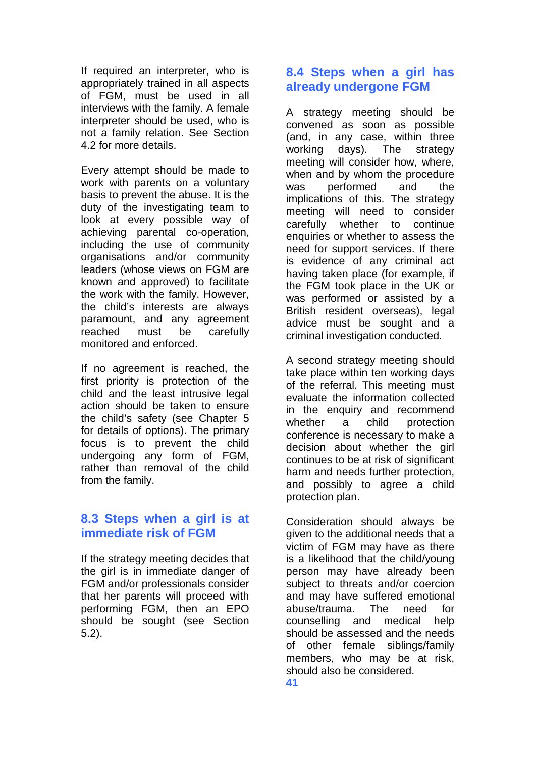If required an interpreter, who is appropriately trained in all aspects of FGM, must be used in all interviews with the family. A female interpreter should be used, who is not a family relation. See Section 4.2 for more details.

Every attempt should be made to work with parents on a voluntary basis to prevent the abuse. It is the duty of the investigating team to look at every possible way of achieving parental co-operation, including the use of community organisations and/or community leaders (whose views on FGM are known and approved) to facilitate the work with the family. However, the child's interests are always paramount, and any agreement reached must be carefully monitored and enforced.

If no agreement is reached, the first priority is protection of the child and the least intrusive legal action should be taken to ensure the child's safety (see Chapter 5 for details of options). The primary focus is to prevent the child undergoing any form of FGM, rather than removal of the child from the family.

## 8.3 Steps when a girl is at immediate risk of FGM

If the strategy meeting decides that the girl is in immediate danger of FGM and/or professionals consider that her parents will proceed with performing FGM, then an EPO should be sought (see Section 5.2).

## 8.4 Steps when a girl has already undergone FGM

A strategy meeting should be convened as soon as possible (and, in any case, within three working days). The strategy meeting will consider how, where, when and by whom the procedure was performed and the implications of this. The strategy meeting will need to consider carefully whether to continue enquiries or whether to assess the need for support services. If there is evidence of any criminal act having taken place (for example, if the FGM took place in the UK or was performed or assisted by a British resident overseas), legal advice must be sought and a criminal investigation conducted.

A second strategy meeting should take place within ten working days of the referral. This meeting must evaluate the information collected in the enquiry and recommend whether a child protection conference is necessary to make a decision about whether the girl continues to be at risk of significant harm and needs further protection, and possibly to agree a child protection plan.

Consideration should always be given to the additional needs that a victim of FGM may have as there is a likelihood that the child/young person may have already been subject to threats and/or coercion and may have suffered emotional abuse/trauma. The need for counselling and medical help should be assessed and the needs of other female siblings/family members, who may be at risk, should also be considered.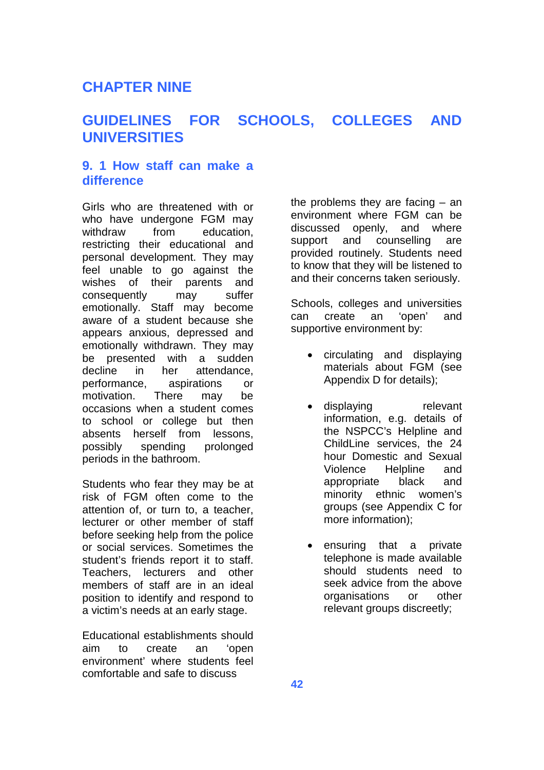# CHAPTER NINE

# GUIDELINES FOR SCHOOLS, COLLEGES AND UNIVERSITIES

## 9. 1 How staff can make a difference

Girls who are threatened with or who have undergone FGM may withdraw from education, restricting their educational and personal development. They may feel unable to go against the wishes of their parents and consequently may suffer emotionally. Staff may become aware of a student because she appears anxious, depressed and emotionally withdrawn. They may be presented with a sudden decline in her attendance, performance, aspirations or motivation. There may be occasions when a student comes to school or college but then absents herself from lessons, possibly spending prolonged periods in the bathroom.

Students who fear they may be at risk of FGM often come to the attention of, or turn to, a teacher, lecturer or other member of staff before seeking help from the police or social services. Sometimes the student's friends report it to staff. Teachers, lecturers and other members of staff are in an ideal position to identify and respond to a victim's needs at an early stage.

Educational establishments should aim to create an 'open environment' where students feel comfortable and safe to discuss the problems they are facing – an environment where FGM can be discussed openly, and where support and counselling are provided routinely. Students need to know that they will be listened to and their concerns taken seriously.

Schools, colleges and universities can create an 'open' and supportive environment by:

- circulating and displaying materials about FGM (see Appendix D for details);

- displaying relevant information, e.g. details of the NSPCC's Helpline and ChildLine services, the 24 hour Domestic and Sexual Violence Helpline and appropriate black and minority ethnic women's groups (see Appendix C for more information);

- ensuring that a private telephone is made available should students need to seek advice from the above organisations or other relevant groups discreetly;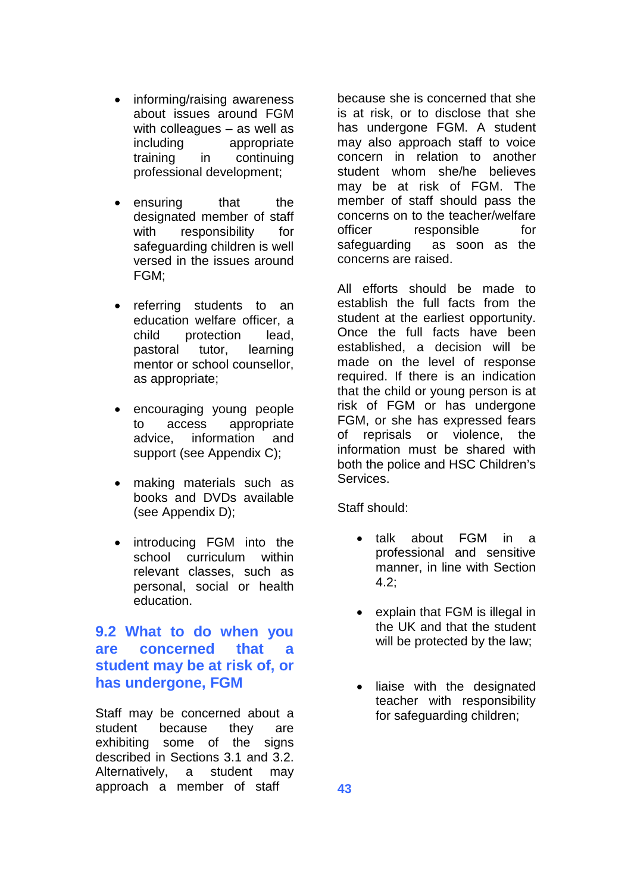- informing/raising awareness about issues around FGM with colleagues – as well as including appropriate training in continuing professional development;

- ensuring that the designated member of staff with responsibility for safeguarding children is well versed in the issues around FGM;

- referring students to an education welfare officer, a child protection lead, pastoral tutor, learning mentor or school counsellor, as appropriate;

- encouraging young people to access appropriate advice, information and support (see Appendix C);

- making materials such as books and DVDs available (see Appendix D);

- introducing FGM into the school curriculum within relevant classes, such as personal, social or health education.

## 9.2 What to do when you are concerned that a student may be at risk of, or has undergone, FGM

Staff may be concerned about a student because they are exhibiting some of the signs described in Sections 3.1 and 3.2. Alternatively, a student may approach a member of staff because she is concerned that she is at risk, or to disclose that she has undergone FGM. A student may also approach staff to voice concern in relation to another student whom she/he believes may be at risk of FGM. The member of staff should pass the concerns on to the teacher/welfare officer responsible for safeguarding as soon as the concerns are raised.

All efforts should be made to establish the full facts from the student at the earliest opportunity. Once the full facts have been established, a decision will be made on the level of response required. If there is an indication that the child or young person is at risk of FGM or has undergone FGM, or she has expressed fears of reprisals or violence, the information must be shared with both the police and HSC Children's Services.

Staff should:

- talk about FGM in a professional and sensitive manner, in line with Section 4.2;

- explain that FGM is illegal in the UK and that the student will be protected by the law;

- liaise with the designated teacher with responsibility for safeguarding children;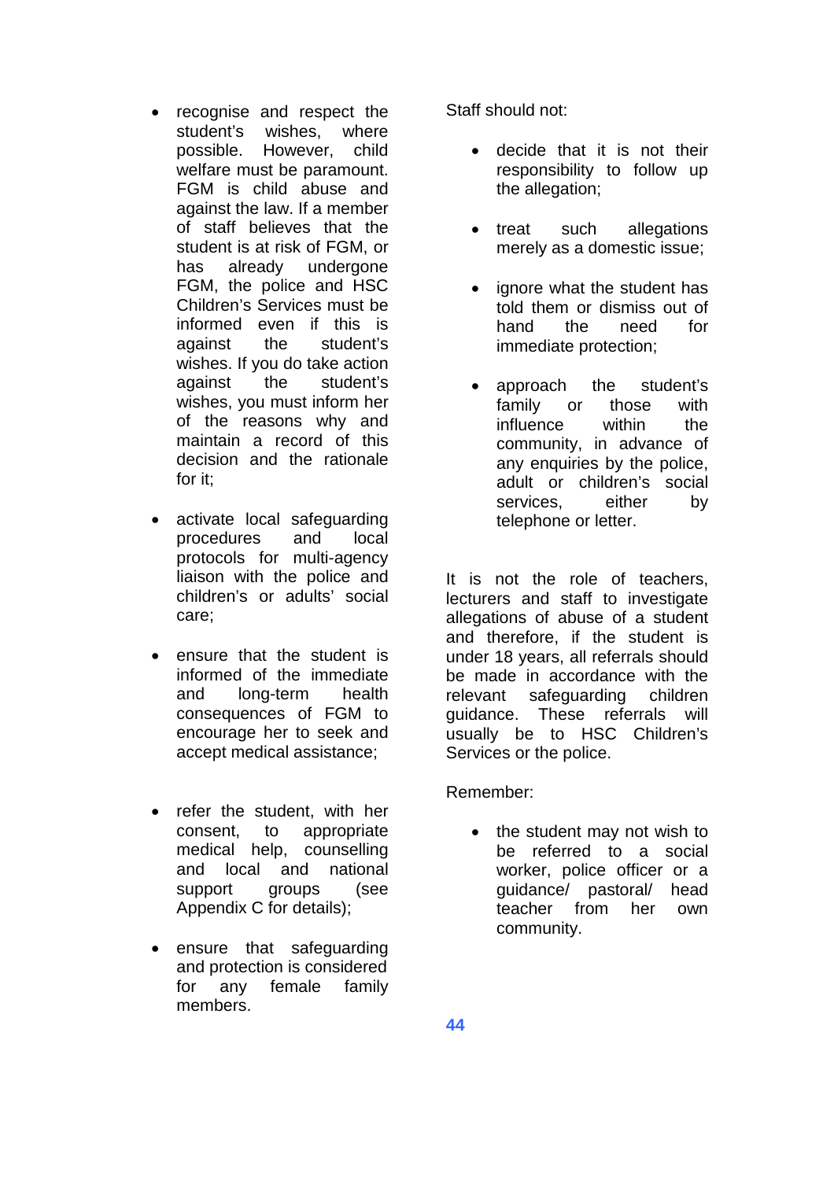- recognise and respect the student's wishes, where possible. However, child welfare must be paramount. FGM is child abuse and against the law. If a member of staff believes that the student is at risk of FGM, or has already undergone FGM, the police and HSC Children's Services must be informed even if this is against the student's wishes. If you do take action against the student's wishes, you must inform her of the reasons why and maintain a record of this decision and the rationale for it;

- activate local safeguarding procedures and local protocols for multi-agency liaison with the police and children's or adults' social care;

- ensure that the student is informed of the immediate and long-term health consequences of FGM to encourage her to seek and accept medical assistance;

- refer the student, with her consent, to appropriate medical help, counselling and local and national support groups (see Appendix C for details);

- ensure that safeguarding and protection is considered for any female family members.

Staff should not:

- decide that it is not their responsibility to follow up the allegation;

- treat such allegations merely as a domestic issue;

- ignore what the student has told them or dismiss out of hand the need for immediate protection;

- approach the student's family or those with influence within the community, in advance of any enquiries by the police, adult or children's social services, either by telephone or letter.

It is not the role of teachers, lecturers and staff to investigate allegations of abuse of a student and therefore, if the student is under 18 years, all referrals should be made in accordance with the relevant safeguarding children guidance. These referrals will usually be to HSC Children's Services or the police.

Remember:

- the student may not wish to be referred to a social worker, police officer or a guidance/ pastoral/ head teacher from her own community.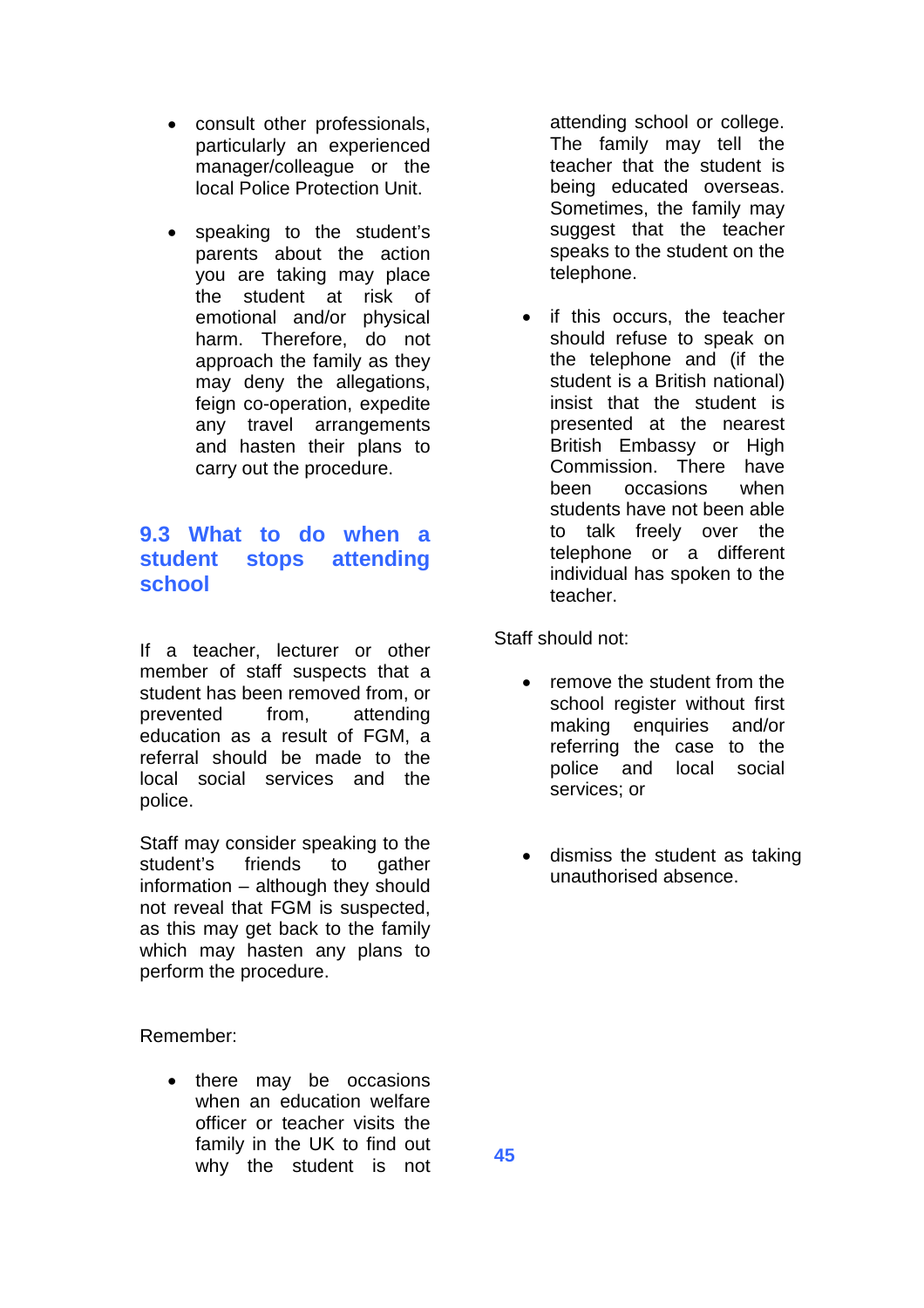- consult other professionals, particularly an experienced manager/colleague or the local Police Protection Unit.

- speaking to the student's parents about the action you are taking may place the student at risk of emotional and/or physical harm. Therefore, do not approach the family as they may deny the allegations, feign co-operation, expedite any travel arrangements and hasten their plans to carry out the procedure.

## 9.3 What to do when a student stops attending school

If a teacher, lecturer or other member of staff suspects that a student has been removed from, or prevented from, attending education as a result of FGM, a referral should be made to the local social services and the police.

Staff may consider speaking to the student's friends to gather information – although they should not reveal that FGM is suspected, as this may get back to the family which may hasten any plans to perform the procedure.

Remember:

- there may be occasions when an education welfare officer or teacher visits the family in the UK to find out why the student is not attending school or college. The family may tell the teacher that the student is being educated overseas. Sometimes, the family may suggest that the teacher speaks to the student on the telephone.

- if this occurs, the teacher should refuse to speak on the telephone and (if the student is a British national) insist that the student is presented at the nearest British Embassy or High Commission. There have been occasions when students have not been able to talk freely over the telephone or a different individual has spoken to the teacher.

Staff should not:

- remove the student from the school register without first making enquiries and/or referring the case to the police and local social services; or

- dismiss the student as taking unauthorised absence.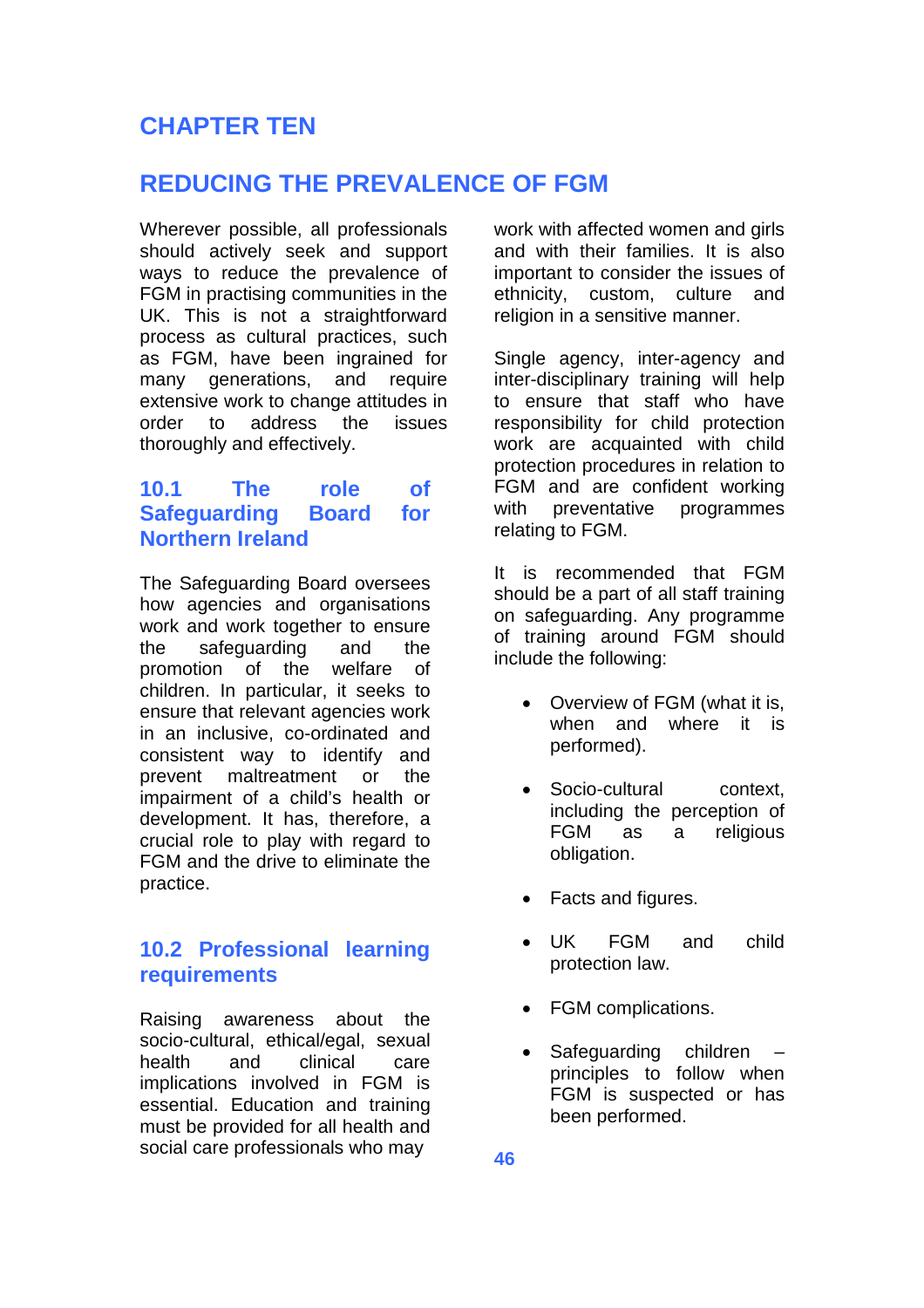# CHAPTER TEN

# REDUCING THE PREVALENCE OF FGM

Wherever possible, all professionals should actively seek and support ways to reduce the prevalence of FGM in practising communities in the UK. This is not a straightforward process as cultural practices, such as FGM, have been ingrained for many generations, and require extensive work to change attitudes in order to address the issues thoroughly and effectively.

## 10.1 The role of Safeguarding Board for Northern Ireland

The Safeguarding Board oversees how agencies and organisations work and work together to ensure the safeguarding and the promotion of the welfare of children. In particular, it seeks to ensure that relevant agencies work in an inclusive, co-ordinated and consistent way to identify and prevent maltreatment or the impairment of a child's health or development. It has, therefore, a crucial role to play with regard to FGM and the drive to eliminate the practice.

## 10.2 Professional learning requirements

Raising awareness about the socio-cultural, ethical/egal, sexual health and clinical care implications involved in FGM is essential. Education and training must be provided for all health and social care professionals who may work with affected women and girls and with their families. It is also important to consider the issues of ethnicity, custom, culture and religion in a sensitive manner.

Single agency, inter-agency and inter-disciplinary training will help to ensure that staff who have responsibility for child protection work are acquainted with child protection procedures in relation to FGM and are confident working with preventative programmes relating to FGM.

It is recommended that FGM should be a part of all staff training on safeguarding. Any programme of training around FGM should include the following:

- Overview of FGM (what it is, when and where it is performed).
- Socio-cultural context, including the perception of FGM as a religious obligation.
- Facts and figures.
- UK FGM and child protection law.
- FGM complications.
- Safeguarding children – principles to follow when FGM is suspected or has been performed.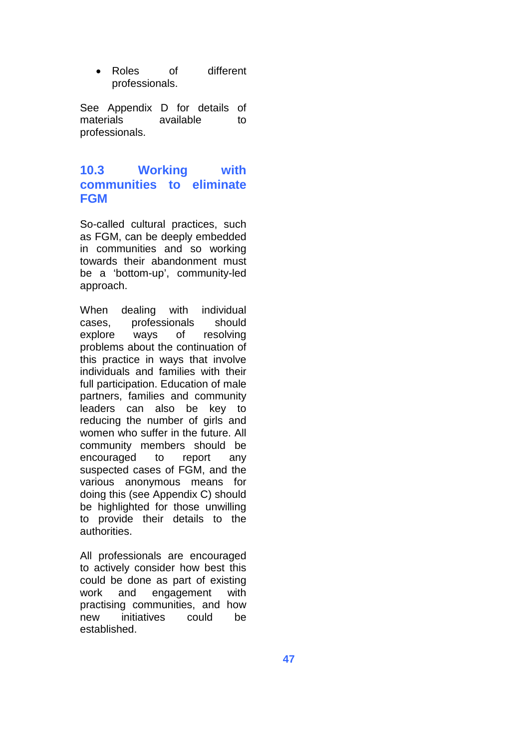- Roles of different professionals.

See Appendix D for details of materials available to professionals.

## 10.3 Working with communities to eliminate FGM

So-called cultural practices, such as FGM, can be deeply embedded in communities and so working towards their abandonment must be a 'bottom-up', community-led approach.

When dealing with individual cases, professionals should explore ways of resolving problems about the continuation of this practice in ways that involve individuals and families with their full participation. Education of male partners, families and community leaders can also be key to reducing the number of girls and women who suffer in the future. All community members should be encouraged to report any suspected cases of FGM, and the various anonymous means for doing this (see Appendix C) should be highlighted for those unwilling to provide their details to the authorities.

All professionals are encouraged to actively consider how best this could be done as part of existing work and engagement with practising communities, and how new initiatives could be established.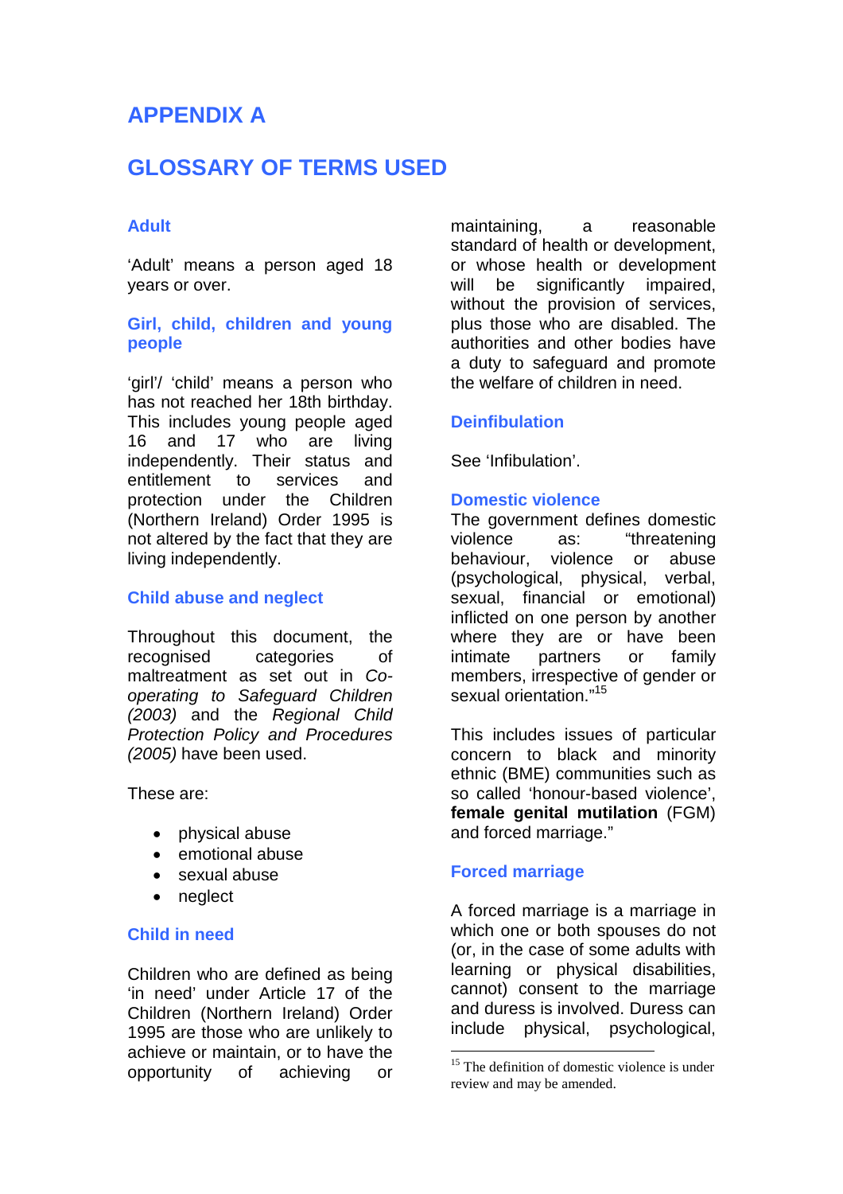# APPENDIX A

## GLOSSARY OF TERMS USED

### Adult

'Adult' means a person aged 18 years or over.

### Girl, child, children and young people

'girl'/ 'child' means a person who has not reached her 18th birthday. This includes young people aged 16 and 17 who are living independently. Their status and entitlement to services and protection under the Children (Northern Ireland) Order 1995 is not altered by the fact that they are living independently.

### Child abuse and neglect

Throughout this document, the recognised categories of maltreatment as set out in *Co-operating to Safeguard Children (2003)* and the *Regional Child Protection Policy and Procedures (2005)* have been used.

These are:

- physical abuse
- emotional abuse
- sexual abuse
- neglect

### Child in need

Children who are defined as being 'in need' under Article 17 of the Children (Northern Ireland) Order 1995 are those who are unlikely to achieve or maintain, or to have the opportunity of achieving or maintaining, a reasonable standard of health or development, or whose health or development will be significantly impaired, without the provision of services, plus those who are disabled. The authorities and other bodies have a duty to safeguard and promote the welfare of children in need.

### Deinfibulation

See 'Infibulation'.

### Domestic violence

The government defines domestic violence as: "threatening behaviour, violence or abuse (psychological, physical, verbal, sexual, financial or emotional) inflicted on one person by another where they are or have been intimate partners or family members, irrespective of gender or sexual orientation."[15]

This includes issues of particular concern to black and minority ethnic (BME) communities such as so called 'honour-based violence', **female genital mutilation** (FGM) and forced marriage."

### Forced marriage

A forced marriage is a marriage in which one or both spouses do not (or, in the case of some adults with learning or physical disabilities, cannot) consent to the marriage and duress is involved. Duress can include physical, psychological,

[15] The definition of domestic violence is under review and may be amended.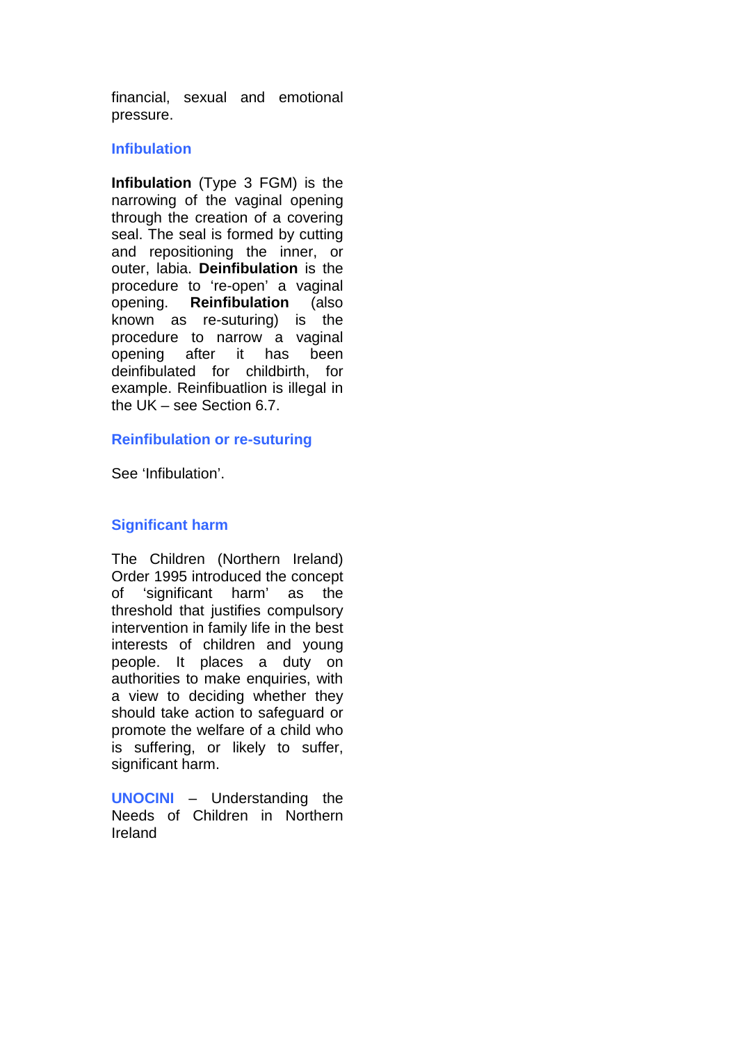financial, sexual and emotional pressure.

### Infibulation

**Infibulation** (Type 3 FGM) is the narrowing of the vaginal opening through the creation of a covering seal. The seal is formed by cutting and repositioning the inner, or outer, labia. **Deinfibulation** is the procedure to 're-open' a vaginal opening. **Reinfibulation** (also known as re-suturing) is the procedure to narrow a vaginal opening after it has been deinfibulated for childbirth, for example. Reinfibuatlion is illegal in the UK – see Section 6.7.

### Reinfibulation or re-suturing

See 'Infibulation'.

### Significant harm

The Children (Northern Ireland) Order 1995 introduced the concept of 'significant harm' as the threshold that justifies compulsory intervention in family life in the best interests of children and young people. It places a duty on authorities to make enquiries, with a view to deciding whether they should take action to safeguard or promote the welfare of a child who is suffering, or likely to suffer, significant harm.

**UNOCINI** – Understanding the Needs of Children in Northern Ireland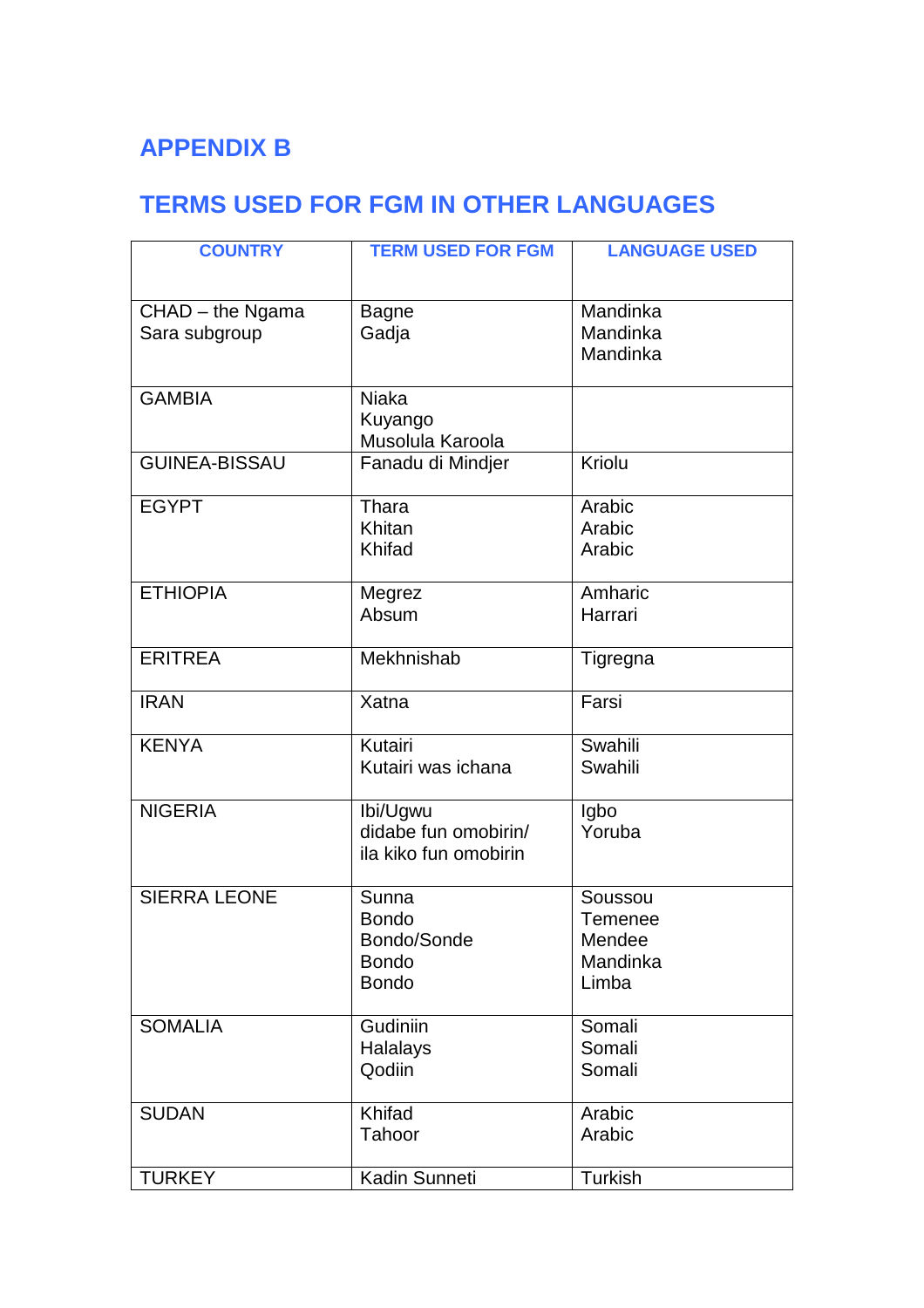## APPENDIX B

## TERMS USED FOR FGM IN OTHER LANGUAGES

| COUNTRY | TERM USED FOR FGM | LANGUAGE USED |
|---|---|---|
| CHAD – the Ngama Sara subgroup | Bagne<br>Gadja | Mandinka<br>Mandinka<br>Mandinka |
| GAMBIA | Niaka<br>Kuyango<br>Musolula Karoola | |
| GUINEA-BISSAU | Fanadu di Mindjer | Kriolu |
| EGYPT | Thara<br>Khitan<br>Khifad | Arabic<br>Arabic<br>Arabic |
| ETHIOPIA | Megrez<br>Absum | Amharic<br>Harrari |
| ERITREA | Mekhnishab | Tigregna |
| IRAN | Xatna | Farsi |
| KENYA | Kutairi<br>Kutairi was ichana | Swahili<br>Swahili |
| NIGERIA | Ibi/Ugwu<br>didabe fun omobirin/<br>ila kiko fun omobirin | Igbo<br>Yoruba |
| SIERRA LEONE | Sunna<br>Bondo<br>Bondo/Sonde<br>Bondo<br>Bondo | Soussou<br>Temenee<br>Mendee<br>Mandinka<br>Limba |
| SOMALIA | Gudiniin<br>Halalays<br>Qodiin | Somali<br>Somali<br>Somali |
| SUDAN | Khifad<br>Tahoor | Arabic<br>Arabic |
| TURKEY | Kadin Sunneti | Turkish |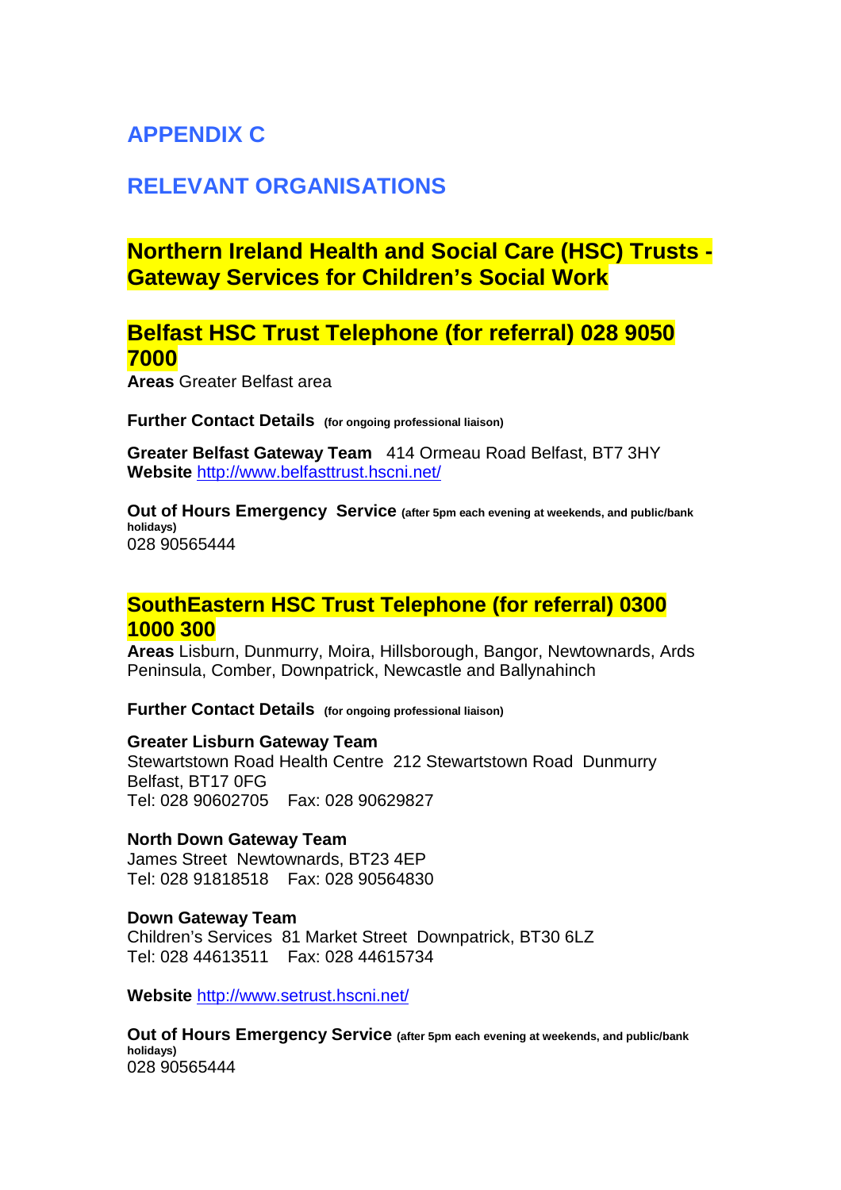# APPENDIX C

# RELEVANT ORGANISATIONS

## Northern Ireland Health and Social Care (HSC) Trusts - Gateway Services for Children's Social Work

### Belfast HSC Trust Telephone (for referral) 028 9050 7000

**Areas** Greater Belfast area

**Further Contact Details** **(for ongoing professional liaison)**

**Greater Belfast Gateway Team** 414 Ormeau Road Belfast, BT7 3HY
**Website** http://www.belfasttrust.hscni.net/

**Out of Hours Emergency Service** **(after 5pm each evening at weekends, and public/bank holidays)**
028 90565444

### SouthEastern HSC Trust Telephone (for referral) 0300 1000 300

**Areas** Lisburn, Dunmurry, Moira, Hillsborough, Bangor, Newtownards, Ards Peninsula, Comber, Downpatrick, Newcastle and Ballynahinch

**Further Contact Details** **(for ongoing professional liaison)**

**Greater Lisburn Gateway Team**
Stewartstown Road Health Centre 212 Stewartstown Road Dunmurry Belfast, BT17 0FG
Tel: 028 90602705 Fax: 028 90629827

**North Down Gateway Team**
James Street Newtownards, BT23 4EP
Tel: 028 91818518 Fax: 028 90564830

**Down Gateway Team**
Children's Services 81 Market Street Downpatrick, BT30 6LZ
Tel: 028 44613511 Fax: 028 44615734

**Website** http://www.setrust.hscni.net/

**Out of Hours Emergency Service** **(after 5pm each evening at weekends, and public/bank holidays)**
028 90565444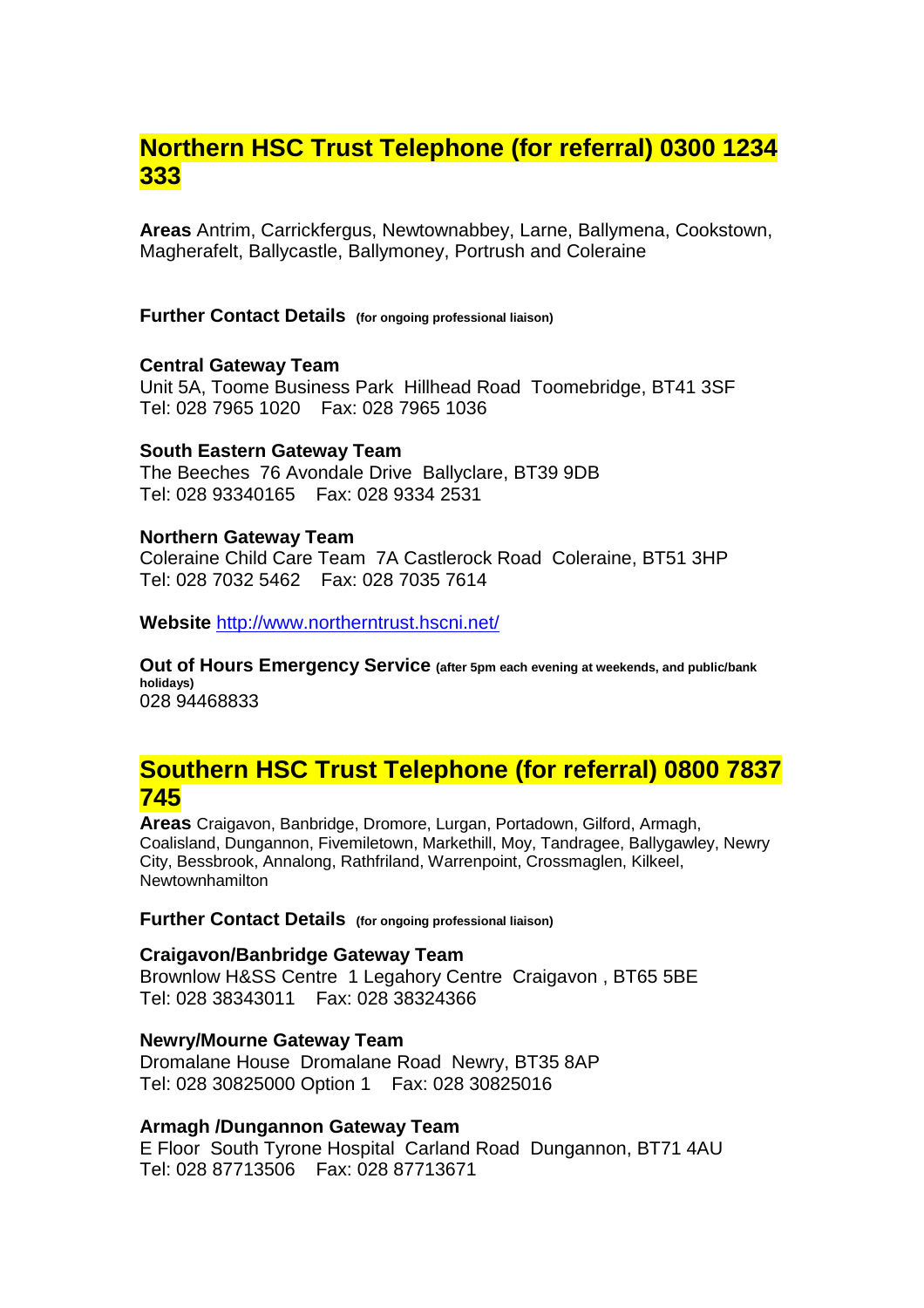## Northern HSC Trust Telephone (for referral) 0300 1234 333

**Areas** Antrim, Carrickfergus, Newtownabbey, Larne, Ballymena, Cookstown, Magherafelt, Ballycastle, Ballymoney, Portrush and Coleraine

**Further Contact Details** **(for ongoing professional liaison)**

**Central Gateway Team**
Unit 5A, Toome Business Park Hillhead Road Toomebridge, BT41 3SF
Tel: 028 7965 1020 Fax: 028 7965 1036

**South Eastern Gateway Team**
The Beeches 76 Avondale Drive Ballyclare, BT39 9DB
Tel: 028 93340165 Fax: 028 9334 2531

**Northern Gateway Team**
Coleraine Child Care Team 7A Castlerock Road Coleraine, BT51 3HP
Tel: 028 7032 5462 Fax: 028 7035 7614

**Website** http://www.northerntrust.hscni.net/

**Out of Hours Emergency Service** **(after 5pm each evening at weekends, and public/bank holidays)**
028 94468833

## Southern HSC Trust Telephone (for referral) 0800 7837 745

**Areas** Craigavon, Banbridge, Dromore, Lurgan, Portadown, Gilford, Armagh, Coalisland, Dungannon, Fivemiletown, Markethill, Moy, Tandragee, Ballygawley, Newry City, Bessbrook, Annalong, Rathfriland, Warrenpoint, Crossmaglen, Kilkeel, Newtownhamilton

**Further Contact Details** **(for ongoing professional liaison)**

**Craigavon/Banbridge Gateway Team**
Brownlow H&SS Centre 1 Legahory Centre Craigavon , BT65 5BE
Tel: 028 38343011 Fax: 028 38324366

**Newry/Mourne Gateway Team**
Dromalane House Dromalane Road Newry, BT35 8AP
Tel: 028 30825000 Option 1 Fax: 028 30825016

**Armagh /Dungannon Gateway Team**
E Floor South Tyrone Hospital Carland Road Dungannon, BT71 4AU
Tel: 028 87713506 Fax: 028 87713671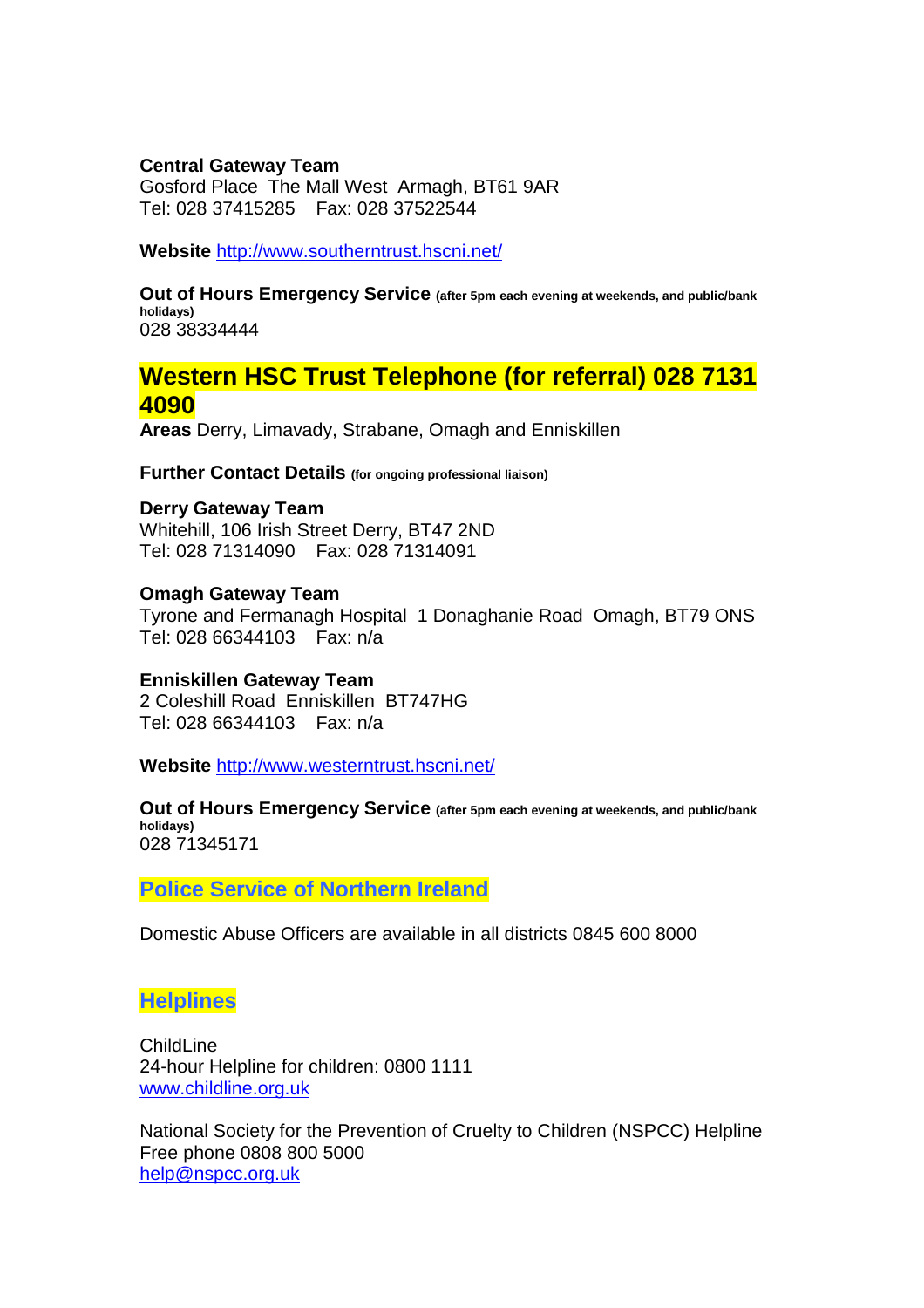**Central Gateway Team**
Gosford Place  The Mall West  Armagh, BT61 9AR
Tel: 028 37415285    Fax: 028 37522544

**Website** [http://www.southerntrust.hscni.net/](http://www.southerntrust.hscni.net/)

**Out of Hours Emergency Service** **(after 5pm each evening at weekends, and public/bank holidays)**
028 38334444

## Western HSC Trust Telephone (for referral) 028 7131 4090

**Areas** Derry, Limavady, Strabane, Omagh and Enniskillen

**Further Contact Details** **(for ongoing professional liaison)**

**Derry Gateway Team**
Whitehill, 106 Irish Street Derry, BT47 2ND
Tel: 028 71314090    Fax: 028 71314091

**Omagh Gateway Team**
Tyrone and Fermanagh Hospital  1 Donaghanie Road  Omagh, BT79 ONS
Tel: 028 66344103    Fax: n/a

**Enniskillen Gateway Team**
2 Coleshill Road  Enniskillen  BT747HG
Tel: 028 66344103    Fax: n/a

**Website** [http://www.westerntrust.hscni.net/](http://www.westerntrust.hscni.net/)

**Out of Hours Emergency Service** **(after 5pm each evening at weekends, and public/bank holidays)**
028 71345171

## Police Service of Northern Ireland

Domestic Abuse Officers are available in all districts 0845 600 8000

## Helplines

ChildLine
24-hour Helpline for children: 0800 1111
[www.childline.org.uk](http://www.childline.org.uk)

National Society for the Prevention of Cruelty to Children (NSPCC) Helpline
Free phone 0808 800 5000
[help@nspcc.org.uk](mailto:help@nspcc.org.uk)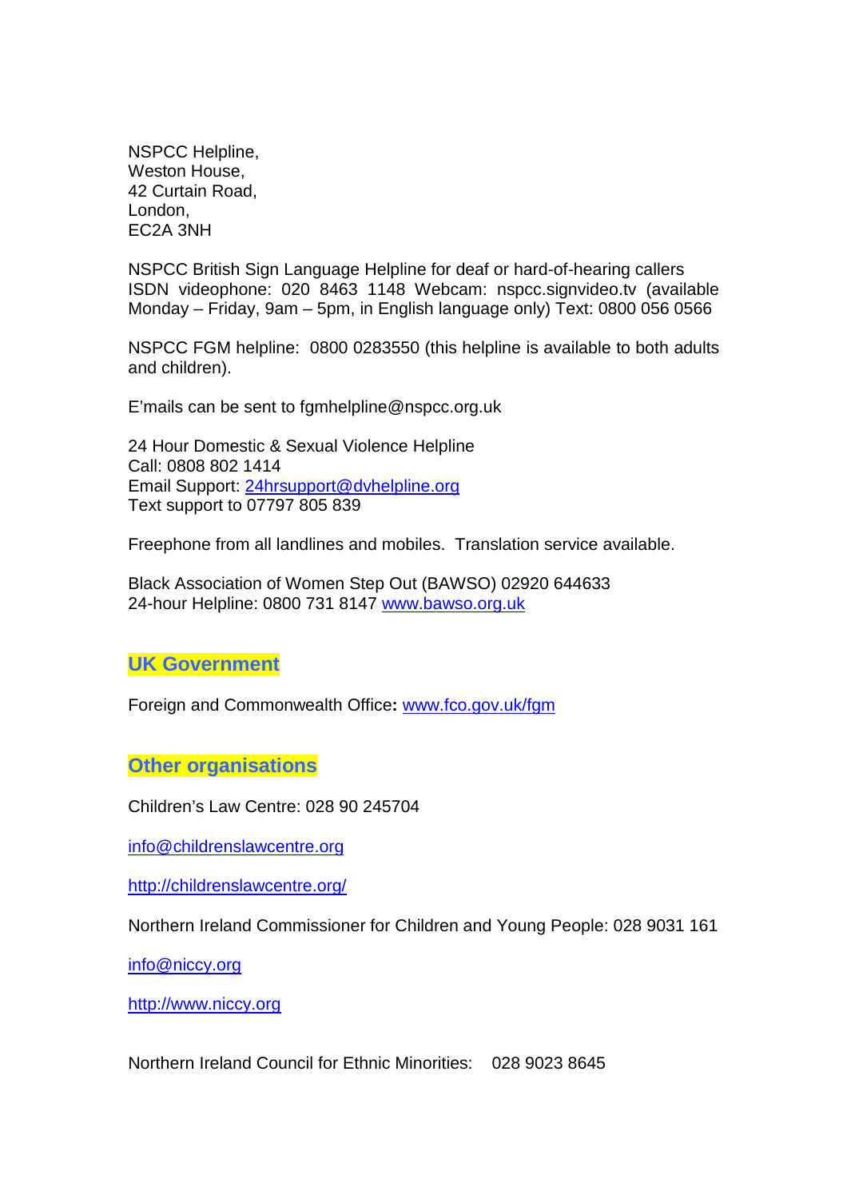NSPCC Helpline,
Weston House,
42 Curtain Road,
London,
EC2A 3NH

NSPCC British Sign Language Helpline for deaf or hard-of-hearing callers ISDN videophone: 020 8463 1148 Webcam: nspcc.signvideo.tv (available Monday – Friday, 9am – 5pm, in English language only) Text: 0800 056 0566

NSPCC FGM helpline: 0800 0283550 (this helpline is available to both adults and children).

E'mails can be sent to fgmhelpline@nspcc.org.uk

24 Hour Domestic & Sexual Violence Helpline
Call: 0808 802 1414
Email Support: 24hrsupport@dvhelpline.org
Text support to 07797 805 839

Freephone from all landlines and mobiles. Translation service available.

Black Association of Women Step Out (BAWSO) 02920 644633
24-hour Helpline: 0800 731 8147 www.bawso.org.uk

## UK Government

Foreign and Commonwealth Office**:** www.fco.gov.uk/fgm

## Other organisations

Children's Law Centre: 028 90 245704

info@childrenslawcentre.org

http://childrenslawcentre.org/

Northern Ireland Commissioner for Children and Young People: 028 9031 161

info@niccy.org

http://www.niccy.org

Northern Ireland Council for Ethnic Minorities: 028 9023 8645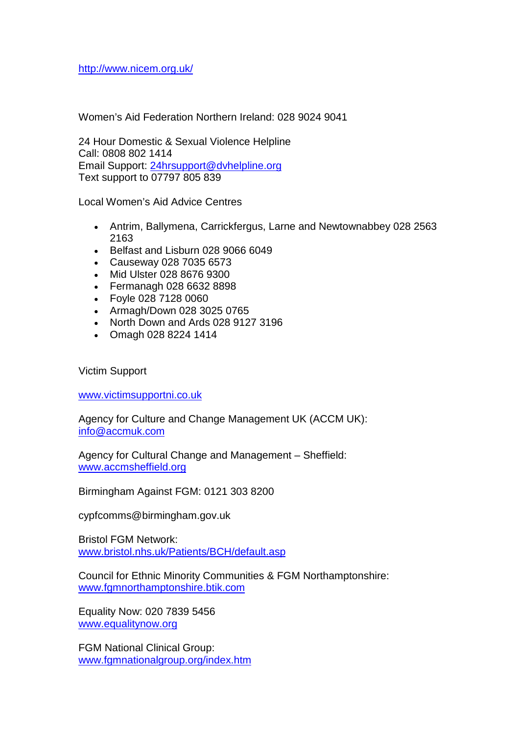http://www.nicem.org.uk/

Women's Aid Federation Northern Ireland: 028 9024 9041

24 Hour Domestic & Sexual Violence Helpline
Call: 0808 802 1414
Email Support: 24hrsupport@dvhelpline.org
Text support to 07797 805 839

Local Women's Aid Advice Centres

- Antrim, Ballymena, Carrickfergus, Larne and Newtownabbey 028 2563 2163
- Belfast and Lisburn 028 9066 6049
- Causeway 028 7035 6573
- Mid Ulster 028 8676 9300
- Fermanagh 028 6632 8898
- Foyle 028 7128 0060
- Armagh/Down 028 3025 0765
- North Down and Ards 028 9127 3196
- Omagh 028 8224 1414

Victim Support

www.victimsupportni.co.uk

Agency for Culture and Change Management UK (ACCM UK):
info@accmuk.com

Agency for Cultural Change and Management – Sheffield:
www.accmsheffield.org

Birmingham Against FGM: 0121 303 8200

cypfcomms@birmingham.gov.uk

Bristol FGM Network:
www.bristol.nhs.uk/Patients/BCH/default.asp

Council for Ethnic Minority Communities & FGM Northamptonshire:
www.fgmnorthamptonshire.btik.com

Equality Now: 020 7839 5456
www.equalitynow.org

FGM National Clinical Group:
www.fgmnationalgroup.org/index.htm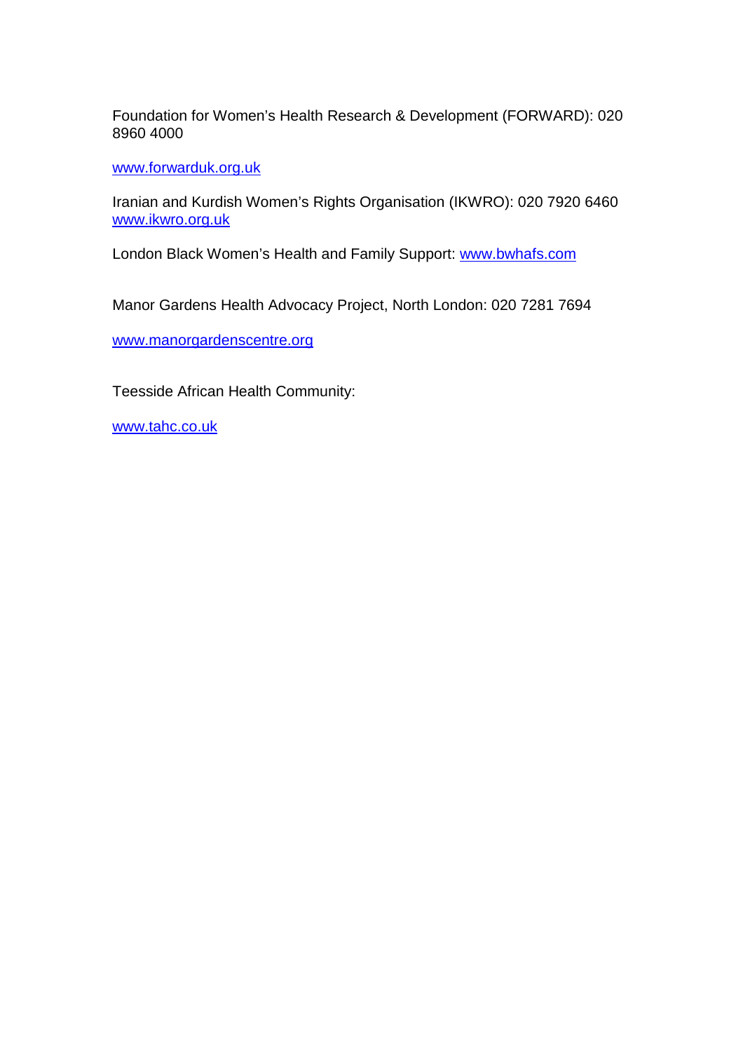Foundation for Women's Health Research & Development (FORWARD): 020 8960 4000

www.forwarduk.org.uk

Iranian and Kurdish Women's Rights Organisation (IKWRO): 020 7920 6460
www.ikwro.org.uk

London Black Women's Health and Family Support: www.bwhafs.com

Manor Gardens Health Advocacy Project, North London: 020 7281 7694

www.manorgardenscentre.org

Teesside African Health Community:

www.tahc.co.uk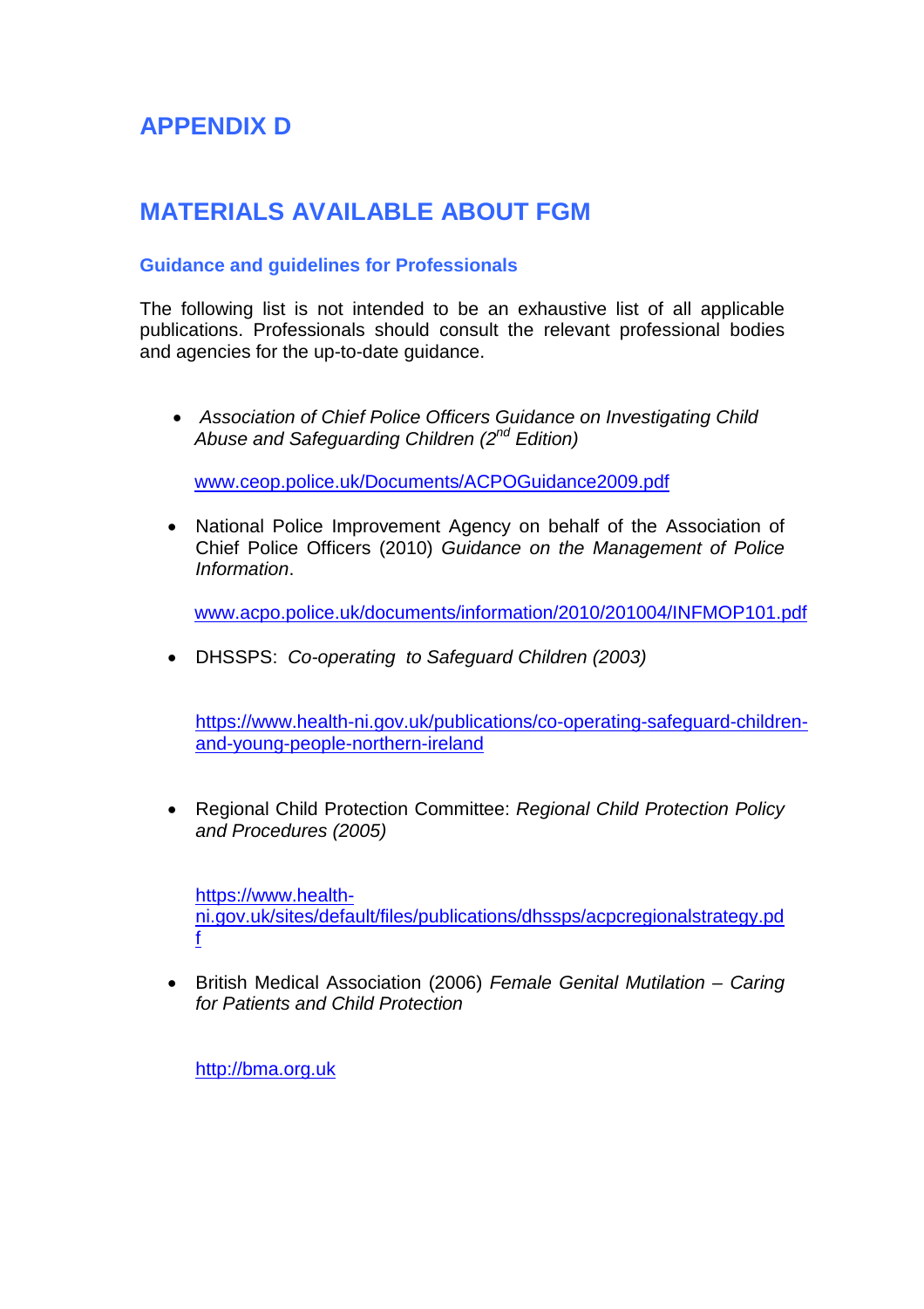# APPENDIX D

# MATERIALS AVAILABLE ABOUT FGM

### Guidance and guidelines for Professionals

The following list is not intended to be an exhaustive list of all applicable publications. Professionals should consult the relevant professional bodies and agencies for the up-to-date guidance.

- *Association of Chief Police Officers Guidance on Investigating Child Abuse and Safeguarding Children (2nd Edition)*

  www.ceop.police.uk/Documents/ACPOGuidance2009.pdf

- National Police Improvement Agency on behalf of the Association of Chief Police Officers (2010) *Guidance on the Management of Police Information*.

  www.acpo.police.uk/documents/information/2010/201004/INFMOP101.pdf

- DHSSPS: *Co-operating to Safeguard Children (2003)*

  https://www.health-ni.gov.uk/publications/co-operating-safeguard-children-and-young-people-northern-ireland

- Regional Child Protection Committee: *Regional Child Protection Policy and Procedures (2005)*

  https://www.health-ni.gov.uk/sites/default/files/publications/dhssps/acpcregionalstrategy.pdf

- British Medical Association (2006) *Female Genital Mutilation – Caring for Patients and Child Protection*

  http://bma.org.uk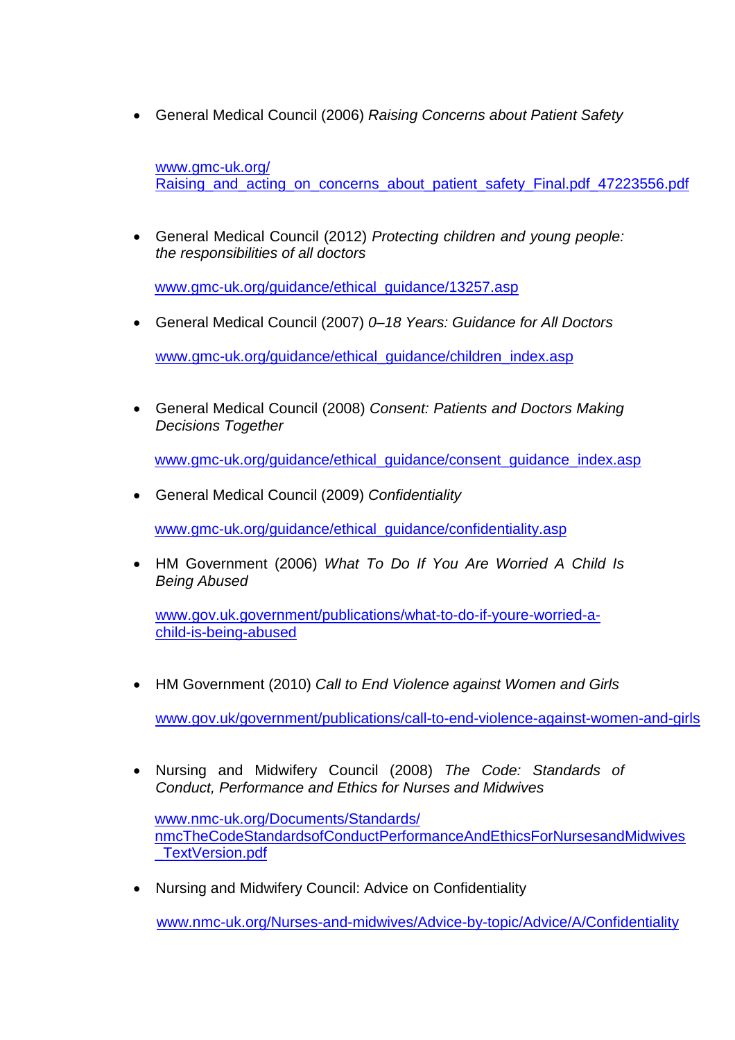- General Medical Council (2006) *Raising Concerns about Patient Safety*

  www.gmc-uk.org/
  Raising_and_acting_on_concerns_about_patient_safety_Final.pdf_47223556.pdf

- General Medical Council (2012) *Protecting children and young people: the responsibilities of all doctors*

  www.gmc-uk.org/guidance/ethical_guidance/13257.asp

- General Medical Council (2007) *0–18 Years: Guidance for All Doctors*

  www.gmc-uk.org/guidance/ethical_guidance/children_index.asp

- General Medical Council (2008) *Consent: Patients and Doctors Making Decisions Together*

  www.gmc-uk.org/guidance/ethical_guidance/consent_guidance_index.asp

- General Medical Council (2009) *Confidentiality*

  www.gmc-uk.org/guidance/ethical_guidance/confidentiality.asp

- HM Government (2006) *What To Do If You Are Worried A Child Is Being Abused*

  www.gov.uk.government/publications/what-to-do-if-youre-worried-a-child-is-being-abused

- HM Government (2010) *Call to End Violence against Women and Girls*

  www.gov.uk/government/publications/call-to-end-violence-against-women-and-girls

- Nursing and Midwifery Council (2008) *The Code: Standards of Conduct, Performance and Ethics for Nurses and Midwives*

  www.nmc-uk.org/Documents/Standards/
  nmcTheCodeStandardsofConductPerformanceAndEthicsForNursesandMidwives_TextVersion.pdf

- Nursing and Midwifery Council: Advice on Confidentiality

  www.nmc-uk.org/Nurses-and-midwives/Advice-by-topic/Advice/A/Confidentiality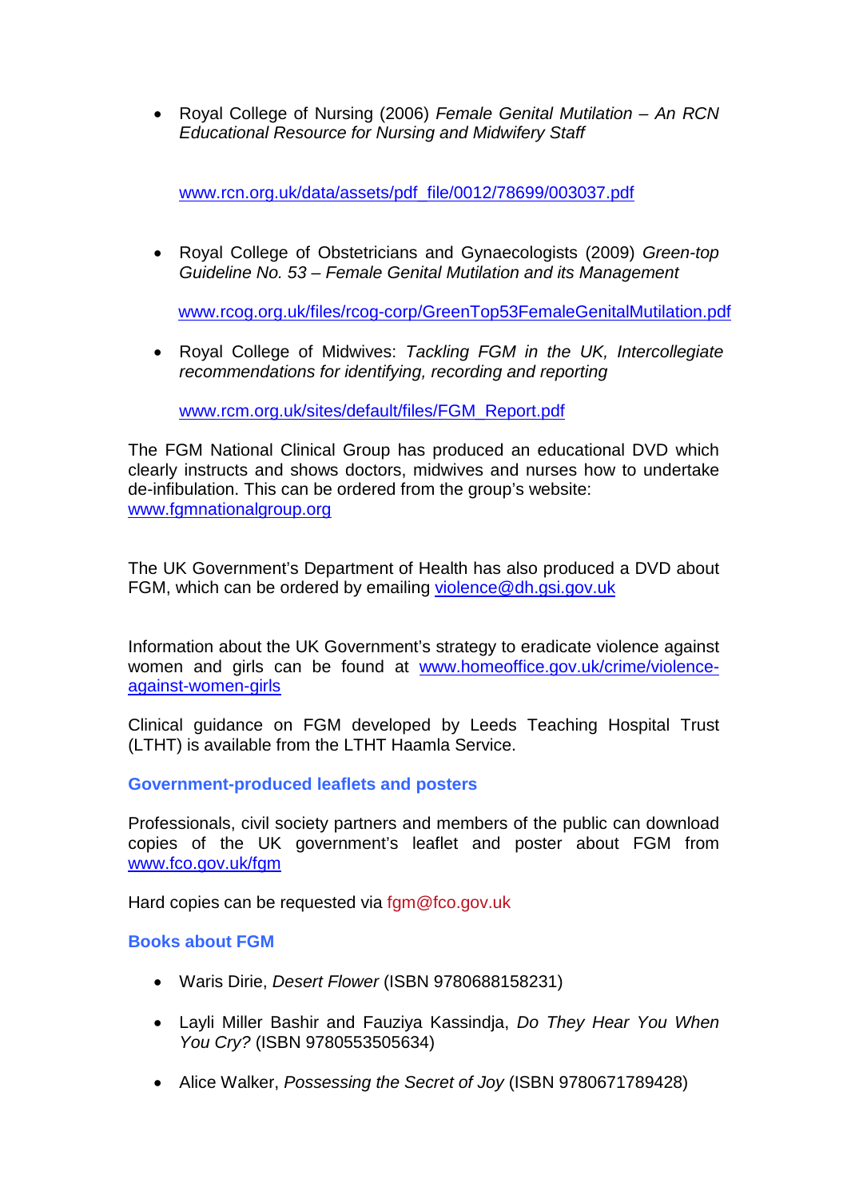- Royal College of Nursing (2006) *Female Genital Mutilation – An RCN Educational Resource for Nursing and Midwifery Staff*

  www.rcn.org.uk/data/assets/pdf_file/0012/78699/003037.pdf

- Royal College of Obstetricians and Gynaecologists (2009) *Green-top Guideline No. 53 – Female Genital Mutilation and its Management*

  www.rcog.org.uk/files/rcog-corp/GreenTop53FemaleGenitalMutilation.pdf

- Royal College of Midwives: *Tackling FGM in the UK, Intercollegiate recommendations for identifying, recording and reporting*

  www.rcm.org.uk/sites/default/files/FGM_Report.pdf

The FGM National Clinical Group has produced an educational DVD which clearly instructs and shows doctors, midwives and nurses how to undertake de-infibulation. This can be ordered from the group's website: www.fgmnationalgroup.org

The UK Government's Department of Health has also produced a DVD about FGM, which can be ordered by emailing violence@dh.gsi.gov.uk

Information about the UK Government's strategy to eradicate violence against women and girls can be found at www.homeoffice.gov.uk/crime/violence-against-women-girls

Clinical guidance on FGM developed by Leeds Teaching Hospital Trust (LTHT) is available from the LTHT Haamla Service.

### Government-produced leaflets and posters

Professionals, civil society partners and members of the public can download copies of the UK government's leaflet and poster about FGM from www.fco.gov.uk/fgm

Hard copies can be requested via fgm@fco.gov.uk

### Books about FGM

- Waris Dirie, *Desert Flower* (ISBN 9780688158231)
- Layli Miller Bashir and Fauziya Kassindja, *Do They Hear You When You Cry?* (ISBN 9780553505634)
- Alice Walker, *Possessing the Secret of Joy* (ISBN 9780671789428)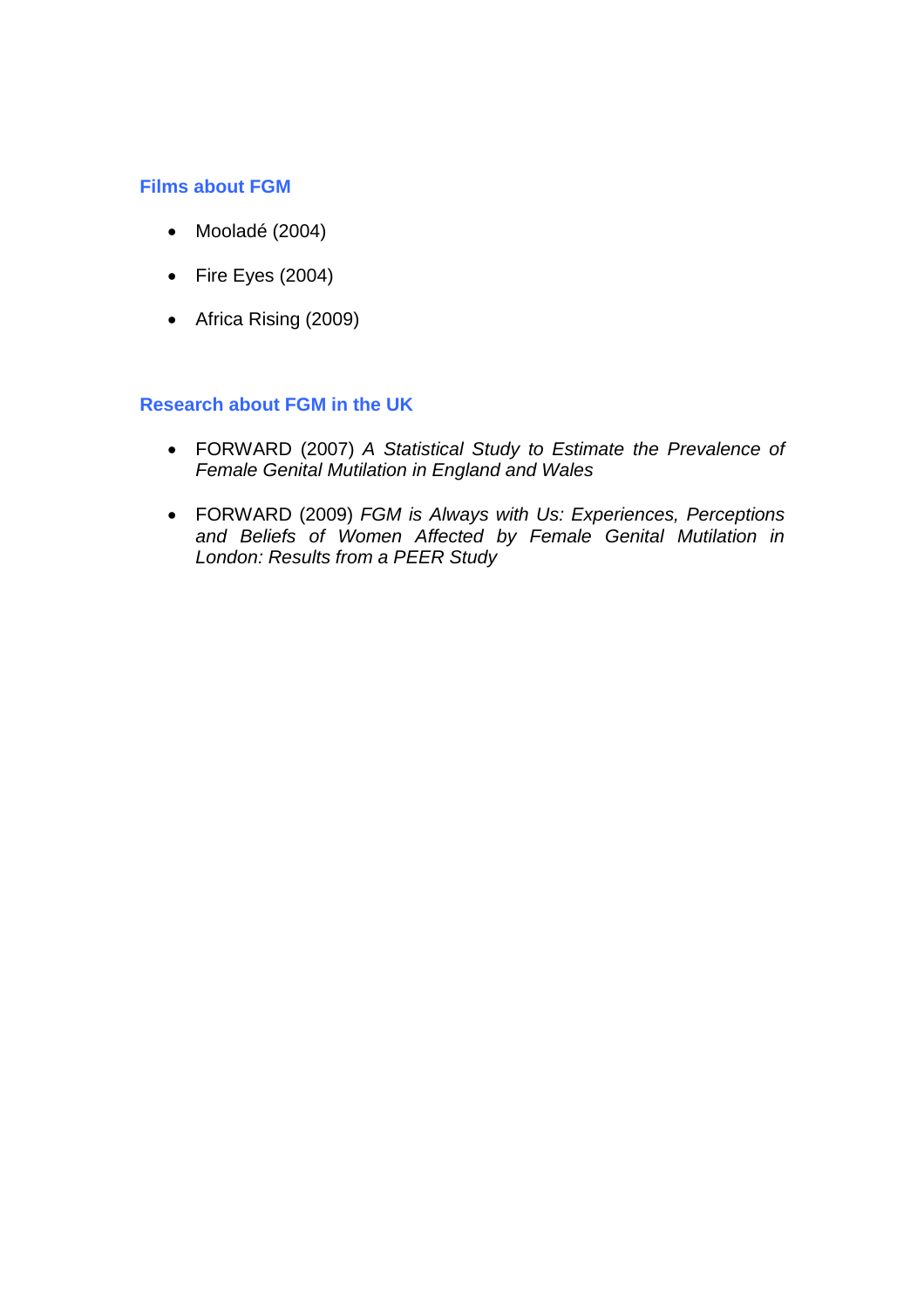## Films about FGM

- Mooladé (2004)
- Fire Eyes (2004)
- Africa Rising (2009)

## Research about FGM in the UK

- FORWARD (2007) *A Statistical Study to Estimate the Prevalence of Female Genital Mutilation in England and Wales*
- FORWARD (2009) *FGM is Always with Us: Experiences, Perceptions and Beliefs of Women Affected by Female Genital Mutilation in London: Results from a PEER Study*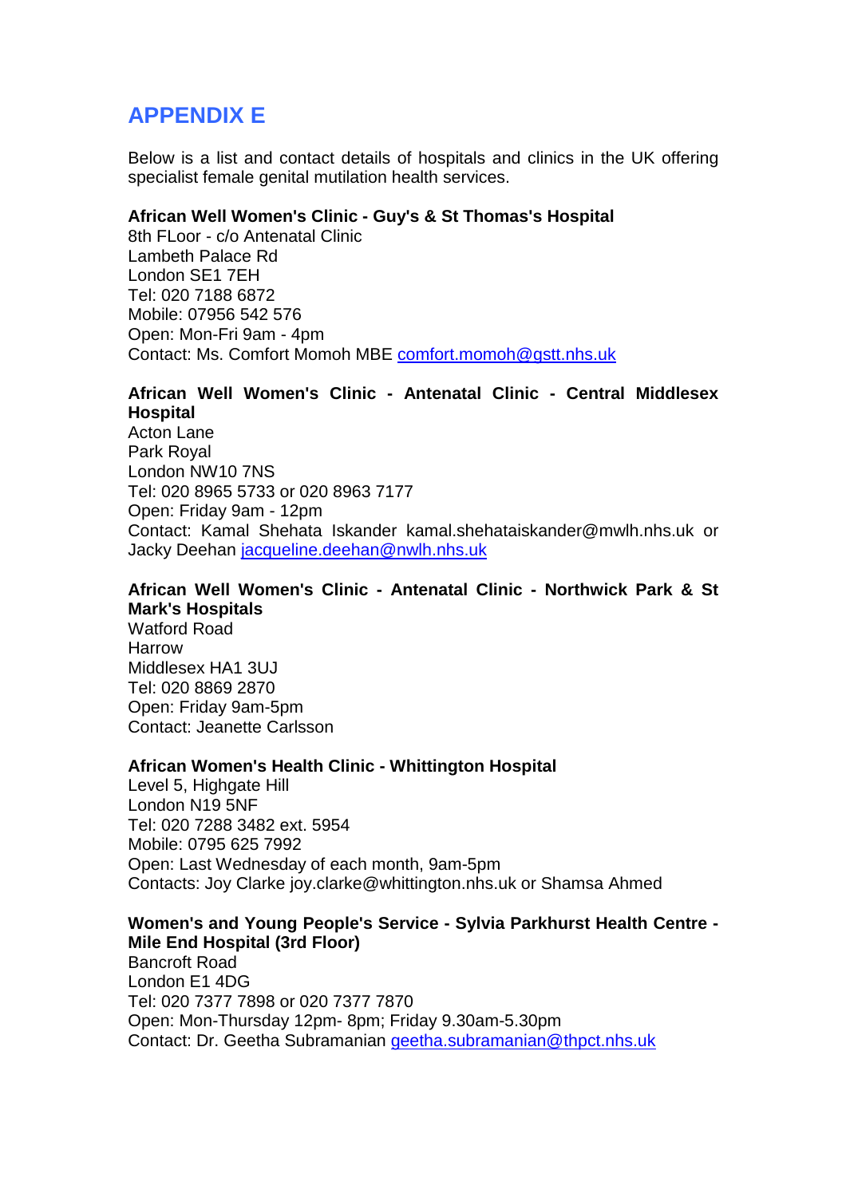## APPENDIX E

Below is a list and contact details of hospitals and clinics in the UK offering specialist female genital mutilation health services.

**African Well Women's Clinic - Guy's & St Thomas's Hospital**
8th FLoor - c/o Antenatal Clinic
Lambeth Palace Rd
London SE1 7EH
Tel: 020 7188 6872
Mobile: 07956 542 576
Open: Mon-Fri 9am - 4pm
Contact: Ms. Comfort Momoh MBE comfort.momoh@gstt.nhs.uk

**African Well Women's Clinic - Antenatal Clinic - Central Middlesex Hospital**
Acton Lane
Park Royal
London NW10 7NS
Tel: 020 8965 5733 or 020 8963 7177
Open: Friday 9am - 12pm
Contact: Kamal Shehata Iskander kamal.shehataiskander@mwlh.nhs.uk or Jacky Deehan jacqueline.deehan@nwlh.nhs.uk

**African Well Women's Clinic - Antenatal Clinic - Northwick Park & St Mark's Hospitals**
Watford Road
Harrow
Middlesex HA1 3UJ
Tel: 020 8869 2870
Open: Friday 9am-5pm
Contact: Jeanette Carlsson

**African Women's Health Clinic - Whittington Hospital**
Level 5, Highgate Hill
London N19 5NF
Tel: 020 7288 3482 ext. 5954
Mobile: 0795 625 7992
Open: Last Wednesday of each month, 9am-5pm
Contacts: Joy Clarke joy.clarke@whittington.nhs.uk or Shamsa Ahmed

**Women's and Young People's Service - Sylvia Parkhurst Health Centre - Mile End Hospital (3rd Floor)**
Bancroft Road
London E1 4DG
Tel: 020 7377 7898 or 020 7377 7870
Open: Mon-Thursday 12pm- 8pm; Friday 9.30am-5.30pm
Contact: Dr. Geetha Subramanian geetha.subramanian@thpct.nhs.uk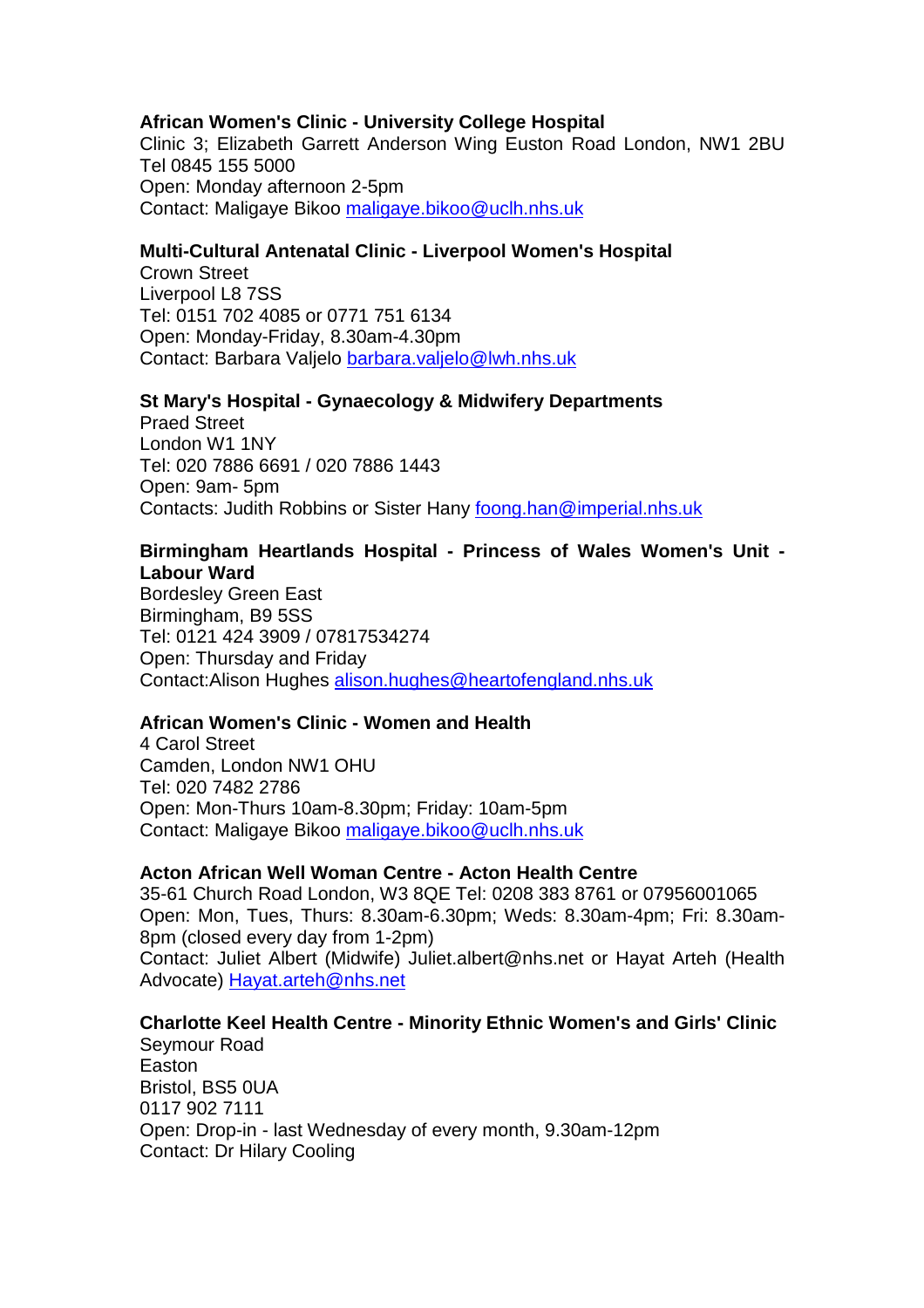**African Women's Clinic - University College Hospital**
Clinic 3; Elizabeth Garrett Anderson Wing Euston Road London, NW1 2BU
Tel 0845 155 5000
Open: Monday afternoon 2-5pm
Contact: Maligaye Bikoo maligaye.bikoo@uclh.nhs.uk

**Multi-Cultural Antenatal Clinic - Liverpool Women's Hospital**
Crown Street
Liverpool L8 7SS
Tel: 0151 702 4085 or 0771 751 6134
Open: Monday-Friday, 8.30am-4.30pm
Contact: Barbara Valjelo barbara.valjelo@lwh.nhs.uk

**St Mary's Hospital - Gynaecology & Midwifery Departments**
Praed Street
London W1 1NY
Tel: 020 7886 6691 / 020 7886 1443
Open: 9am- 5pm
Contacts: Judith Robbins or Sister Hany foong.han@imperial.nhs.uk

**Birmingham Heartlands Hospital - Princess of Wales Women's Unit - Labour Ward**
Bordesley Green East
Birmingham, B9 5SS
Tel: 0121 424 3909 / 07817534274
Open: Thursday and Friday
Contact:Alison Hughes alison.hughes@heartofengland.nhs.uk

**African Women's Clinic - Women and Health**
4 Carol Street
Camden, London NW1 OHU
Tel: 020 7482 2786
Open: Mon-Thurs 10am-8.30pm; Friday: 10am-5pm
Contact: Maligaye Bikoo maligaye.bikoo@uclh.nhs.uk

**Acton African Well Woman Centre - Acton Health Centre**
35-61 Church Road London, W3 8QE Tel: 0208 383 8761 or 07956001065
Open: Mon, Tues, Thurs: 8.30am-6.30pm; Weds: 8.30am-4pm; Fri: 8.30am-8pm (closed every day from 1-2pm)
Contact: Juliet Albert (Midwife) Juliet.albert@nhs.net or Hayat Arteh (Health Advocate) Hayat.arteh@nhs.net

**Charlotte Keel Health Centre - Minority Ethnic Women's and Girls' Clinic**
Seymour Road
Easton
Bristol, BS5 0UA
0117 902 7111
Open: Drop-in - last Wednesday of every month, 9.30am-12pm
Contact: Dr Hilary Cooling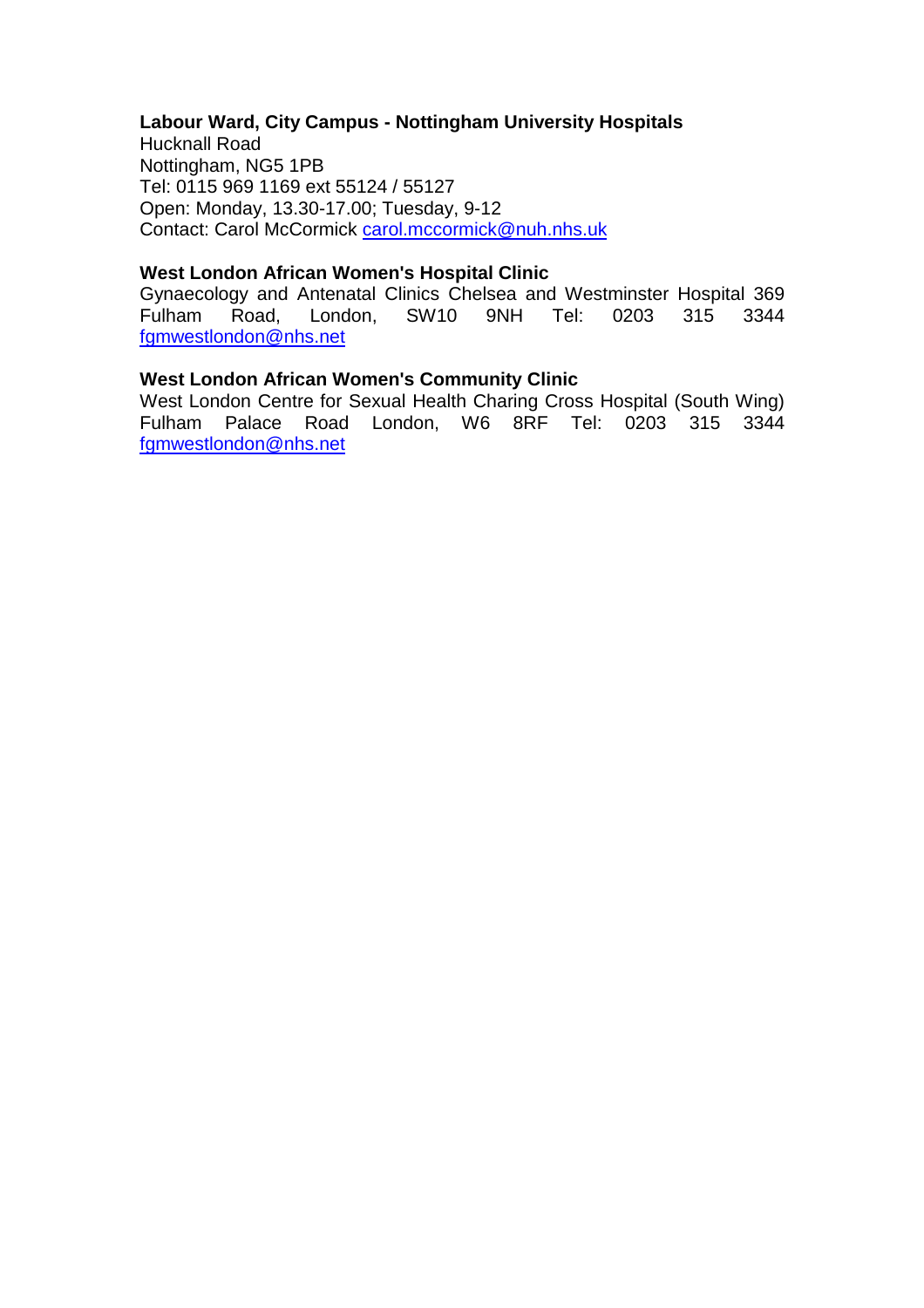**Labour Ward, City Campus - Nottingham University Hospitals**
Hucknall Road
Nottingham, NG5 1PB
Tel: 0115 969 1169 ext 55124 / 55127
Open: Monday, 13.30-17.00; Tuesday, 9-12
Contact: Carol McCormick carol.mccormick@nuh.nhs.uk

**West London African Women's Hospital Clinic**
Gynaecology and Antenatal Clinics Chelsea and Westminster Hospital 369 Fulham Road, London, SW10 9NH Tel: 0203 315 3344 fgmwestlondon@nhs.net

**West London African Women's Community Clinic**
West London Centre for Sexual Health Charing Cross Hospital (South Wing) Fulham Palace Road London, W6 8RF Tel: 0203 315 3344 fgmwestlondon@nhs.net